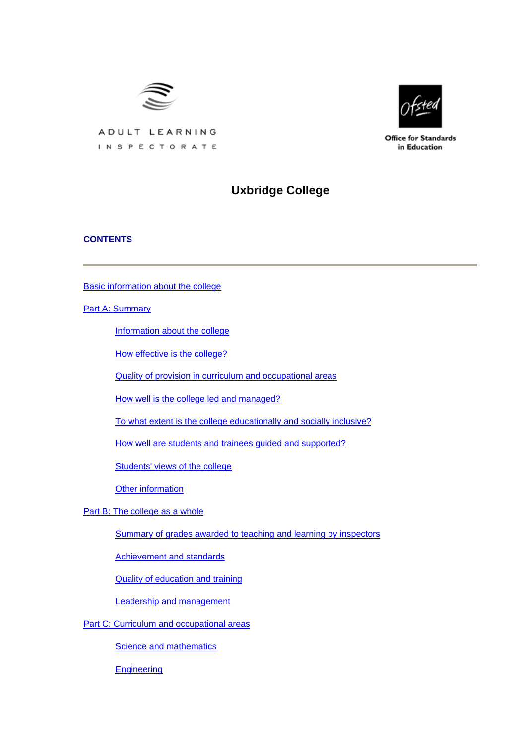ADULT LEARNING INSPECTORATE

Office for Standards in Education

# Uxbridge College

## CONTENTS

---

Basic information about the college

Part A: Summary

- Information about the college
- How effective is the college?
- Quality of provision in curriculum and occupational areas
- How well is the college led and managed?
- To what extent is the college educationally and socially inclusive?
- How well are students and trainees guided and supported?
- Students' views of the college
- Other information

Part B: The college as a whole

- Summary of grades awarded to teaching and learning by inspectors
- Achievement and standards
- Quality of education and training
- Leadership and management

Part C: Curriculum and occupational areas

- Science and mathematics
- Engineering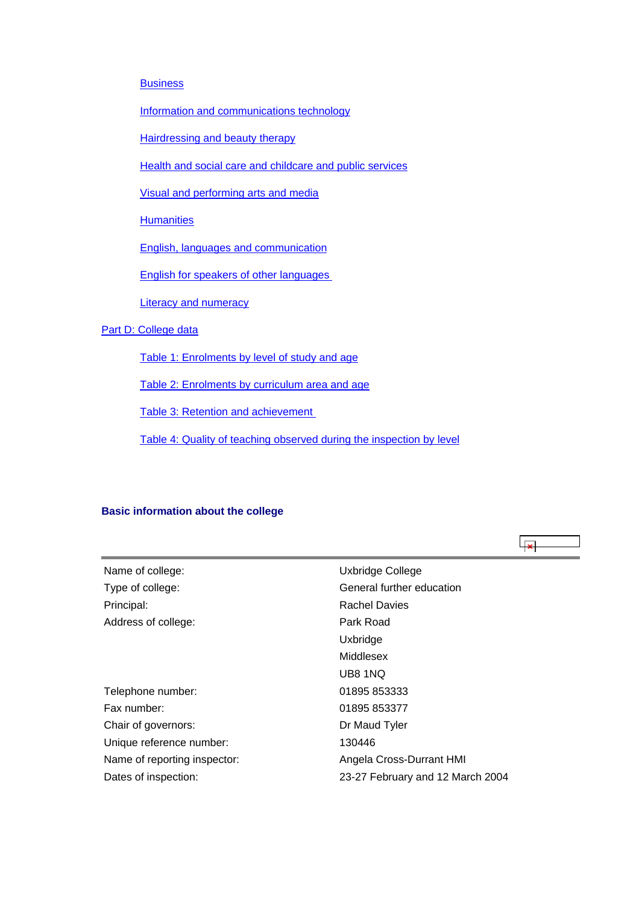- Business
- Information and communications technology
- Hairdressing and beauty therapy
- Health and social care and childcare and public services
- Visual and performing arts and media
- Humanities
- English, languages and communication
- English for speakers of other languages
- Literacy and numeracy

Part D: College data

- Table 1: Enrolments by level of study and age
- Table 2: Enrolments by curriculum area and age
- Table 3: Retention and achievement
- Table 4: Quality of teaching observed during the inspection by level

### Basic information about the college

| | |
|---|---|
| Name of college: | Uxbridge College |
| Type of college: | General further education |
| Principal: | Rachel Davies |
| Address of college: | Park Road |
| | Uxbridge |
| | Middlesex |
| | UB8 1NQ |
| Telephone number: | 01895 853333 |
| Fax number: | 01895 853377 |
| Chair of governors: | Dr Maud Tyler |
| Unique reference number: | 130446 |
| Name of reporting inspector: | Angela Cross-Durrant HMI |
| Dates of inspection: | 23-27 February and 12 March 2004 |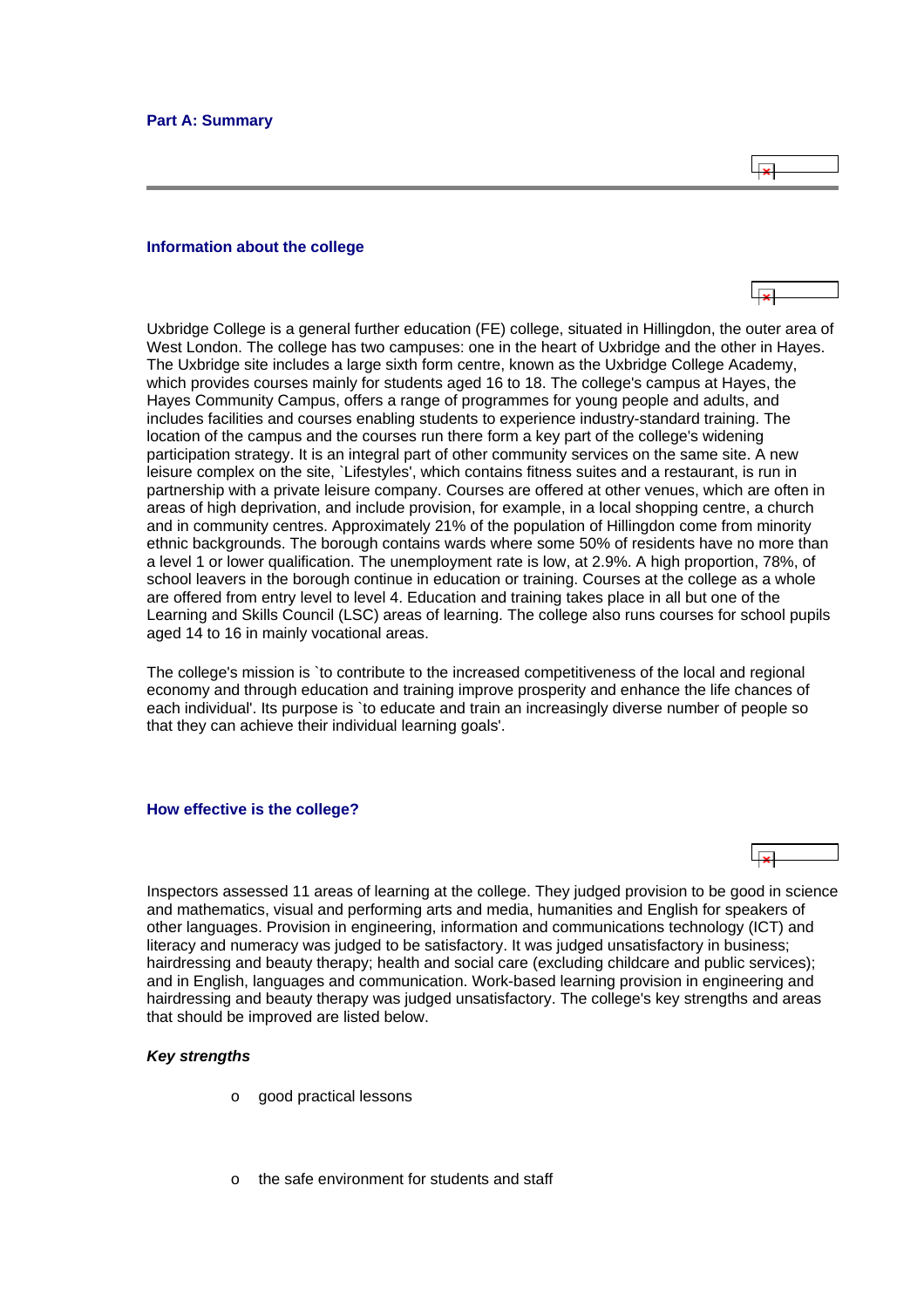## Part A: Summary

### Information about the college

Uxbridge College is a general further education (FE) college, situated in Hillingdon, the outer area of West London. The college has two campuses: one in the heart of Uxbridge and the other in Hayes. The Uxbridge site includes a large sixth form centre, known as the Uxbridge College Academy, which provides courses mainly for students aged 16 to 18. The college's campus at Hayes, the Hayes Community Campus, offers a range of programmes for young people and adults, and includes facilities and courses enabling students to experience industry-standard training. The location of the campus and the courses run there form a key part of the college's widening participation strategy. It is an integral part of other community services on the same site. A new leisure complex on the site, `Lifestyles', which contains fitness suites and a restaurant, is run in partnership with a private leisure company. Courses are offered at other venues, which are often in areas of high deprivation, and include provision, for example, in a local shopping centre, a church and in community centres. Approximately 21% of the population of Hillingdon come from minority ethnic backgrounds. The borough contains wards where some 50% of residents have no more than a level 1 or lower qualification. The unemployment rate is low, at 2.9%. A high proportion, 78%, of school leavers in the borough continue in education or training. Courses at the college as a whole are offered from entry level to level 4. Education and training takes place in all but one of the Learning and Skills Council (LSC) areas of learning. The college also runs courses for school pupils aged 14 to 16 in mainly vocational areas.

The college's mission is `to contribute to the increased competitiveness of the local and regional economy and through education and training improve prosperity and enhance the life chances of each individual'. Its purpose is `to educate and train an increasingly diverse number of people so that they can achieve their individual learning goals'.

### How effective is the college?

Inspectors assessed 11 areas of learning at the college. They judged provision to be good in science and mathematics, visual and performing arts and media, humanities and English for speakers of other languages. Provision in engineering, information and communications technology (ICT) and literacy and numeracy was judged to be satisfactory. It was judged unsatisfactory in business; hairdressing and beauty therapy; health and social care (excluding childcare and public services); and in English, languages and communication. Work-based learning provision in engineering and hairdressing and beauty therapy was judged unsatisfactory. The college's key strengths and areas that should be improved are listed below.

***Key strengths***

- good practical lessons
- the safe environment for students and staff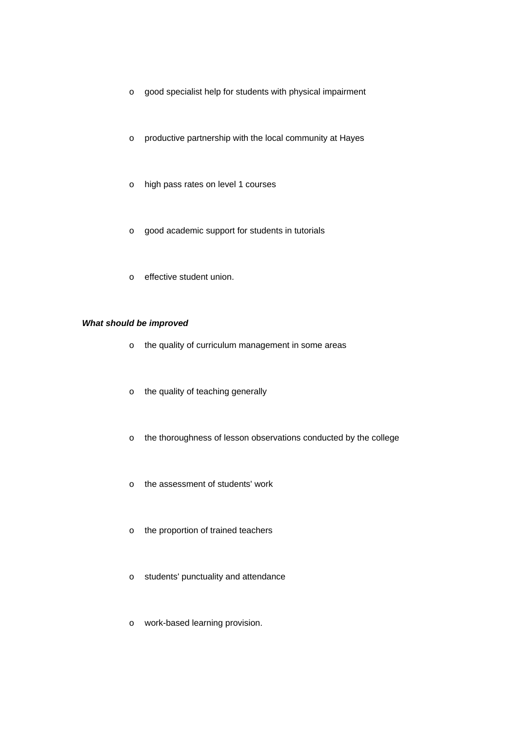- good specialist help for students with physical impairment
- productive partnership with the local community at Hayes
- high pass rates on level 1 courses
- good academic support for students in tutorials
- effective student union.

***What should be improved***

- the quality of curriculum management in some areas
- the quality of teaching generally
- the thoroughness of lesson observations conducted by the college
- the assessment of students' work
- the proportion of trained teachers
- students' punctuality and attendance
- work-based learning provision.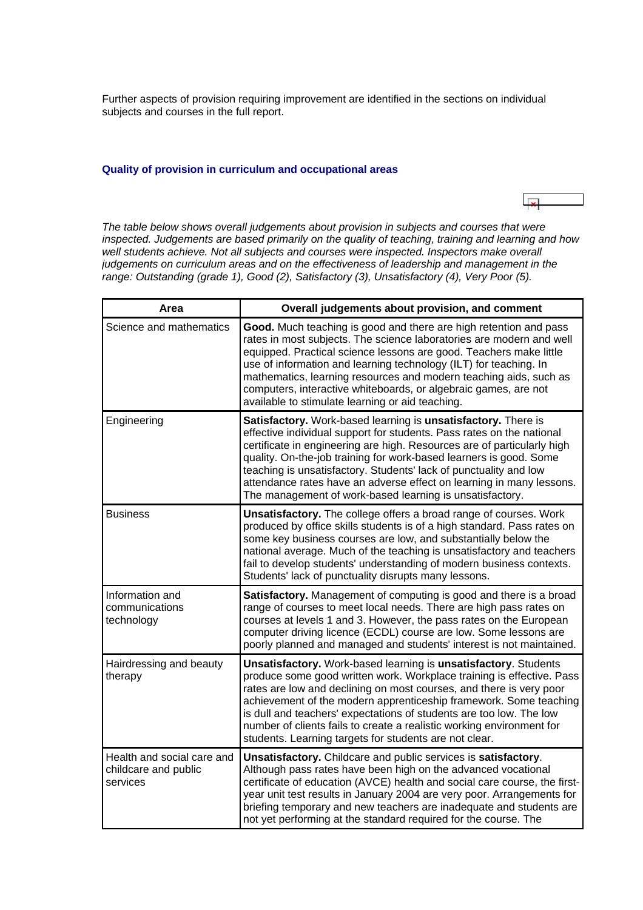Further aspects of provision requiring improvement are identified in the sections on individual subjects and courses in the full report.

### Quality of provision in curriculum and occupational areas

*The table below shows overall judgements about provision in subjects and courses that were inspected. Judgements are based primarily on the quality of teaching, training and learning and how well students achieve. Not all subjects and courses were inspected. Inspectors make overall judgements on curriculum areas and on the effectiveness of leadership and management in the range: Outstanding (grade 1), Good (2), Satisfactory (3), Unsatisfactory (4), Very Poor (5).*

| Area | Overall judgements about provision, and comment |
|---|---|
| Science and mathematics | **Good.** Much teaching is good and there are high retention and pass rates in most subjects. The science laboratories are modern and well equipped. Practical science lessons are good. Teachers make little use of information and learning technology (ILT) for teaching. In mathematics, learning resources and modern teaching aids, such as computers, interactive whiteboards, or algebraic games, are not available to stimulate learning or aid teaching. |
| Engineering | **Satisfactory.** Work-based learning is **unsatisfactory.** There is effective individual support for students. Pass rates on the national certificate in engineering are high. Resources are of particularly high quality. On-the-job training for work-based learners is good. Some teaching is unsatisfactory. Students' lack of punctuality and low attendance rates have an adverse effect on learning in many lessons. The management of work-based learning is unsatisfactory. |
| Business | **Unsatisfactory.** The college offers a broad range of courses. Work produced by office skills students is of a high standard. Pass rates on some key business courses are low, and substantially below the national average. Much of the teaching is unsatisfactory and teachers fail to develop students' understanding of modern business contexts. Students' lack of punctuality disrupts many lessons. |
| Information and communications technology | **Satisfactory.** Management of computing is good and there is a broad range of courses to meet local needs. There are high pass rates on courses at levels 1 and 3. However, the pass rates on the European computer driving licence (ECDL) course are low. Some lessons are poorly planned and managed and students' interest is not maintained. |
| Hairdressing and beauty therapy | **Unsatisfactory.** Work-based learning is **unsatisfactory**. Students produce some good written work. Workplace training is effective. Pass rates are low and declining on most courses, and there is very poor achievement of the modern apprenticeship framework. Some teaching is dull and teachers' expectations of students are too low. The low number of clients fails to create a realistic working environment for students. Learning targets for students are not clear. |
| Health and social care and childcare and public services | **Unsatisfactory.** Childcare and public services is **satisfactory**. Although pass rates have been high on the advanced vocational certificate of education (AVCE) health and social care course, the first-year unit test results in January 2004 are very poor. Arrangements for briefing temporary and new teachers are inadequate and students are not yet performing at the standard required for the course. The |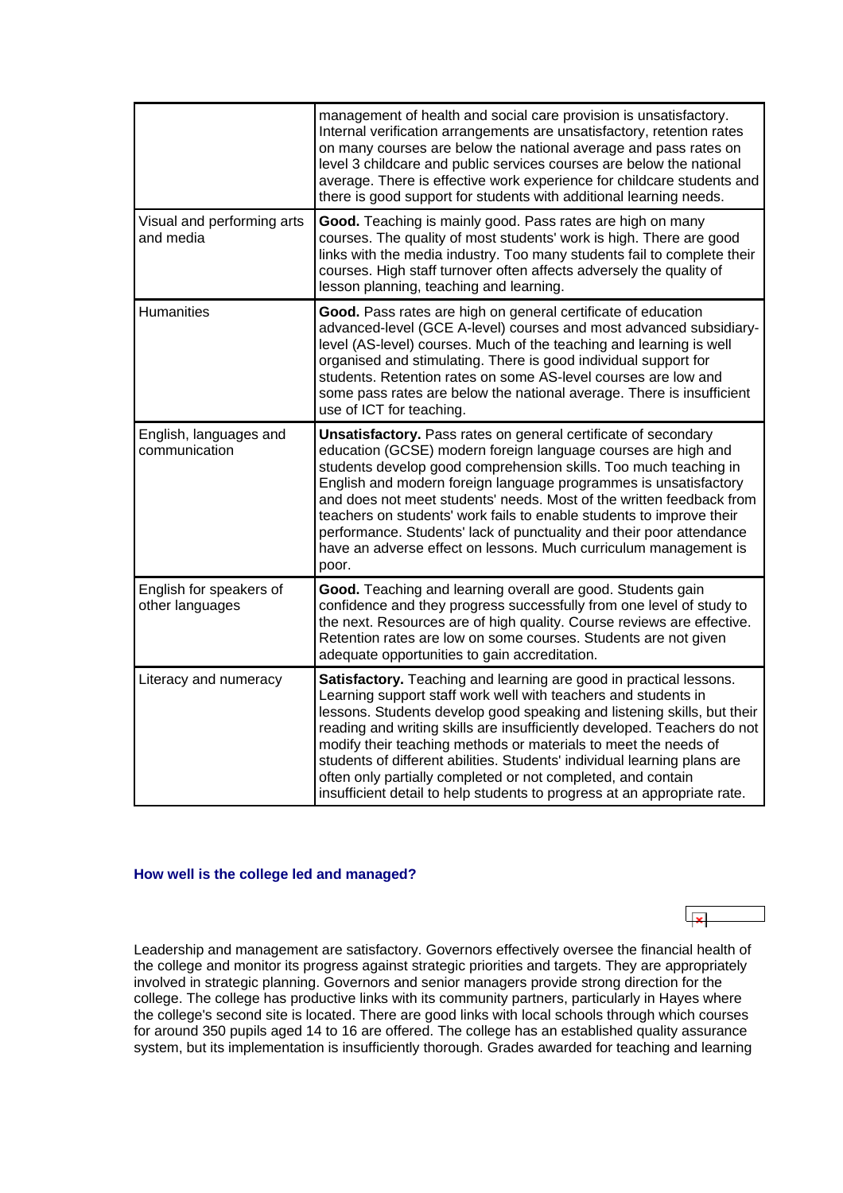| | |
|---|---|
| | management of health and social care provision is unsatisfactory. Internal verification arrangements are unsatisfactory, retention rates on many courses are below the national average and pass rates on level 3 childcare and public services courses are below the national average. There is effective work experience for childcare students and there is good support for students with additional learning needs. |
| Visual and performing arts and media | **Good.** Teaching is mainly good. Pass rates are high on many courses. The quality of most students' work is high. There are good links with the media industry. Too many students fail to complete their courses. High staff turnover often affects adversely the quality of lesson planning, teaching and learning. |
| Humanities | **Good.** Pass rates are high on general certificate of education advanced-level (GCE A-level) courses and most advanced subsidiary-level (AS-level) courses. Much of the teaching and learning is well organised and stimulating. There is good individual support for students. Retention rates on some AS-level courses are low and some pass rates are below the national average. There is insufficient use of ICT for teaching. |
| English, languages and communication | **Unsatisfactory.** Pass rates on general certificate of secondary education (GCSE) modern foreign language courses are high and students develop good comprehension skills. Too much teaching in English and modern foreign language programmes is unsatisfactory and does not meet students' needs. Most of the written feedback from teachers on students' work fails to enable students to improve their performance. Students' lack of punctuality and their poor attendance have an adverse effect on lessons. Much curriculum management is poor. |
| English for speakers of other languages | **Good.** Teaching and learning overall are good. Students gain confidence and they progress successfully from one level of study to the next. Resources are of high quality. Course reviews are effective. Retention rates are low on some courses. Students are not given adequate opportunities to gain accreditation. |
| Literacy and numeracy | **Satisfactory.** Teaching and learning are good in practical lessons. Learning support staff work well with teachers and students in lessons. Students develop good speaking and listening skills, but their reading and writing skills are insufficiently developed. Teachers do not modify their teaching methods or materials to meet the needs of students of different abilities. Students' individual learning plans are often only partially completed or not completed, and contain insufficient detail to help students to progress at an appropriate rate. |

### How well is the college led and managed?

Leadership and management are satisfactory. Governors effectively oversee the financial health of the college and monitor its progress against strategic priorities and targets. They are appropriately involved in strategic planning. Governors and senior managers provide strong direction for the college. The college has productive links with its community partners, particularly in Hayes where the college's second site is located. There are good links with local schools through which courses for around 350 pupils aged 14 to 16 are offered. The college has an established quality assurance system, but its implementation is insufficiently thorough. Grades awarded for teaching and learning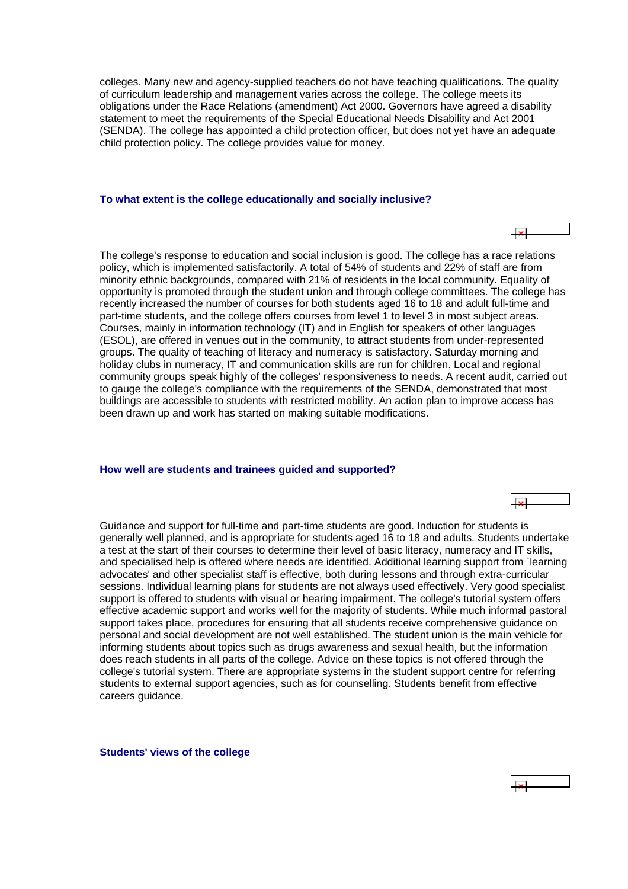colleges. Many new and agency-supplied teachers do not have teaching qualifications. The quality of curriculum leadership and management varies across the college. The college meets its obligations under the Race Relations (amendment) Act 2000. Governors have agreed a disability statement to meet the requirements of the Special Educational Needs Disability and Act 2001 (SENDA). The college has appointed a child protection officer, but does not yet have an adequate child protection policy. The college provides value for money.

### To what extent is the college educationally and socially inclusive?

The college's response to education and social inclusion is good. The college has a race relations policy, which is implemented satisfactorily. A total of 54% of students and 22% of staff are from minority ethnic backgrounds, compared with 21% of residents in the local community. Equality of opportunity is promoted through the student union and through college committees. The college has recently increased the number of courses for both students aged 16 to 18 and adult full-time and part-time students, and the college offers courses from level 1 to level 3 in most subject areas. Courses, mainly in information technology (IT) and in English for speakers of other languages (ESOL), are offered in venues out in the community, to attract students from under-represented groups. The quality of teaching of literacy and numeracy is satisfactory. Saturday morning and holiday clubs in numeracy, IT and communication skills are run for children. Local and regional community groups speak highly of the colleges' responsiveness to needs. A recent audit, carried out to gauge the college's compliance with the requirements of the SENDA, demonstrated that most buildings are accessible to students with restricted mobility. An action plan to improve access has been drawn up and work has started on making suitable modifications.

### How well are students and trainees guided and supported?

Guidance and support for full-time and part-time students are good. Induction for students is generally well planned, and is appropriate for students aged 16 to 18 and adults. Students undertake a test at the start of their courses to determine their level of basic literacy, numeracy and IT skills, and specialised help is offered where needs are identified. Additional learning support from `learning advocates' and other specialist staff is effective, both during lessons and through extra-curricular sessions. Individual learning plans for students are not always used effectively. Very good specialist support is offered to students with visual or hearing impairment. The college's tutorial system offers effective academic support and works well for the majority of students. While much informal pastoral support takes place, procedures for ensuring that all students receive comprehensive guidance on personal and social development are not well established. The student union is the main vehicle for informing students about topics such as drugs awareness and sexual health, but the information does reach students in all parts of the college. Advice on these topics is not offered through the college's tutorial system. There are appropriate systems in the student support centre for referring students to external support agencies, such as for counselling. Students benefit from effective careers guidance.

### Students' views of the college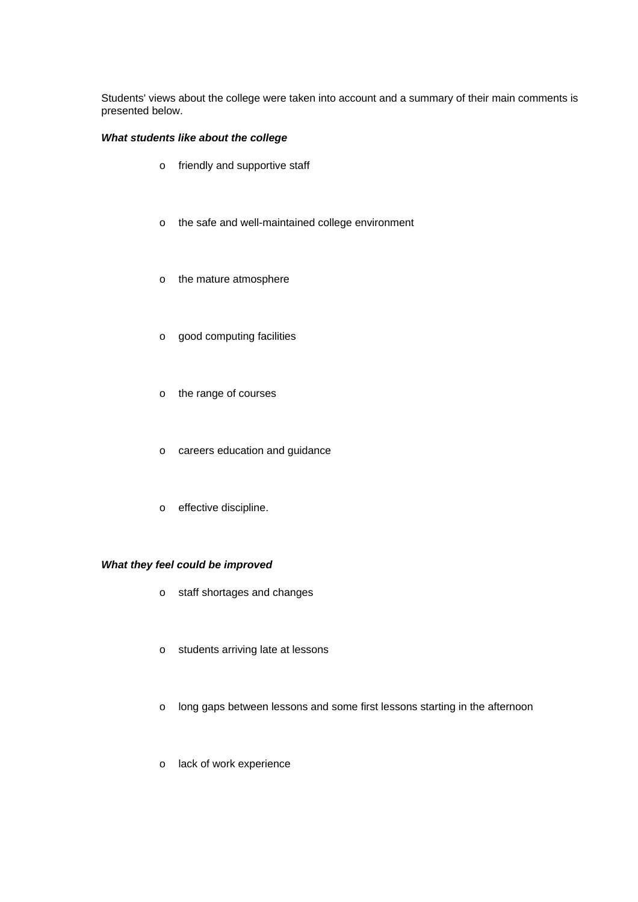Students' views about the college were taken into account and a summary of their main comments is presented below.

***What students like about the college***

- friendly and supportive staff
- the safe and well-maintained college environment
- the mature atmosphere
- good computing facilities
- the range of courses
- careers education and guidance
- effective discipline.

***What they feel could be improved***

- staff shortages and changes
- students arriving late at lessons
- long gaps between lessons and some first lessons starting in the afternoon
- lack of work experience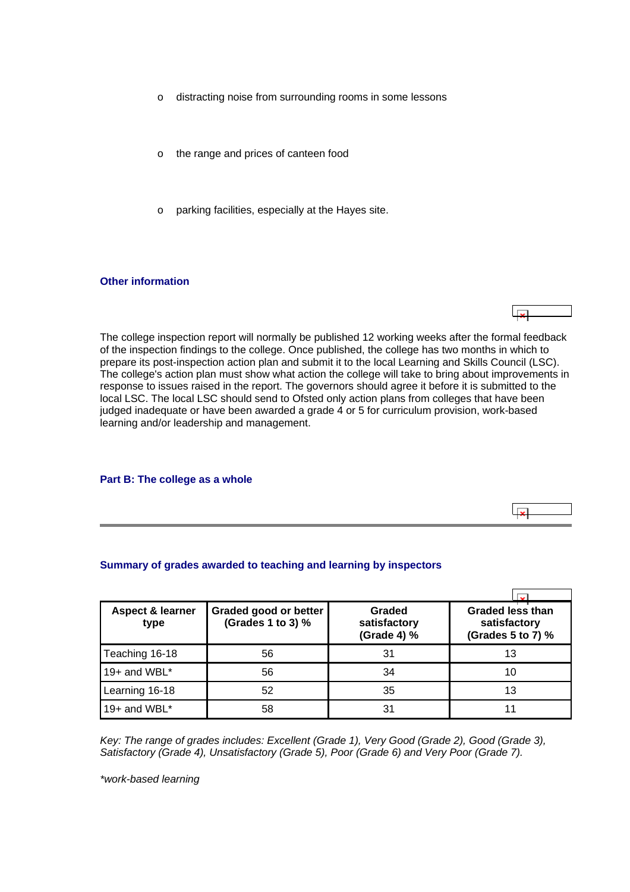- distracting noise from surrounding rooms in some lessons
- the range and prices of canteen food
- parking facilities, especially at the Hayes site.

### Other information

The college inspection report will normally be published 12 working weeks after the formal feedback of the inspection findings to the college. Once published, the college has two months in which to prepare its post-inspection action plan and submit it to the local Learning and Skills Council (LSC). The college's action plan must show what action the college will take to bring about improvements in response to issues raised in the report. The governors should agree it before it is submitted to the local LSC. The local LSC should send to Ofsted only action plans from colleges that have been judged inadequate or have been awarded a grade 4 or 5 for curriculum provision, work-based learning and/or leadership and management.

## Part B: The college as a whole

### Summary of grades awarded to teaching and learning by inspectors

| Aspect & learner type | Graded good or better (Grades 1 to 3) % | Graded satisfactory (Grade 4) % | Graded less than satisfactory (Grades 5 to 7) % |
|---|---|---|---|
| Teaching 16-18 | 56 | 31 | 13 |
| 19+ and WBL* | 56 | 34 | 10 |
| Learning 16-18 | 52 | 35 | 13 |
| 19+ and WBL* | 58 | 31 | 11 |

*Key: The range of grades includes: Excellent (Grade 1), Very Good (Grade 2), Good (Grade 3), Satisfactory (Grade 4), Unsatisfactory (Grade 5), Poor (Grade 6) and Very Poor (Grade 7).*

*\*work-based learning*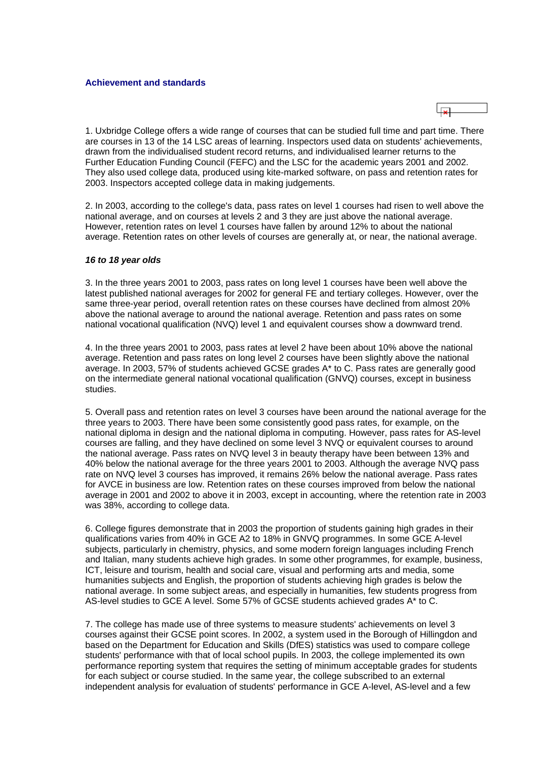### Achievement and standards

1. Uxbridge College offers a wide range of courses that can be studied full time and part time. There are courses in 13 of the 14 LSC areas of learning. Inspectors used data on students' achievements, drawn from the individualised student record returns, and individualised learner returns to the Further Education Funding Council (FEFC) and the LSC for the academic years 2001 and 2002. They also used college data, produced using kite-marked software, on pass and retention rates for 2003. Inspectors accepted college data in making judgements.

2. In 2003, according to the college's data, pass rates on level 1 courses had risen to well above the national average, and on courses at levels 2 and 3 they are just above the national average. However, retention rates on level 1 courses have fallen by around 12% to about the national average. Retention rates on other levels of courses are generally at, or near, the national average.

#### *16 to 18 year olds*

3. In the three years 2001 to 2003, pass rates on long level 1 courses have been well above the latest published national averages for 2002 for general FE and tertiary colleges. However, over the same three-year period, overall retention rates on these courses have declined from almost 20% above the national average to around the national average. Retention and pass rates on some national vocational qualification (NVQ) level 1 and equivalent courses show a downward trend.

4. In the three years 2001 to 2003, pass rates at level 2 have been about 10% above the national average. Retention and pass rates on long level 2 courses have been slightly above the national average. In 2003, 57% of students achieved GCSE grades A* to C. Pass rates are generally good on the intermediate general national vocational qualification (GNVQ) courses, except in business studies.

5. Overall pass and retention rates on level 3 courses have been around the national average for the three years to 2003. There have been some consistently good pass rates, for example, on the national diploma in design and the national diploma in computing. However, pass rates for AS-level courses are falling, and they have declined on some level 3 NVQ or equivalent courses to around the national average. Pass rates on NVQ level 3 in beauty therapy have been between 13% and 40% below the national average for the three years 2001 to 2003. Although the average NVQ pass rate on NVQ level 3 courses has improved, it remains 26% below the national average. Pass rates for AVCE in business are low. Retention rates on these courses improved from below the national average in 2001 and 2002 to above it in 2003, except in accounting, where the retention rate in 2003 was 38%, according to college data.

6. College figures demonstrate that in 2003 the proportion of students gaining high grades in their qualifications varies from 40% in GCE A2 to 18% in GNVQ programmes. In some GCE A-level subjects, particularly in chemistry, physics, and some modern foreign languages including French and Italian, many students achieve high grades. In some other programmes, for example, business, ICT, leisure and tourism, health and social care, visual and performing arts and media, some humanities subjects and English, the proportion of students achieving high grades is below the national average. In some subject areas, and especially in humanities, few students progress from AS-level studies to GCE A level. Some 57% of GCSE students achieved grades A* to C.

7. The college has made use of three systems to measure students' achievements on level 3 courses against their GCSE point scores. In 2002, a system used in the Borough of Hillingdon and based on the Department for Education and Skills (DfES) statistics was used to compare college students' performance with that of local school pupils. In 2003, the college implemented its own performance reporting system that requires the setting of minimum acceptable grades for students for each subject or course studied. In the same year, the college subscribed to an external independent analysis for evaluation of students' performance in GCE A-level, AS-level and a few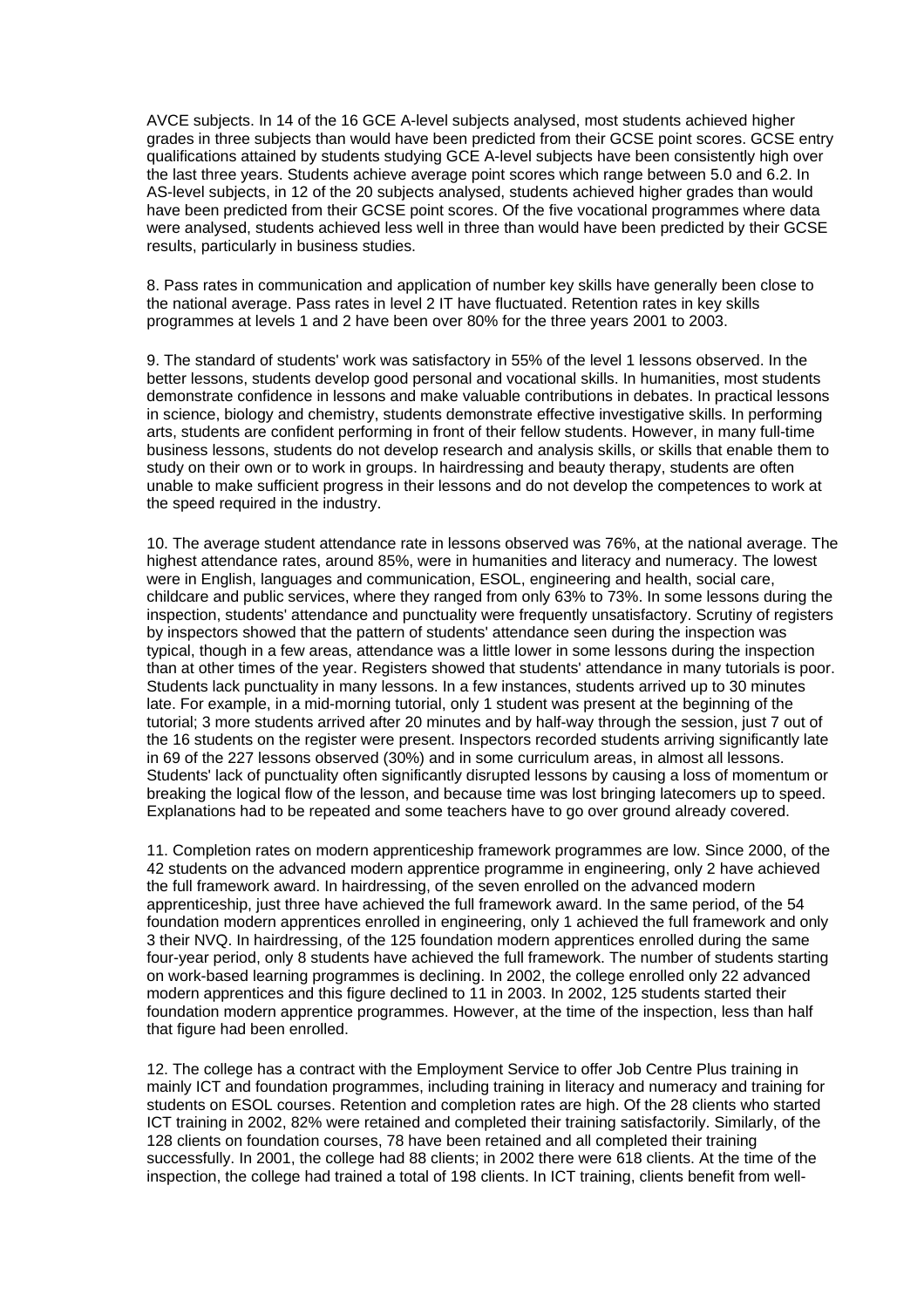AVCE subjects. In 14 of the 16 GCE A-level subjects analysed, most students achieved higher grades in three subjects than would have been predicted from their GCSE point scores. GCSE entry qualifications attained by students studying GCE A-level subjects have been consistently high over the last three years. Students achieve average point scores which range between 5.0 and 6.2. In AS-level subjects, in 12 of the 20 subjects analysed, students achieved higher grades than would have been predicted from their GCSE point scores. Of the five vocational programmes where data were analysed, students achieved less well in three than would have been predicted by their GCSE results, particularly in business studies.

8. Pass rates in communication and application of number key skills have generally been close to the national average. Pass rates in level 2 IT have fluctuated. Retention rates in key skills programmes at levels 1 and 2 have been over 80% for the three years 2001 to 2003.

9. The standard of students' work was satisfactory in 55% of the level 1 lessons observed. In the better lessons, students develop good personal and vocational skills. In humanities, most students demonstrate confidence in lessons and make valuable contributions in debates. In practical lessons in science, biology and chemistry, students demonstrate effective investigative skills. In performing arts, students are confident performing in front of their fellow students. However, in many full-time business lessons, students do not develop research and analysis skills, or skills that enable them to study on their own or to work in groups. In hairdressing and beauty therapy, students are often unable to make sufficient progress in their lessons and do not develop the competences to work at the speed required in the industry.

10. The average student attendance rate in lessons observed was 76%, at the national average. The highest attendance rates, around 85%, were in humanities and literacy and numeracy. The lowest were in English, languages and communication, ESOL, engineering and health, social care, childcare and public services, where they ranged from only 63% to 73%. In some lessons during the inspection, students' attendance and punctuality were frequently unsatisfactory. Scrutiny of registers by inspectors showed that the pattern of students' attendance seen during the inspection was typical, though in a few areas, attendance was a little lower in some lessons during the inspection than at other times of the year. Registers showed that students' attendance in many tutorials is poor. Students lack punctuality in many lessons. In a few instances, students arrived up to 30 minutes late. For example, in a mid-morning tutorial, only 1 student was present at the beginning of the tutorial; 3 more students arrived after 20 minutes and by half-way through the session, just 7 out of the 16 students on the register were present. Inspectors recorded students arriving significantly late in 69 of the 227 lessons observed (30%) and in some curriculum areas, in almost all lessons. Students' lack of punctuality often significantly disrupted lessons by causing a loss of momentum or breaking the logical flow of the lesson, and because time was lost bringing latecomers up to speed. Explanations had to be repeated and some teachers have to go over ground already covered.

11. Completion rates on modern apprenticeship framework programmes are low. Since 2000, of the 42 students on the advanced modern apprentice programme in engineering, only 2 have achieved the full framework award. In hairdressing, of the seven enrolled on the advanced modern apprenticeship, just three have achieved the full framework award. In the same period, of the 54 foundation modern apprentices enrolled in engineering, only 1 achieved the full framework and only 3 their NVQ. In hairdressing, of the 125 foundation modern apprentices enrolled during the same four-year period, only 8 students have achieved the full framework. The number of students starting on work-based learning programmes is declining. In 2002, the college enrolled only 22 advanced modern apprentices and this figure declined to 11 in 2003. In 2002, 125 students started their foundation modern apprentice programmes. However, at the time of the inspection, less than half that figure had been enrolled.

12. The college has a contract with the Employment Service to offer Job Centre Plus training in mainly ICT and foundation programmes, including training in literacy and numeracy and training for students on ESOL courses. Retention and completion rates are high. Of the 28 clients who started ICT training in 2002, 82% were retained and completed their training satisfactorily. Similarly, of the 128 clients on foundation courses, 78 have been retained and all completed their training successfully. In 2001, the college had 88 clients; in 2002 there were 618 clients. At the time of the inspection, the college had trained a total of 198 clients. In ICT training, clients benefit from well-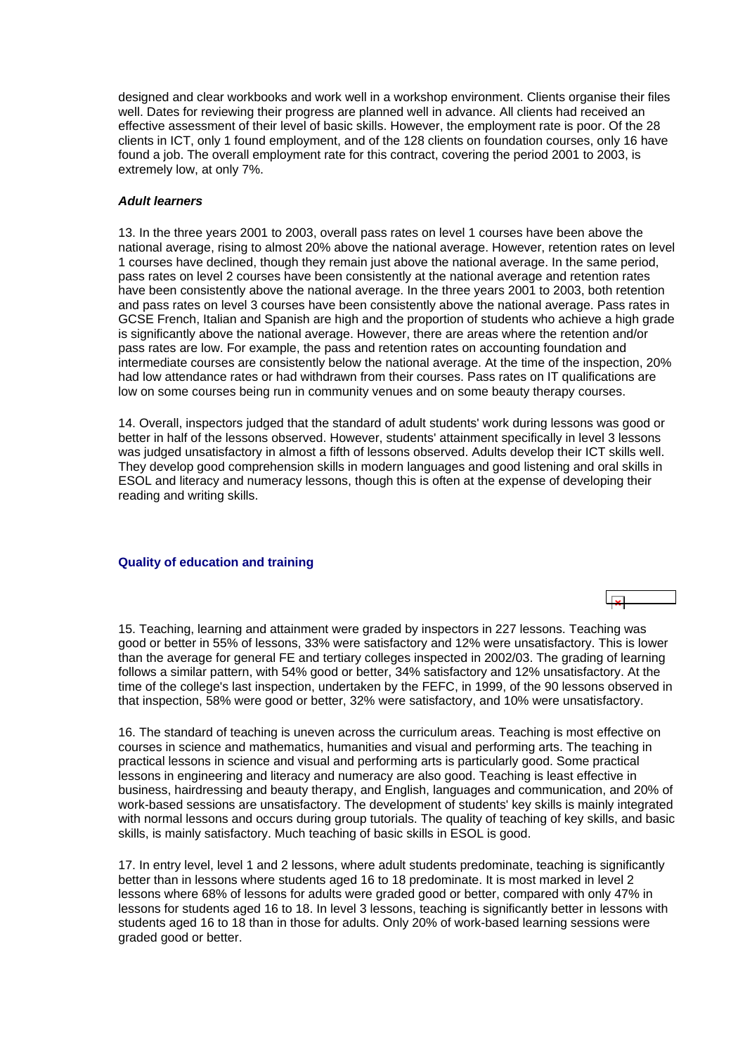designed and clear workbooks and work well in a workshop environment. Clients organise their files well. Dates for reviewing their progress are planned well in advance. All clients had received an effective assessment of their level of basic skills. However, the employment rate is poor. Of the 28 clients in ICT, only 1 found employment, and of the 128 clients on foundation courses, only 16 have found a job. The overall employment rate for this contract, covering the period 2001 to 2003, is extremely low, at only 7%.

### *Adult learners*

13. In the three years 2001 to 2003, overall pass rates on level 1 courses have been above the national average, rising to almost 20% above the national average. However, retention rates on level 1 courses have declined, though they remain just above the national average. In the same period, pass rates on level 2 courses have been consistently at the national average and retention rates have been consistently above the national average. In the three years 2001 to 2003, both retention and pass rates on level 3 courses have been consistently above the national average. Pass rates in GCSE French, Italian and Spanish are high and the proportion of students who achieve a high grade is significantly above the national average. However, there are areas where the retention and/or pass rates are low. For example, the pass and retention rates on accounting foundation and intermediate courses are consistently below the national average. At the time of the inspection, 20% had low attendance rates or had withdrawn from their courses. Pass rates on IT qualifications are low on some courses being run in community venues and on some beauty therapy courses.

14. Overall, inspectors judged that the standard of adult students' work during lessons was good or better in half of the lessons observed. However, students' attainment specifically in level 3 lessons was judged unsatisfactory in almost a fifth of lessons observed. Adults develop their ICT skills well. They develop good comprehension skills in modern languages and good listening and oral skills in ESOL and literacy and numeracy lessons, though this is often at the expense of developing their reading and writing skills.

## Quality of education and training

15. Teaching, learning and attainment were graded by inspectors in 227 lessons. Teaching was good or better in 55% of lessons, 33% were satisfactory and 12% were unsatisfactory. This is lower than the average for general FE and tertiary colleges inspected in 2002/03. The grading of learning follows a similar pattern, with 54% good or better, 34% satisfactory and 12% unsatisfactory. At the time of the college's last inspection, undertaken by the FEFC, in 1999, of the 90 lessons observed in that inspection, 58% were good or better, 32% were satisfactory, and 10% were unsatisfactory.

16. The standard of teaching is uneven across the curriculum areas. Teaching is most effective on courses in science and mathematics, humanities and visual and performing arts. The teaching in practical lessons in science and visual and performing arts is particularly good. Some practical lessons in engineering and literacy and numeracy are also good. Teaching is least effective in business, hairdressing and beauty therapy, and English, languages and communication, and 20% of work-based sessions are unsatisfactory. The development of students' key skills is mainly integrated with normal lessons and occurs during group tutorials. The quality of teaching of key skills, and basic skills, is mainly satisfactory. Much teaching of basic skills in ESOL is good.

17. In entry level, level 1 and 2 lessons, where adult students predominate, teaching is significantly better than in lessons where students aged 16 to 18 predominate. It is most marked in level 2 lessons where 68% of lessons for adults were graded good or better, compared with only 47% in lessons for students aged 16 to 18. In level 3 lessons, teaching is significantly better in lessons with students aged 16 to 18 than in those for adults. Only 20% of work-based learning sessions were graded good or better.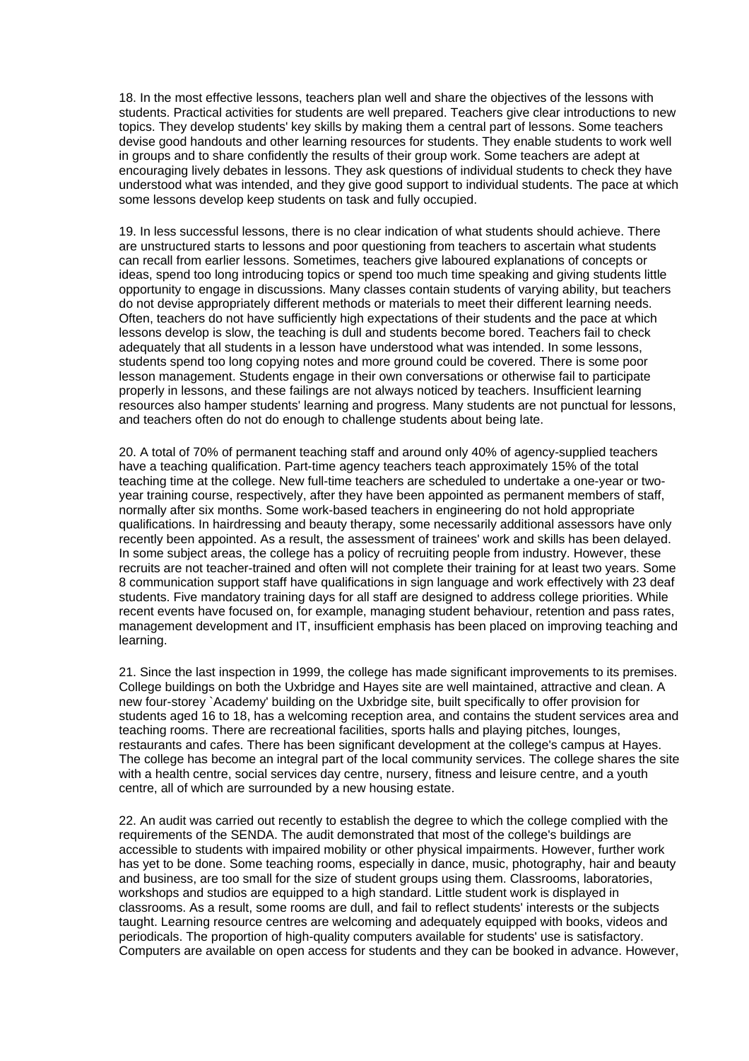18. In the most effective lessons, teachers plan well and share the objectives of the lessons with students. Practical activities for students are well prepared. Teachers give clear introductions to new topics. They develop students' key skills by making them a central part of lessons. Some teachers devise good handouts and other learning resources for students. They enable students to work well in groups and to share confidently the results of their group work. Some teachers are adept at encouraging lively debates in lessons. They ask questions of individual students to check they have understood what was intended, and they give good support to individual students. The pace at which some lessons develop keep students on task and fully occupied.

19. In less successful lessons, there is no clear indication of what students should achieve. There are unstructured starts to lessons and poor questioning from teachers to ascertain what students can recall from earlier lessons. Sometimes, teachers give laboured explanations of concepts or ideas, spend too long introducing topics or spend too much time speaking and giving students little opportunity to engage in discussions. Many classes contain students of varying ability, but teachers do not devise appropriately different methods or materials to meet their different learning needs. Often, teachers do not have sufficiently high expectations of their students and the pace at which lessons develop is slow, the teaching is dull and students become bored. Teachers fail to check adequately that all students in a lesson have understood what was intended. In some lessons, students spend too long copying notes and more ground could be covered. There is some poor lesson management. Students engage in their own conversations or otherwise fail to participate properly in lessons, and these failings are not always noticed by teachers. Insufficient learning resources also hamper students' learning and progress. Many students are not punctual for lessons, and teachers often do not do enough to challenge students about being late.

20. A total of 70% of permanent teaching staff and around only 40% of agency-supplied teachers have a teaching qualification. Part-time agency teachers teach approximately 15% of the total teaching time at the college. New full-time teachers are scheduled to undertake a one-year or two-year training course, respectively, after they have been appointed as permanent members of staff, normally after six months. Some work-based teachers in engineering do not hold appropriate qualifications. In hairdressing and beauty therapy, some necessarily additional assessors have only recently been appointed. As a result, the assessment of trainees' work and skills has been delayed. In some subject areas, the college has a policy of recruiting people from industry. However, these recruits are not teacher-trained and often will not complete their training for at least two years. Some 8 communication support staff have qualifications in sign language and work effectively with 23 deaf students. Five mandatory training days for all staff are designed to address college priorities. While recent events have focused on, for example, managing student behaviour, retention and pass rates, management development and IT, insufficient emphasis has been placed on improving teaching and learning.

21. Since the last inspection in 1999, the college has made significant improvements to its premises. College buildings on both the Uxbridge and Hayes site are well maintained, attractive and clean. A new four-storey `Academy' building on the Uxbridge site, built specifically to offer provision for students aged 16 to 18, has a welcoming reception area, and contains the student services area and teaching rooms. There are recreational facilities, sports halls and playing pitches, lounges, restaurants and cafes. There has been significant development at the college's campus at Hayes. The college has become an integral part of the local community services. The college shares the site with a health centre, social services day centre, nursery, fitness and leisure centre, and a youth centre, all of which are surrounded by a new housing estate.

22. An audit was carried out recently to establish the degree to which the college complied with the requirements of the SENDA. The audit demonstrated that most of the college's buildings are accessible to students with impaired mobility or other physical impairments. However, further work has yet to be done. Some teaching rooms, especially in dance, music, photography, hair and beauty and business, are too small for the size of student groups using them. Classrooms, laboratories, workshops and studios are equipped to a high standard. Little student work is displayed in classrooms. As a result, some rooms are dull, and fail to reflect students' interests or the subjects taught. Learning resource centres are welcoming and adequately equipped with books, videos and periodicals. The proportion of high-quality computers available for students' use is satisfactory. Computers are available on open access for students and they can be booked in advance. However,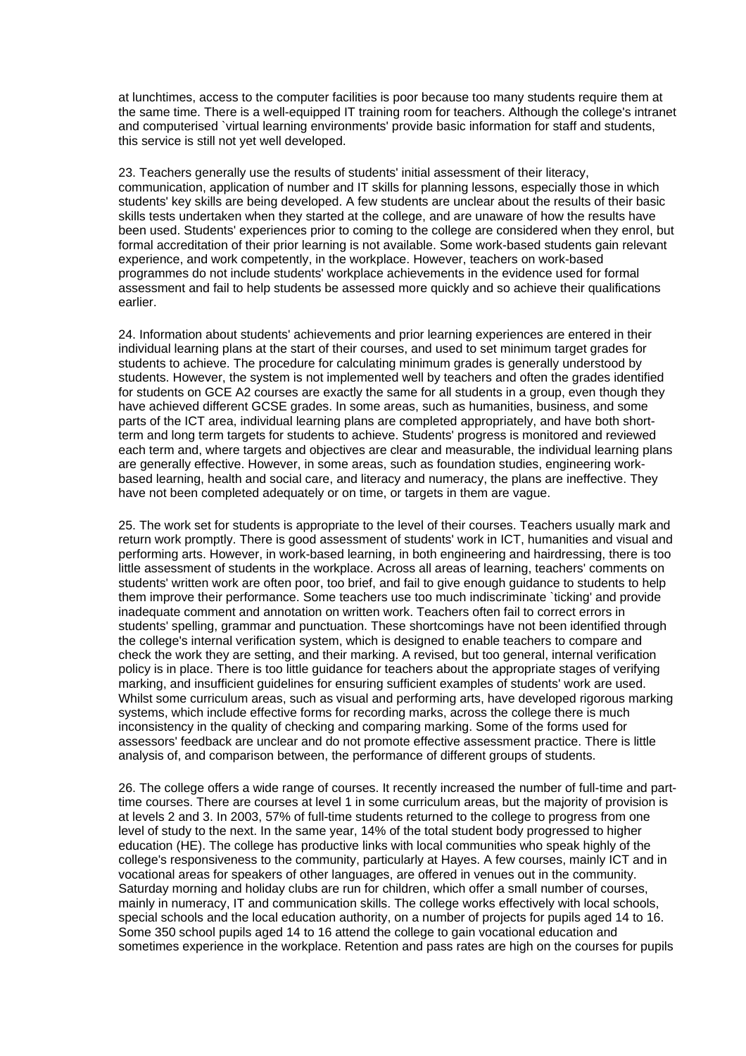at lunchtimes, access to the computer facilities is poor because too many students require them at the same time. There is a well-equipped IT training room for teachers. Although the college's intranet and computerised `virtual learning environments' provide basic information for staff and students, this service is still not yet well developed.

23. Teachers generally use the results of students' initial assessment of their literacy, communication, application of number and IT skills for planning lessons, especially those in which students' key skills are being developed. A few students are unclear about the results of their basic skills tests undertaken when they started at the college, and are unaware of how the results have been used. Students' experiences prior to coming to the college are considered when they enrol, but formal accreditation of their prior learning is not available. Some work-based students gain relevant experience, and work competently, in the workplace. However, teachers on work-based programmes do not include students' workplace achievements in the evidence used for formal assessment and fail to help students be assessed more quickly and so achieve their qualifications earlier.

24. Information about students' achievements and prior learning experiences are entered in their individual learning plans at the start of their courses, and used to set minimum target grades for students to achieve. The procedure for calculating minimum grades is generally understood by students. However, the system is not implemented well by teachers and often the grades identified for students on GCE A2 courses are exactly the same for all students in a group, even though they have achieved different GCSE grades. In some areas, such as humanities, business, and some parts of the ICT area, individual learning plans are completed appropriately, and have both short-term and long term targets for students to achieve. Students' progress is monitored and reviewed each term and, where targets and objectives are clear and measurable, the individual learning plans are generally effective. However, in some areas, such as foundation studies, engineering work-based learning, health and social care, and literacy and numeracy, the plans are ineffective. They have not been completed adequately or on time, or targets in them are vague.

25. The work set for students is appropriate to the level of their courses. Teachers usually mark and return work promptly. There is good assessment of students' work in ICT, humanities and visual and performing arts. However, in work-based learning, in both engineering and hairdressing, there is too little assessment of students in the workplace. Across all areas of learning, teachers' comments on students' written work are often poor, too brief, and fail to give enough guidance to students to help them improve their performance. Some teachers use too much indiscriminate `ticking' and provide inadequate comment and annotation on written work. Teachers often fail to correct errors in students' spelling, grammar and punctuation. These shortcomings have not been identified through the college's internal verification system, which is designed to enable teachers to compare and check the work they are setting, and their marking. A revised, but too general, internal verification policy is in place. There is too little guidance for teachers about the appropriate stages of verifying marking, and insufficient guidelines for ensuring sufficient examples of students' work are used. Whilst some curriculum areas, such as visual and performing arts, have developed rigorous marking systems, which include effective forms for recording marks, across the college there is much inconsistency in the quality of checking and comparing marking. Some of the forms used for assessors' feedback are unclear and do not promote effective assessment practice. There is little analysis of, and comparison between, the performance of different groups of students.

26. The college offers a wide range of courses. It recently increased the number of full-time and part-time courses. There are courses at level 1 in some curriculum areas, but the majority of provision is at levels 2 and 3. In 2003, 57% of full-time students returned to the college to progress from one level of study to the next. In the same year, 14% of the total student body progressed to higher education (HE). The college has productive links with local communities who speak highly of the college's responsiveness to the community, particularly at Hayes. A few courses, mainly ICT and in vocational areas for speakers of other languages, are offered in venues out in the community. Saturday morning and holiday clubs are run for children, which offer a small number of courses, mainly in numeracy, IT and communication skills. The college works effectively with local schools, special schools and the local education authority, on a number of projects for pupils aged 14 to 16. Some 350 school pupils aged 14 to 16 attend the college to gain vocational education and sometimes experience in the workplace. Retention and pass rates are high on the courses for pupils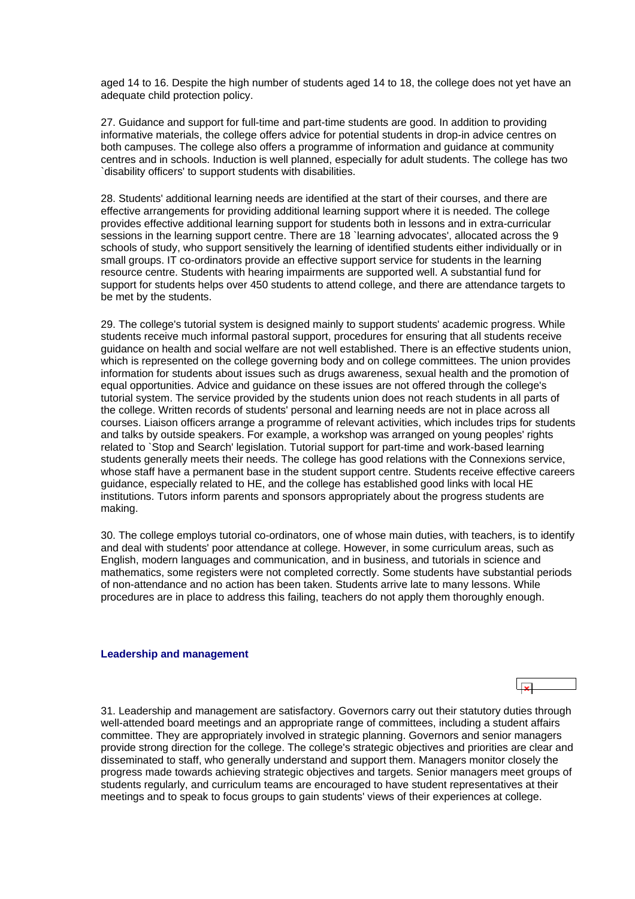aged 14 to 16. Despite the high number of students aged 14 to 18, the college does not yet have an adequate child protection policy.

27. Guidance and support for full-time and part-time students are good. In addition to providing informative materials, the college offers advice for potential students in drop-in advice centres on both campuses. The college also offers a programme of information and guidance at community centres and in schools. Induction is well planned, especially for adult students. The college has two `disability officers' to support students with disabilities.

28. Students' additional learning needs are identified at the start of their courses, and there are effective arrangements for providing additional learning support where it is needed. The college provides effective additional learning support for students both in lessons and in extra-curricular sessions in the learning support centre. There are 18 `learning advocates', allocated across the 9 schools of study, who support sensitively the learning of identified students either individually or in small groups. IT co-ordinators provide an effective support service for students in the learning resource centre. Students with hearing impairments are supported well. A substantial fund for support for students helps over 450 students to attend college, and there are attendance targets to be met by the students.

29. The college's tutorial system is designed mainly to support students' academic progress. While students receive much informal pastoral support, procedures for ensuring that all students receive guidance on health and social welfare are not well established. There is an effective students union, which is represented on the college governing body and on college committees. The union provides information for students about issues such as drugs awareness, sexual health and the promotion of equal opportunities. Advice and guidance on these issues are not offered through the college's tutorial system. The service provided by the students union does not reach students in all parts of the college. Written records of students' personal and learning needs are not in place across all courses. Liaison officers arrange a programme of relevant activities, which includes trips for students and talks by outside speakers. For example, a workshop was arranged on young peoples' rights related to `Stop and Search' legislation. Tutorial support for part-time and work-based learning students generally meets their needs. The college has good relations with the Connexions service, whose staff have a permanent base in the student support centre. Students receive effective careers guidance, especially related to HE, and the college has established good links with local HE institutions. Tutors inform parents and sponsors appropriately about the progress students are making.

30. The college employs tutorial co-ordinators, one of whose main duties, with teachers, is to identify and deal with students' poor attendance at college. However, in some curriculum areas, such as English, modern languages and communication, and in business, and tutorials in science and mathematics, some registers were not completed correctly. Some students have substantial periods of non-attendance and no action has been taken. Students arrive late to many lessons. While procedures are in place to address this failing, teachers do not apply them thoroughly enough.

## Leadership and management

31. Leadership and management are satisfactory. Governors carry out their statutory duties through well-attended board meetings and an appropriate range of committees, including a student affairs committee. They are appropriately involved in strategic planning. Governors and senior managers provide strong direction for the college. The college's strategic objectives and priorities are clear and disseminated to staff, who generally understand and support them. Managers monitor closely the progress made towards achieving strategic objectives and targets. Senior managers meet groups of students regularly, and curriculum teams are encouraged to have student representatives at their meetings and to speak to focus groups to gain students' views of their experiences at college.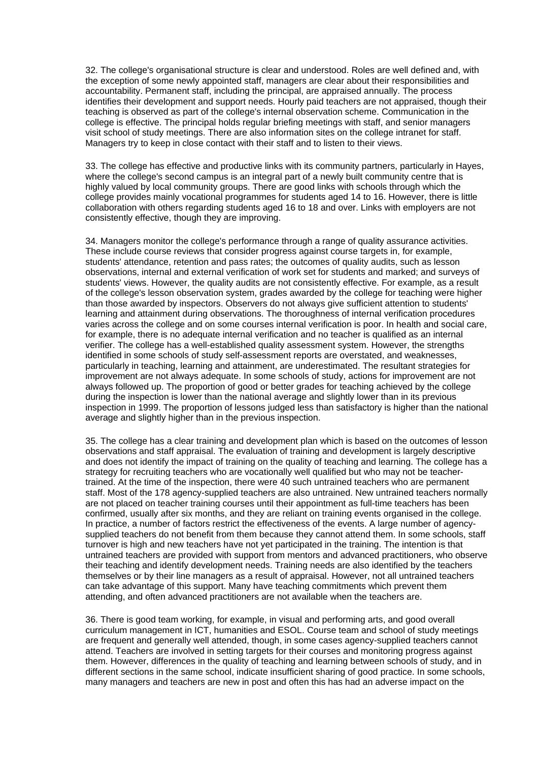32. The college's organisational structure is clear and understood. Roles are well defined and, with the exception of some newly appointed staff, managers are clear about their responsibilities and accountability. Permanent staff, including the principal, are appraised annually. The process identifies their development and support needs. Hourly paid teachers are not appraised, though their teaching is observed as part of the college's internal observation scheme. Communication in the college is effective. The principal holds regular briefing meetings with staff, and senior managers visit school of study meetings. There are also information sites on the college intranet for staff. Managers try to keep in close contact with their staff and to listen to their views.

33. The college has effective and productive links with its community partners, particularly in Hayes, where the college's second campus is an integral part of a newly built community centre that is highly valued by local community groups. There are good links with schools through which the college provides mainly vocational programmes for students aged 14 to 16. However, there is little collaboration with others regarding students aged 16 to 18 and over. Links with employers are not consistently effective, though they are improving.

34. Managers monitor the college's performance through a range of quality assurance activities. These include course reviews that consider progress against course targets in, for example, students' attendance, retention and pass rates; the outcomes of quality audits, such as lesson observations, internal and external verification of work set for students and marked; and surveys of students' views. However, the quality audits are not consistently effective. For example, as a result of the college's lesson observation system, grades awarded by the college for teaching were higher than those awarded by inspectors. Observers do not always give sufficient attention to students' learning and attainment during observations. The thoroughness of internal verification procedures varies across the college and on some courses internal verification is poor. In health and social care, for example, there is no adequate internal verification and no teacher is qualified as an internal verifier. The college has a well-established quality assessment system. However, the strengths identified in some schools of study self-assessment reports are overstated, and weaknesses, particularly in teaching, learning and attainment, are underestimated. The resultant strategies for improvement are not always adequate. In some schools of study, actions for improvement are not always followed up. The proportion of good or better grades for teaching achieved by the college during the inspection is lower than the national average and slightly lower than in its previous inspection in 1999. The proportion of lessons judged less than satisfactory is higher than the national average and slightly higher than in the previous inspection.

35. The college has a clear training and development plan which is based on the outcomes of lesson observations and staff appraisal. The evaluation of training and development is largely descriptive and does not identify the impact of training on the quality of teaching and learning. The college has a strategy for recruiting teachers who are vocationally well qualified but who may not be teacher-trained. At the time of the inspection, there were 40 such untrained teachers who are permanent staff. Most of the 178 agency-supplied teachers are also untrained. New untrained teachers normally are not placed on teacher training courses until their appointment as full-time teachers has been confirmed, usually after six months, and they are reliant on training events organised in the college. In practice, a number of factors restrict the effectiveness of the events. A large number of agency-supplied teachers do not benefit from them because they cannot attend them. In some schools, staff turnover is high and new teachers have not yet participated in the training. The intention is that untrained teachers are provided with support from mentors and advanced practitioners, who observe their teaching and identify development needs. Training needs are also identified by the teachers themselves or by their line managers as a result of appraisal. However, not all untrained teachers can take advantage of this support. Many have teaching commitments which prevent them attending, and often advanced practitioners are not available when the teachers are.

36. There is good team working, for example, in visual and performing arts, and good overall curriculum management in ICT, humanities and ESOL. Course team and school of study meetings are frequent and generally well attended, though, in some cases agency-supplied teachers cannot attend. Teachers are involved in setting targets for their courses and monitoring progress against them. However, differences in the quality of teaching and learning between schools of study, and in different sections in the same school, indicate insufficient sharing of good practice. In some schools, many managers and teachers are new in post and often this has had an adverse impact on the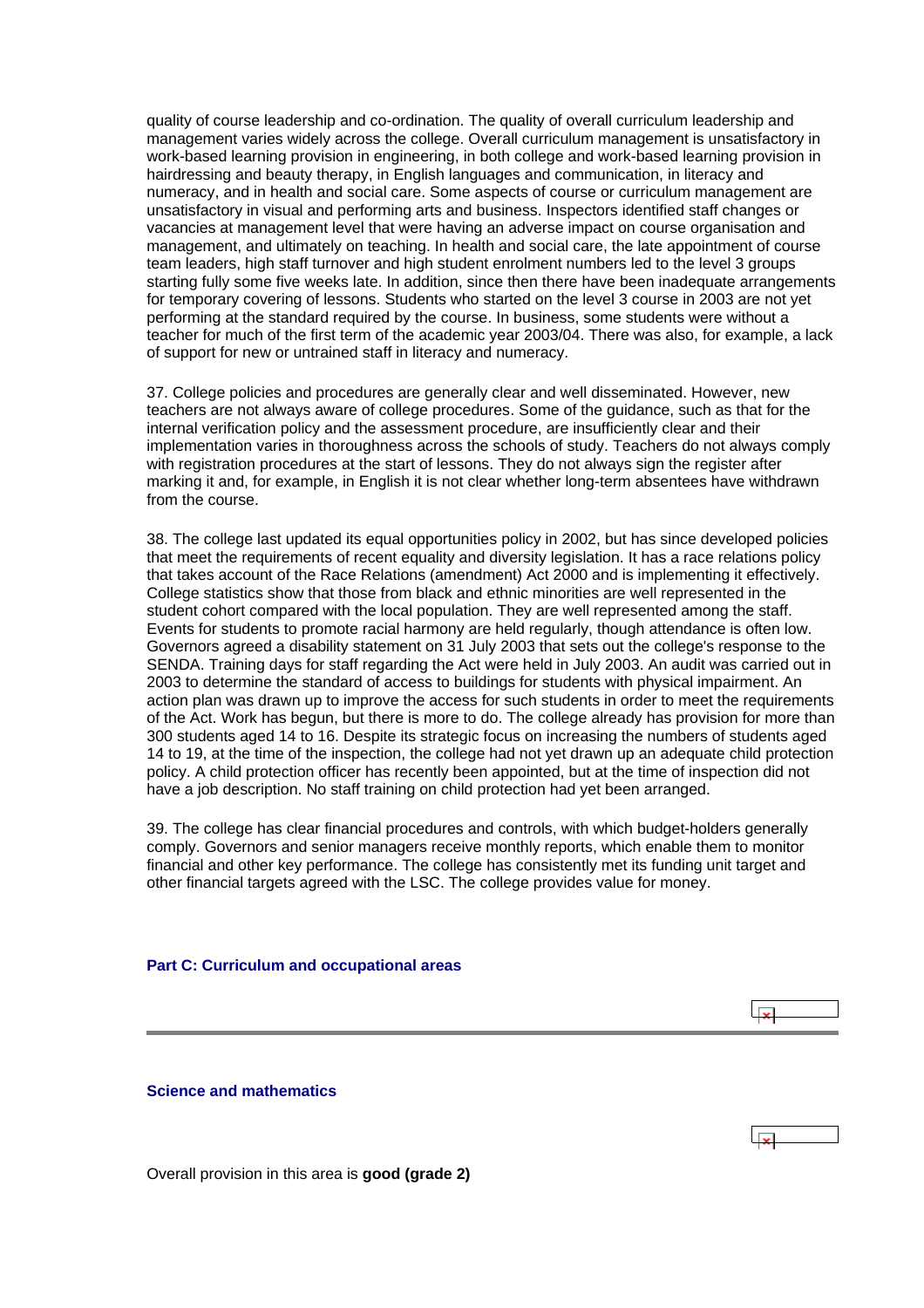quality of course leadership and co-ordination. The quality of overall curriculum leadership and management varies widely across the college. Overall curriculum management is unsatisfactory in work-based learning provision in engineering, in both college and work-based learning provision in hairdressing and beauty therapy, in English languages and communication, in literacy and numeracy, and in health and social care. Some aspects of course or curriculum management are unsatisfactory in visual and performing arts and business. Inspectors identified staff changes or vacancies at management level that were having an adverse impact on course organisation and management, and ultimately on teaching. In health and social care, the late appointment of course team leaders, high staff turnover and high student enrolment numbers led to the level 3 groups starting fully some five weeks late. In addition, since then there have been inadequate arrangements for temporary covering of lessons. Students who started on the level 3 course in 2003 are not yet performing at the standard required by the course. In business, some students were without a teacher for much of the first term of the academic year 2003/04. There was also, for example, a lack of support for new or untrained staff in literacy and numeracy.

37. College policies and procedures are generally clear and well disseminated. However, new teachers are not always aware of college procedures. Some of the guidance, such as that for the internal verification policy and the assessment procedure, are insufficiently clear and their implementation varies in thoroughness across the schools of study. Teachers do not always comply with registration procedures at the start of lessons. They do not always sign the register after marking it and, for example, in English it is not clear whether long-term absentees have withdrawn from the course.

38. The college last updated its equal opportunities policy in 2002, but has since developed policies that meet the requirements of recent equality and diversity legislation. It has a race relations policy that takes account of the Race Relations (amendment) Act 2000 and is implementing it effectively. College statistics show that those from black and ethnic minorities are well represented in the student cohort compared with the local population. They are well represented among the staff. Events for students to promote racial harmony are held regularly, though attendance is often low. Governors agreed a disability statement on 31 July 2003 that sets out the college's response to the SENDA. Training days for staff regarding the Act were held in July 2003. An audit was carried out in 2003 to determine the standard of access to buildings for students with physical impairment. An action plan was drawn up to improve the access for such students in order to meet the requirements of the Act. Work has begun, but there is more to do. The college already has provision for more than 300 students aged 14 to 16. Despite its strategic focus on increasing the numbers of students aged 14 to 19, at the time of the inspection, the college had not yet drawn up an adequate child protection policy. A child protection officer has recently been appointed, but at the time of inspection did not have a job description. No staff training on child protection had yet been arranged.

39. The college has clear financial procedures and controls, with which budget-holders generally comply. Governors and senior managers receive monthly reports, which enable them to monitor financial and other key performance. The college has consistently met its funding unit target and other financial targets agreed with the LSC. The college provides value for money.

## Part C: Curriculum and occupational areas

### Science and mathematics

Overall provision in this area is **good (grade 2)**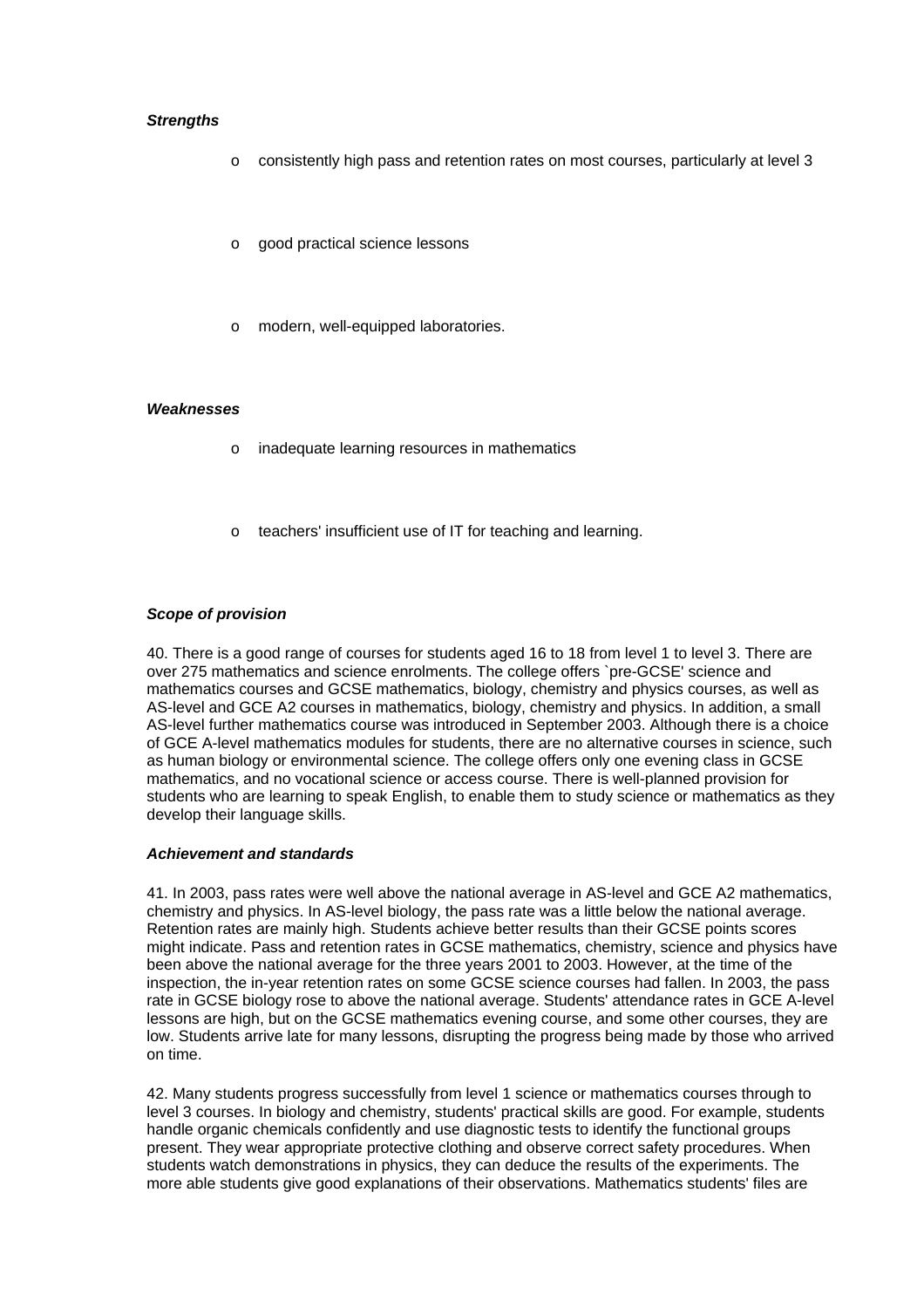***Strengths***

- consistently high pass and retention rates on most courses, particularly at level 3
- good practical science lessons
- modern, well-equipped laboratories.

***Weaknesses***

- inadequate learning resources in mathematics
- teachers' insufficient use of IT for teaching and learning.

***Scope of provision***

40. There is a good range of courses for students aged 16 to 18 from level 1 to level 3. There are over 275 mathematics and science enrolments. The college offers `pre-GCSE' science and mathematics courses and GCSE mathematics, biology, chemistry and physics courses, as well as AS-level and GCE A2 courses in mathematics, biology, chemistry and physics. In addition, a small AS-level further mathematics course was introduced in September 2003. Although there is a choice of GCE A-level mathematics modules for students, there are no alternative courses in science, such as human biology or environmental science. The college offers only one evening class in GCSE mathematics, and no vocational science or access course. There is well-planned provision for students who are learning to speak English, to enable them to study science or mathematics as they develop their language skills.

***Achievement and standards***

41. In 2003, pass rates were well above the national average in AS-level and GCE A2 mathematics, chemistry and physics. In AS-level biology, the pass rate was a little below the national average. Retention rates are mainly high. Students achieve better results than their GCSE points scores might indicate. Pass and retention rates in GCSE mathematics, chemistry, science and physics have been above the national average for the three years 2001 to 2003. However, at the time of the inspection, the in-year retention rates on some GCSE science courses had fallen. In 2003, the pass rate in GCSE biology rose to above the national average. Students' attendance rates in GCE A-level lessons are high, but on the GCSE mathematics evening course, and some other courses, they are low. Students arrive late for many lessons, disrupting the progress being made by those who arrived on time.

42. Many students progress successfully from level 1 science or mathematics courses through to level 3 courses. In biology and chemistry, students' practical skills are good. For example, students handle organic chemicals confidently and use diagnostic tests to identify the functional groups present. They wear appropriate protective clothing and observe correct safety procedures. When students watch demonstrations in physics, they can deduce the results of the experiments. The more able students give good explanations of their observations. Mathematics students' files are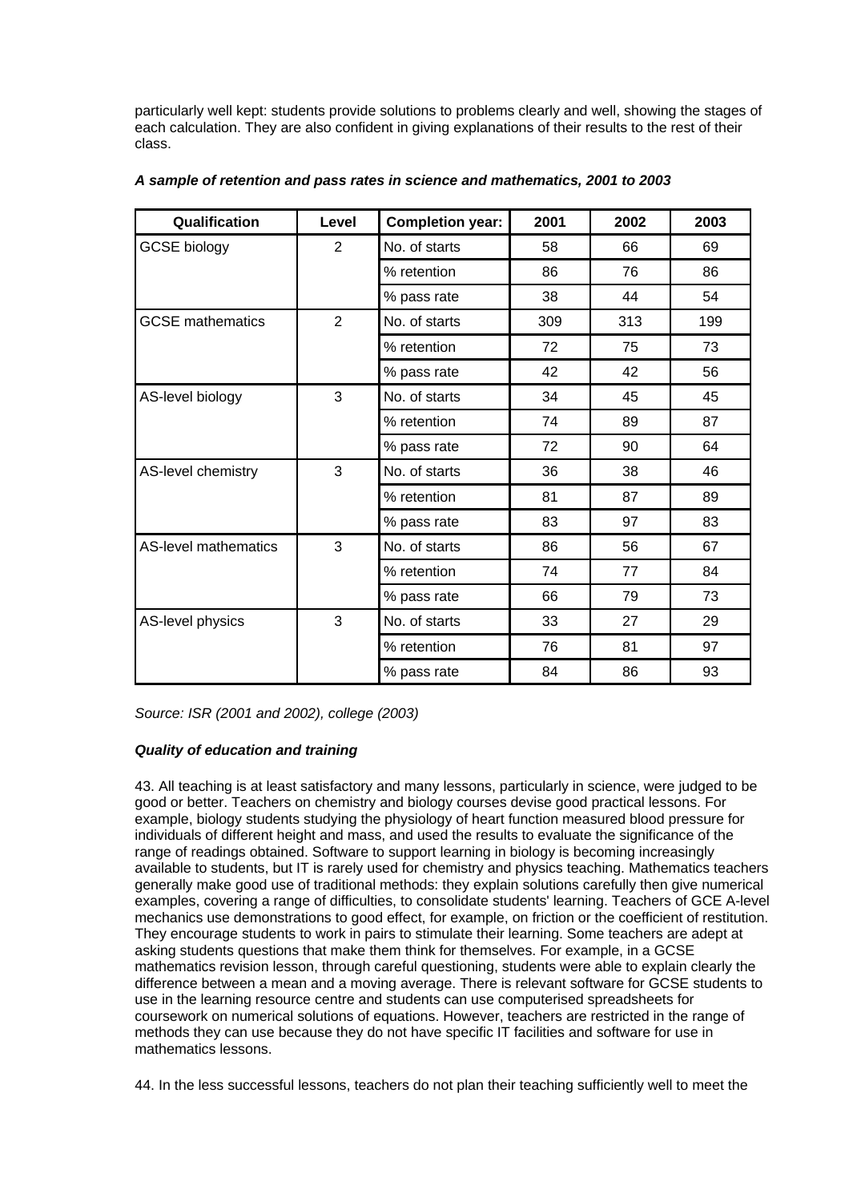particularly well kept: students provide solutions to problems clearly and well, showing the stages of each calculation. They are also confident in giving explanations of their results to the rest of their class.

***A sample of retention and pass rates in science and mathematics, 2001 to 2003***

| Qualification | Level | Completion year: | 2001 | 2002 | 2003 |
|---|---|---|---|---|---|
| GCSE biology | 2 | No. of starts | 58 | 66 | 69 |
| | | % retention | 86 | 76 | 86 |
| | | % pass rate | 38 | 44 | 54 |
| GCSE mathematics | 2 | No. of starts | 309 | 313 | 199 |
| | | % retention | 72 | 75 | 73 |
| | | % pass rate | 42 | 42 | 56 |
| AS-level biology | 3 | No. of starts | 34 | 45 | 45 |
| | | % retention | 74 | 89 | 87 |
| | | % pass rate | 72 | 90 | 64 |
| AS-level chemistry | 3 | No. of starts | 36 | 38 | 46 |
| | | % retention | 81 | 87 | 89 |
| | | % pass rate | 83 | 97 | 83 |
| AS-level mathematics | 3 | No. of starts | 86 | 56 | 67 |
| | | % retention | 74 | 77 | 84 |
| | | % pass rate | 66 | 79 | 73 |
| AS-level physics | 3 | No. of starts | 33 | 27 | 29 |
| | | % retention | 76 | 81 | 97 |
| | | % pass rate | 84 | 86 | 93 |

*Source: ISR (2001 and 2002), college (2003)*

***Quality of education and training***

43. All teaching is at least satisfactory and many lessons, particularly in science, were judged to be good or better. Teachers on chemistry and biology courses devise good practical lessons. For example, biology students studying the physiology of heart function measured blood pressure for individuals of different height and mass, and used the results to evaluate the significance of the range of readings obtained. Software to support learning in biology is becoming increasingly available to students, but IT is rarely used for chemistry and physics teaching. Mathematics teachers generally make good use of traditional methods: they explain solutions carefully then give numerical examples, covering a range of difficulties, to consolidate students' learning. Teachers of GCE A-level mechanics use demonstrations to good effect, for example, on friction or the coefficient of restitution. They encourage students to work in pairs to stimulate their learning. Some teachers are adept at asking students questions that make them think for themselves. For example, in a GCSE mathematics revision lesson, through careful questioning, students were able to explain clearly the difference between a mean and a moving average. There is relevant software for GCSE students to use in the learning resource centre and students can use computerised spreadsheets for coursework on numerical solutions of equations. However, teachers are restricted in the range of methods they can use because they do not have specific IT facilities and software for use in mathematics lessons.

44. In the less successful lessons, teachers do not plan their teaching sufficiently well to meet the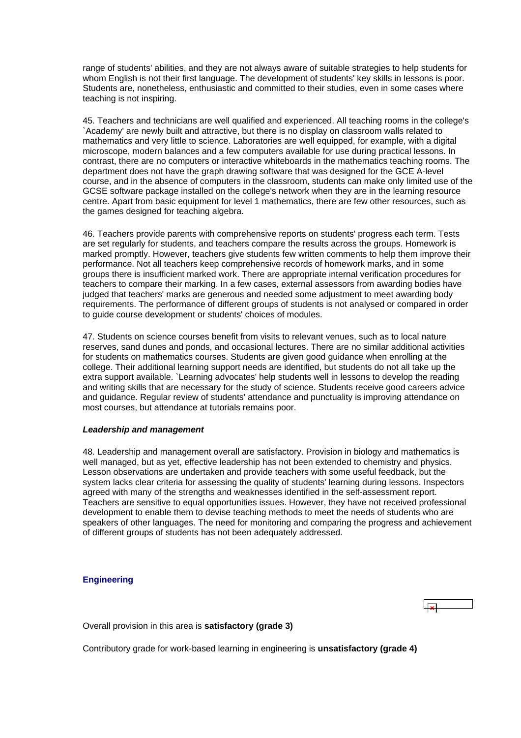range of students' abilities, and they are not always aware of suitable strategies to help students for whom English is not their first language. The development of students' key skills in lessons is poor. Students are, nonetheless, enthusiastic and committed to their studies, even in some cases where teaching is not inspiring.

45. Teachers and technicians are well qualified and experienced. All teaching rooms in the college's `Academy' are newly built and attractive, but there is no display on classroom walls related to mathematics and very little to science. Laboratories are well equipped, for example, with a digital microscope, modern balances and a few computers available for use during practical lessons. In contrast, there are no computers or interactive whiteboards in the mathematics teaching rooms. The department does not have the graph drawing software that was designed for the GCE A-level course, and in the absence of computers in the classroom, students can make only limited use of the GCSE software package installed on the college's network when they are in the learning resource centre. Apart from basic equipment for level 1 mathematics, there are few other resources, such as the games designed for teaching algebra.

46. Teachers provide parents with comprehensive reports on students' progress each term. Tests are set regularly for students, and teachers compare the results across the groups. Homework is marked promptly. However, teachers give students few written comments to help them improve their performance. Not all teachers keep comprehensive records of homework marks, and in some groups there is insufficient marked work. There are appropriate internal verification procedures for teachers to compare their marking. In a few cases, external assessors from awarding bodies have judged that teachers' marks are generous and needed some adjustment to meet awarding body requirements. The performance of different groups of students is not analysed or compared in order to guide course development or students' choices of modules.

47. Students on science courses benefit from visits to relevant venues, such as to local nature reserves, sand dunes and ponds, and occasional lectures. There are no similar additional activities for students on mathematics courses. Students are given good guidance when enrolling at the college. Their additional learning support needs are identified, but students do not all take up the extra support available. `Learning advocates' help students well in lessons to develop the reading and writing skills that are necessary for the study of science. Students receive good careers advice and guidance. Regular review of students' attendance and punctuality is improving attendance on most courses, but attendance at tutorials remains poor.

***Leadership and management***

48. Leadership and management overall are satisfactory. Provision in biology and mathematics is well managed, but as yet, effective leadership has not been extended to chemistry and physics. Lesson observations are undertaken and provide teachers with some useful feedback, but the system lacks clear criteria for assessing the quality of students' learning during lessons. Inspectors agreed with many of the strengths and weaknesses identified in the self-assessment report. Teachers are sensitive to equal opportunities issues. However, they have not received professional development to enable them to devise teaching methods to meet the needs of students who are speakers of other languages. The need for monitoring and comparing the progress and achievement of different groups of students has not been adequately addressed.

### Engineering

Overall provision in this area is **satisfactory (grade 3)**

Contributory grade for work-based learning in engineering is **unsatisfactory (grade 4)**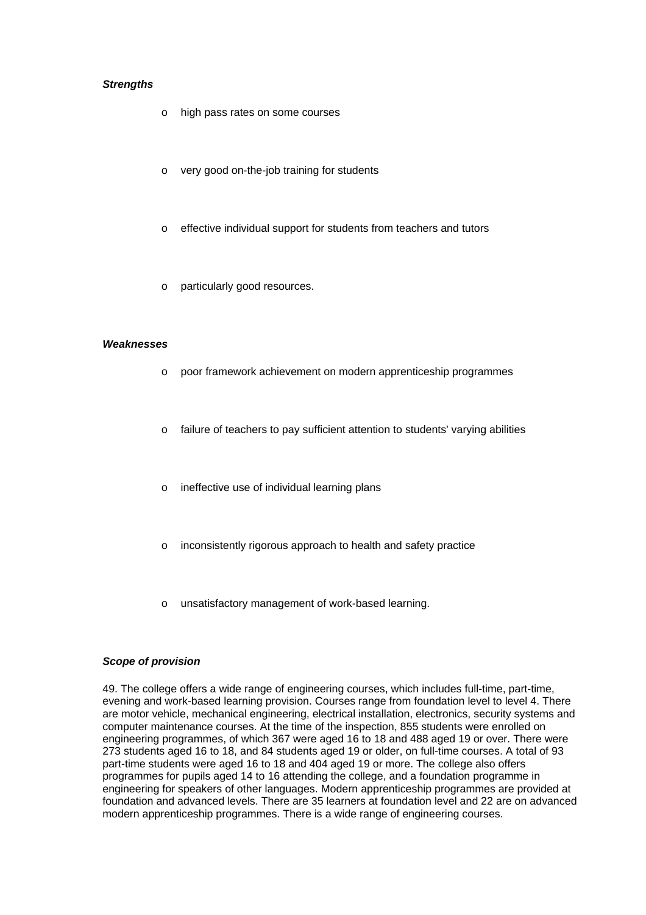***Strengths***

- high pass rates on some courses
- very good on-the-job training for students
- effective individual support for students from teachers and tutors
- particularly good resources.

***Weaknesses***

- poor framework achievement on modern apprenticeship programmes
- failure of teachers to pay sufficient attention to students' varying abilities
- ineffective use of individual learning plans
- inconsistently rigorous approach to health and safety practice
- unsatisfactory management of work-based learning.

***Scope of provision***

49. The college offers a wide range of engineering courses, which includes full-time, part-time, evening and work-based learning provision. Courses range from foundation level to level 4. There are motor vehicle, mechanical engineering, electrical installation, electronics, security systems and computer maintenance courses. At the time of the inspection, 855 students were enrolled on engineering programmes, of which 367 were aged 16 to 18 and 488 aged 19 or over. There were 273 students aged 16 to 18, and 84 students aged 19 or older, on full-time courses. A total of 93 part-time students were aged 16 to 18 and 404 aged 19 or more. The college also offers programmes for pupils aged 14 to 16 attending the college, and a foundation programme in engineering for speakers of other languages. Modern apprenticeship programmes are provided at foundation and advanced levels. There are 35 learners at foundation level and 22 are on advanced modern apprenticeship programmes. There is a wide range of engineering courses.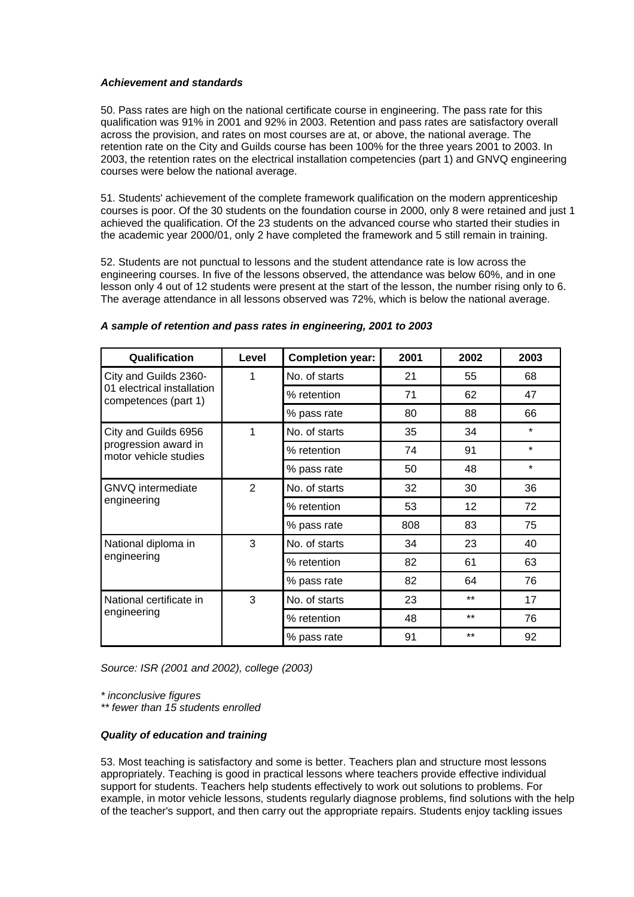***Achievement and standards***

50. Pass rates are high on the national certificate course in engineering. The pass rate for this qualification was 91% in 2001 and 92% in 2003. Retention and pass rates are satisfactory overall across the provision, and rates on most courses are at, or above, the national average. The retention rate on the City and Guilds course has been 100% for the three years 2001 to 2003. In 2003, the retention rates on the electrical installation competencies (part 1) and GNVQ engineering courses were below the national average.

51. Students' achievement of the complete framework qualification on the modern apprenticeship courses is poor. Of the 30 students on the foundation course in 2000, only 8 were retained and just 1 achieved the qualification. Of the 23 students on the advanced course who started their studies in the academic year 2000/01, only 2 have completed the framework and 5 still remain in training.

52. Students are not punctual to lessons and the student attendance rate is low across the engineering courses. In five of the lessons observed, the attendance was below 60%, and in one lesson only 4 out of 12 students were present at the start of the lesson, the number rising only to 6. The average attendance in all lessons observed was 72%, which is below the national average.

***A sample of retention and pass rates in engineering, 2001 to 2003***

| Qualification | Level | Completion year: | 2001 | 2002 | 2003 |
|---|---|---|---|---|---|
| City and Guilds 2360-01 electrical installation competences (part 1) | 1 | No. of starts | 21 | 55 | 68 |
| | | % retention | 71 | 62 | 47 |
| | | % pass rate | 80 | 88 | 66 |
| City and Guilds 6956 progression award in motor vehicle studies | 1 | No. of starts | 35 | 34 | * |
| | | % retention | 74 | 91 | * |
| | | % pass rate | 50 | 48 | * |
| GNVQ intermediate engineering | 2 | No. of starts | 32 | 30 | 36 |
| | | % retention | 53 | 12 | 72 |
| | | % pass rate | 808 | 83 | 75 |
| National diploma in engineering | 3 | No. of starts | 34 | 23 | 40 |
| | | % retention | 82 | 61 | 63 |
| | | % pass rate | 82 | 64 | 76 |
| National certificate in engineering | 3 | No. of starts | 23 | ** | 17 |
| | | % retention | 48 | ** | 76 |
| | | % pass rate | 91 | ** | 92 |

*Source: ISR (2001 and 2002), college (2003)*

*\* inconclusive figures*
*\*\* fewer than 15 students enrolled*

***Quality of education and training***

53. Most teaching is satisfactory and some is better. Teachers plan and structure most lessons appropriately. Teaching is good in practical lessons where teachers provide effective individual support for students. Teachers help students effectively to work out solutions to problems. For example, in motor vehicle lessons, students regularly diagnose problems, find solutions with the help of the teacher's support, and then carry out the appropriate repairs. Students enjoy tackling issues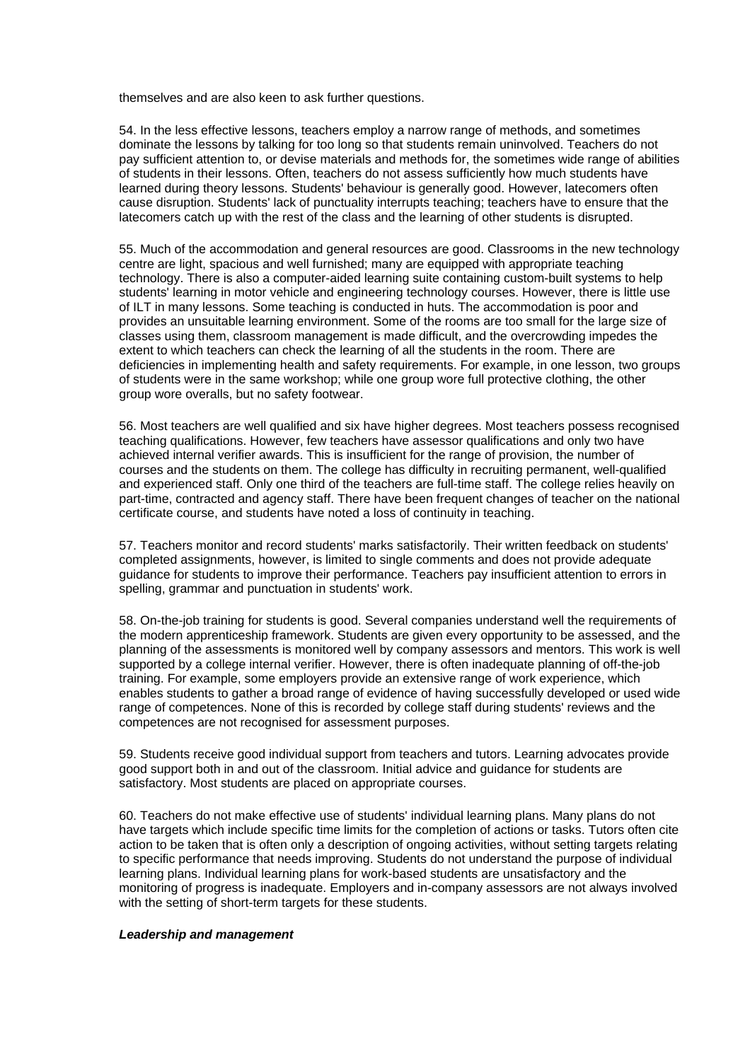themselves and are also keen to ask further questions.

54. In the less effective lessons, teachers employ a narrow range of methods, and sometimes dominate the lessons by talking for too long so that students remain uninvolved. Teachers do not pay sufficient attention to, or devise materials and methods for, the sometimes wide range of abilities of students in their lessons. Often, teachers do not assess sufficiently how much students have learned during theory lessons. Students' behaviour is generally good. However, latecomers often cause disruption. Students' lack of punctuality interrupts teaching; teachers have to ensure that the latecomers catch up with the rest of the class and the learning of other students is disrupted.

55. Much of the accommodation and general resources are good. Classrooms in the new technology centre are light, spacious and well furnished; many are equipped with appropriate teaching technology. There is also a computer-aided learning suite containing custom-built systems to help students' learning in motor vehicle and engineering technology courses. However, there is little use of ILT in many lessons. Some teaching is conducted in huts. The accommodation is poor and provides an unsuitable learning environment. Some of the rooms are too small for the large size of classes using them, classroom management is made difficult, and the overcrowding impedes the extent to which teachers can check the learning of all the students in the room. There are deficiencies in implementing health and safety requirements. For example, in one lesson, two groups of students were in the same workshop; while one group wore full protective clothing, the other group wore overalls, but no safety footwear.

56. Most teachers are well qualified and six have higher degrees. Most teachers possess recognised teaching qualifications. However, few teachers have assessor qualifications and only two have achieved internal verifier awards. This is insufficient for the range of provision, the number of courses and the students on them. The college has difficulty in recruiting permanent, well-qualified and experienced staff. Only one third of the teachers are full-time staff. The college relies heavily on part-time, contracted and agency staff. There have been frequent changes of teacher on the national certificate course, and students have noted a loss of continuity in teaching.

57. Teachers monitor and record students' marks satisfactorily. Their written feedback on students' completed assignments, however, is limited to single comments and does not provide adequate guidance for students to improve their performance. Teachers pay insufficient attention to errors in spelling, grammar and punctuation in students' work.

58. On-the-job training for students is good. Several companies understand well the requirements of the modern apprenticeship framework. Students are given every opportunity to be assessed, and the planning of the assessments is monitored well by company assessors and mentors. This work is well supported by a college internal verifier. However, there is often inadequate planning of off-the-job training. For example, some employers provide an extensive range of work experience, which enables students to gather a broad range of evidence of having successfully developed or used wide range of competences. None of this is recorded by college staff during students' reviews and the competences are not recognised for assessment purposes.

59. Students receive good individual support from teachers and tutors. Learning advocates provide good support both in and out of the classroom. Initial advice and guidance for students are satisfactory. Most students are placed on appropriate courses.

60. Teachers do not make effective use of students' individual learning plans. Many plans do not have targets which include specific time limits for the completion of actions or tasks. Tutors often cite action to be taken that is often only a description of ongoing activities, without setting targets relating to specific performance that needs improving. Students do not understand the purpose of individual learning plans. Individual learning plans for work-based students are unsatisfactory and the monitoring of progress is inadequate. Employers and in-company assessors are not always involved with the setting of short-term targets for these students.

***Leadership and management***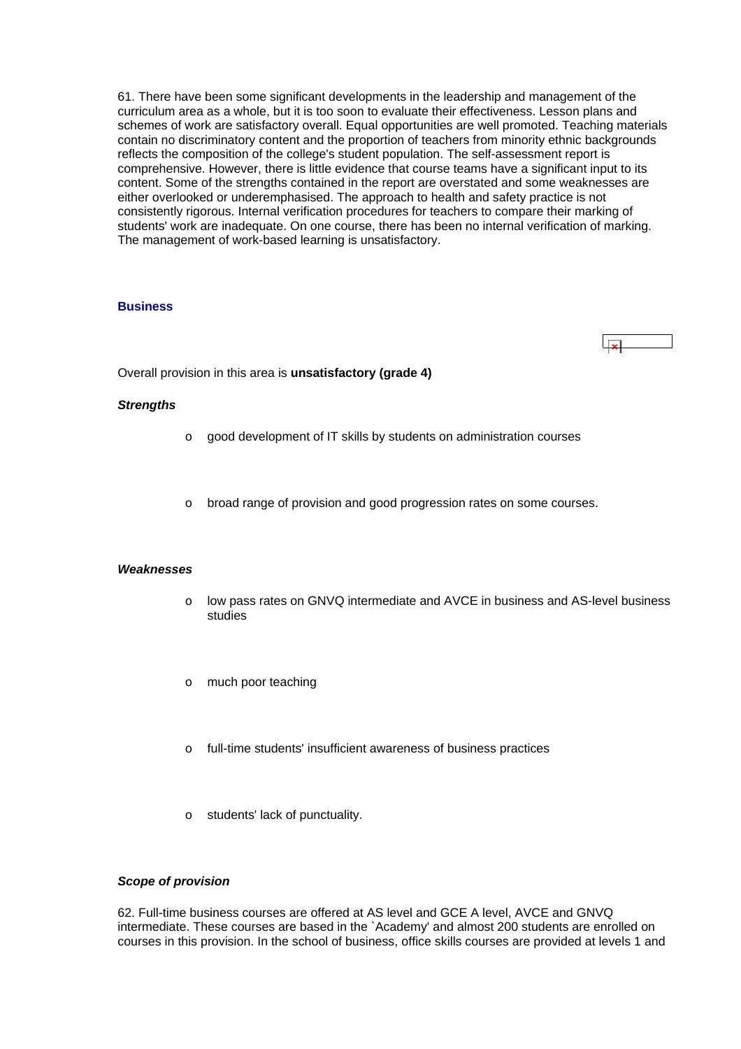61. There have been some significant developments in the leadership and management of the curriculum area as a whole, but it is too soon to evaluate their effectiveness. Lesson plans and schemes of work are satisfactory overall. Equal opportunities are well promoted. Teaching materials contain no discriminatory content and the proportion of teachers from minority ethnic backgrounds reflects the composition of the college's student population. The self-assessment report is comprehensive. However, there is little evidence that course teams have a significant input to its content. Some of the strengths contained in the report are overstated and some weaknesses are either overlooked or underemphasised. The approach to health and safety practice is not consistently rigorous. Internal verification procedures for teachers to compare their marking of students' work are inadequate. On one course, there has been no internal verification of marking. The management of work-based learning is unsatisfactory.

## Business

Overall provision in this area is **unsatisfactory (grade 4)**

***Strengths***

- good development of IT skills by students on administration courses
- broad range of provision and good progression rates on some courses.

***Weaknesses***

- low pass rates on GNVQ intermediate and AVCE in business and AS-level business studies
- much poor teaching
- full-time students' insufficient awareness of business practices
- students' lack of punctuality.

***Scope of provision***

62. Full-time business courses are offered at AS level and GCE A level, AVCE and GNVQ intermediate. These courses are based in the `Academy' and almost 200 students are enrolled on courses in this provision. In the school of business, office skills courses are provided at levels 1 and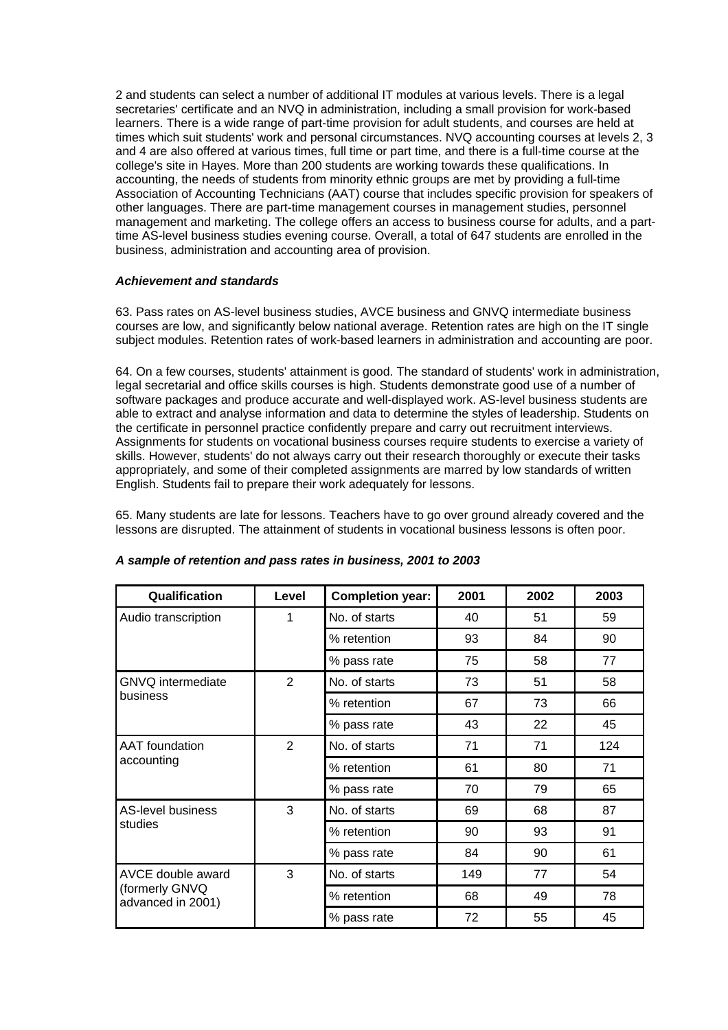2 and students can select a number of additional IT modules at various levels. There is a legal secretaries' certificate and an NVQ in administration, including a small provision for work-based learners. There is a wide range of part-time provision for adult students, and courses are held at times which suit students' work and personal circumstances. NVQ accounting courses at levels 2, 3 and 4 are also offered at various times, full time or part time, and there is a full-time course at the college's site in Hayes. More than 200 students are working towards these qualifications. In accounting, the needs of students from minority ethnic groups are met by providing a full-time Association of Accounting Technicians (AAT) course that includes specific provision for speakers of other languages. There are part-time management courses in management studies, personnel management and marketing. The college offers an access to business course for adults, and a part-time AS-level business studies evening course. Overall, a total of 647 students are enrolled in the business, administration and accounting area of provision.

***Achievement and standards***

63. Pass rates on AS-level business studies, AVCE business and GNVQ intermediate business courses are low, and significantly below national average. Retention rates are high on the IT single subject modules. Retention rates of work-based learners in administration and accounting are poor.

64. On a few courses, students' attainment is good. The standard of students' work in administration, legal secretarial and office skills courses is high. Students demonstrate good use of a number of software packages and produce accurate and well-displayed work. AS-level business students are able to extract and analyse information and data to determine the styles of leadership. Students on the certificate in personnel practice confidently prepare and carry out recruitment interviews. Assignments for students on vocational business courses require students to exercise a variety of skills. However, students' do not always carry out their research thoroughly or execute their tasks appropriately, and some of their completed assignments are marred by low standards of written English. Students fail to prepare their work adequately for lessons.

65. Many students are late for lessons. Teachers have to go over ground already covered and the lessons are disrupted. The attainment of students in vocational business lessons is often poor.

***A sample of retention and pass rates in business, 2001 to 2003***

| Qualification | Level | Completion year: | 2001 | 2002 | 2003 |
|---|---|---|---|---|---|
| Audio transcription | 1 | No. of starts | 40 | 51 | 59 |
| | | % retention | 93 | 84 | 90 |
| | | % pass rate | 75 | 58 | 77 |
| GNVQ intermediate business | 2 | No. of starts | 73 | 51 | 58 |
| | | % retention | 67 | 73 | 66 |
| | | % pass rate | 43 | 22 | 45 |
| AAT foundation accounting | 2 | No. of starts | 71 | 71 | 124 |
| | | % retention | 61 | 80 | 71 |
| | | % pass rate | 70 | 79 | 65 |
| AS-level business studies | 3 | No. of starts | 69 | 68 | 87 |
| | | % retention | 90 | 93 | 91 |
| | | % pass rate | 84 | 90 | 61 |
| AVCE double award (formerly GNVQ advanced in 2001) | 3 | No. of starts | 149 | 77 | 54 |
| | | % retention | 68 | 49 | 78 |
| | | % pass rate | 72 | 55 | 45 |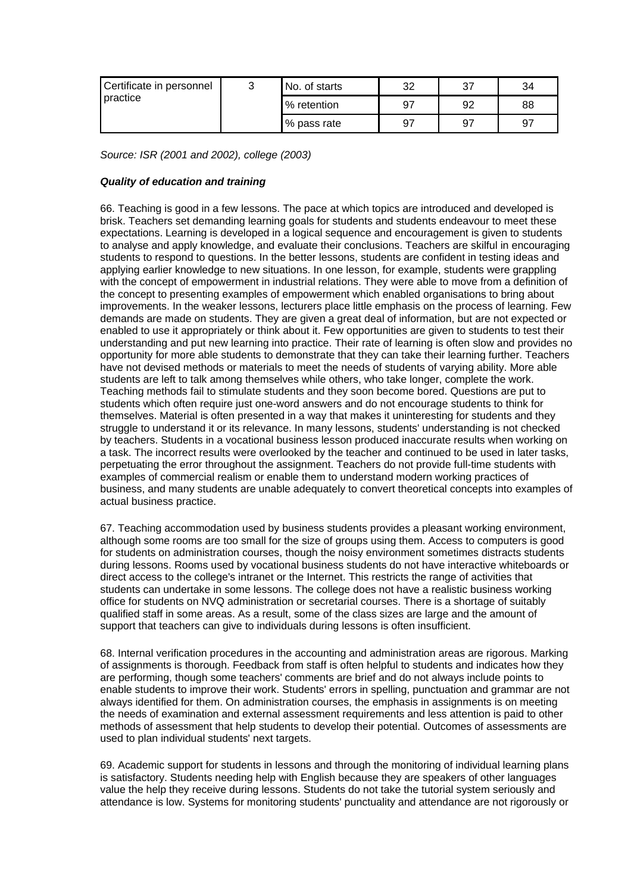| Certificate in personnel practice | 3 | No. of starts | 32 | 37 | 34 |
|---|---|---|---|---|---|
| | | % retention | 97 | 92 | 88 |
| | | % pass rate | 97 | 97 | 97 |

*Source: ISR (2001 and 2002), college (2003)*

***Quality of education and training***

66. Teaching is good in a few lessons. The pace at which topics are introduced and developed is brisk. Teachers set demanding learning goals for students and students endeavour to meet these expectations. Learning is developed in a logical sequence and encouragement is given to students to analyse and apply knowledge, and evaluate their conclusions. Teachers are skilful in encouraging students to respond to questions. In the better lessons, students are confident in testing ideas and applying earlier knowledge to new situations. In one lesson, for example, students were grappling with the concept of empowerment in industrial relations. They were able to move from a definition of the concept to presenting examples of empowerment which enabled organisations to bring about improvements. In the weaker lessons, lecturers place little emphasis on the process of learning. Few demands are made on students. They are given a great deal of information, but are not expected or enabled to use it appropriately or think about it. Few opportunities are given to students to test their understanding and put new learning into practice. Their rate of learning is often slow and provides no opportunity for more able students to demonstrate that they can take their learning further. Teachers have not devised methods or materials to meet the needs of students of varying ability. More able students are left to talk among themselves while others, who take longer, complete the work. Teaching methods fail to stimulate students and they soon become bored. Questions are put to students which often require just one-word answers and do not encourage students to think for themselves. Material is often presented in a way that makes it uninteresting for students and they struggle to understand it or its relevance. In many lessons, students' understanding is not checked by teachers. Students in a vocational business lesson produced inaccurate results when working on a task. The incorrect results were overlooked by the teacher and continued to be used in later tasks, perpetuating the error throughout the assignment. Teachers do not provide full-time students with examples of commercial realism or enable them to understand modern working practices of business, and many students are unable adequately to convert theoretical concepts into examples of actual business practice.

67. Teaching accommodation used by business students provides a pleasant working environment, although some rooms are too small for the size of groups using them. Access to computers is good for students on administration courses, though the noisy environment sometimes distracts students during lessons. Rooms used by vocational business students do not have interactive whiteboards or direct access to the college's intranet or the Internet. This restricts the range of activities that students can undertake in some lessons. The college does not have a realistic business working office for students on NVQ administration or secretarial courses. There is a shortage of suitably qualified staff in some areas. As a result, some of the class sizes are large and the amount of support that teachers can give to individuals during lessons is often insufficient.

68. Internal verification procedures in the accounting and administration areas are rigorous. Marking of assignments is thorough. Feedback from staff is often helpful to students and indicates how they are performing, though some teachers' comments are brief and do not always include points to enable students to improve their work. Students' errors in spelling, punctuation and grammar are not always identified for them. On administration courses, the emphasis in assignments is on meeting the needs of examination and external assessment requirements and less attention is paid to other methods of assessment that help students to develop their potential. Outcomes of assessments are used to plan individual students' next targets.

69. Academic support for students in lessons and through the monitoring of individual learning plans is satisfactory. Students needing help with English because they are speakers of other languages value the help they receive during lessons. Students do not take the tutorial system seriously and attendance is low. Systems for monitoring students' punctuality and attendance are not rigorously or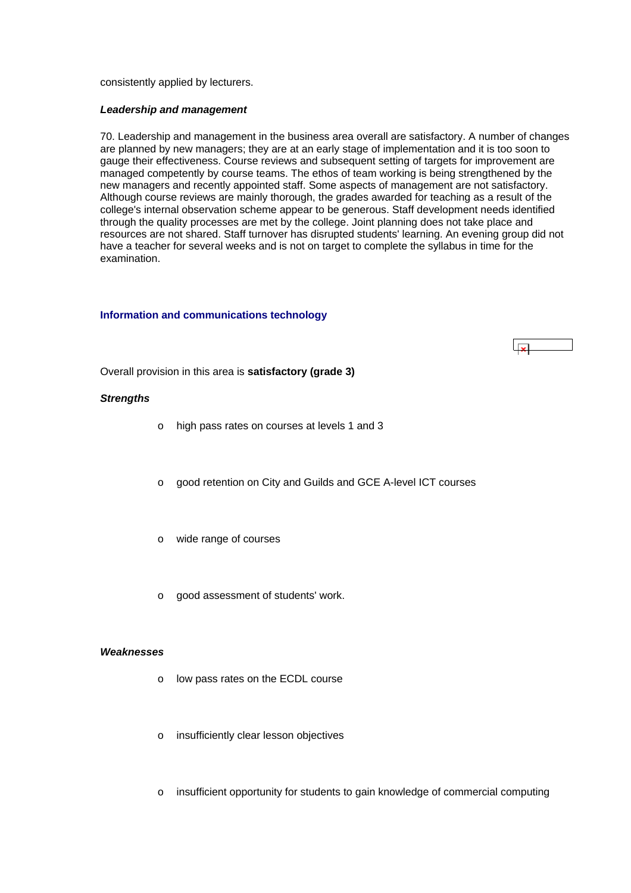consistently applied by lecturers.

***Leadership and management***

70. Leadership and management in the business area overall are satisfactory. A number of changes are planned by new managers; they are at an early stage of implementation and it is too soon to gauge their effectiveness. Course reviews and subsequent setting of targets for improvement are managed competently by course teams. The ethos of team working is being strengthened by the new managers and recently appointed staff. Some aspects of management are not satisfactory. Although course reviews are mainly thorough, the grades awarded for teaching as a result of the college's internal observation scheme appear to be generous. Staff development needs identified through the quality processes are met by the college. Joint planning does not take place and resources are not shared. Staff turnover has disrupted students' learning. An evening group did not have a teacher for several weeks and is not on target to complete the syllabus in time for the examination.

## Information and communications technology

Overall provision in this area is **satisfactory (grade 3)**

***Strengths***

- high pass rates on courses at levels 1 and 3
- good retention on City and Guilds and GCE A-level ICT courses
- wide range of courses
- good assessment of students' work.

***Weaknesses***

- low pass rates on the ECDL course
- insufficiently clear lesson objectives
- insufficient opportunity for students to gain knowledge of commercial computing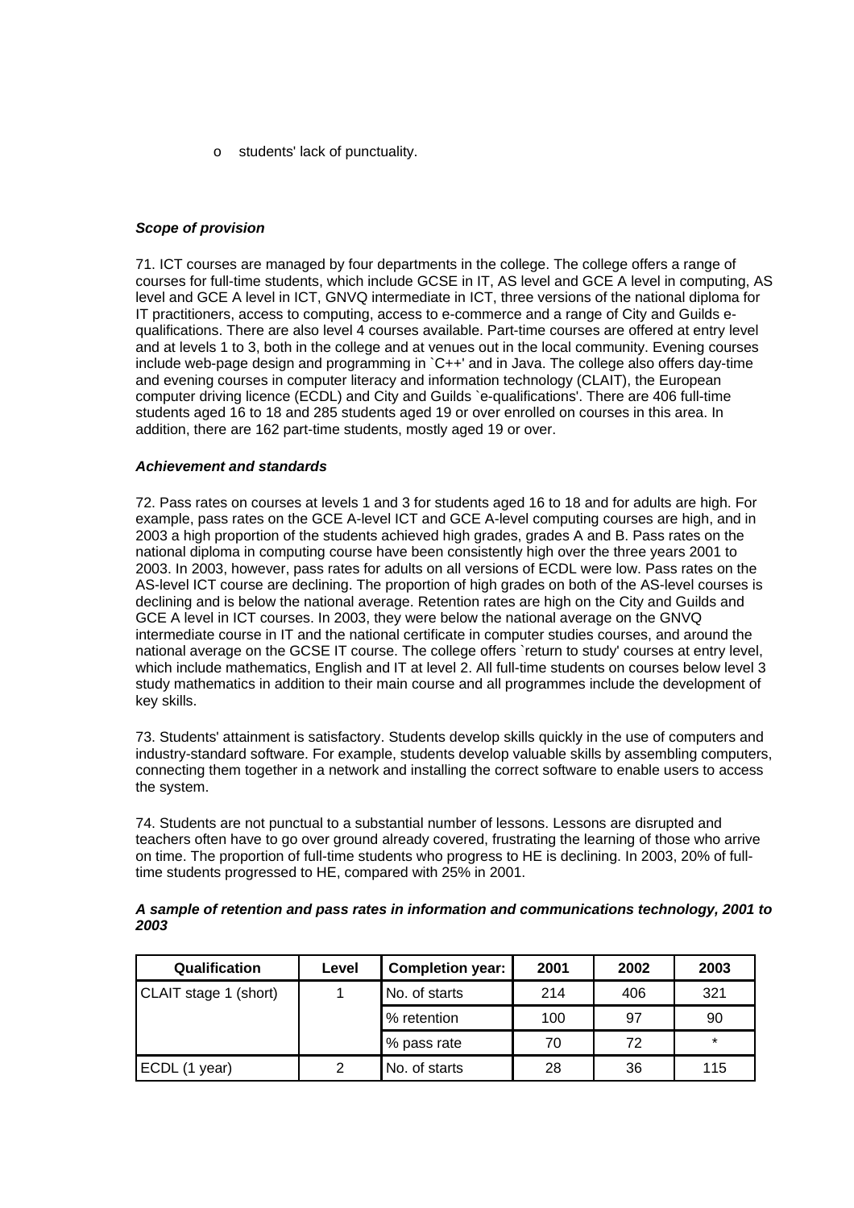- students' lack of punctuality.

### *Scope of provision*

71. ICT courses are managed by four departments in the college. The college offers a range of courses for full-time students, which include GCSE in IT, AS level and GCE A level in computing, AS level and GCE A level in ICT, GNVQ intermediate in ICT, three versions of the national diploma for IT practitioners, access to computing, access to e-commerce and a range of City and Guilds e-qualifications. There are also level 4 courses available. Part-time courses are offered at entry level and at levels 1 to 3, both in the college and at venues out in the local community. Evening courses include web-page design and programming in `C++' and in Java. The college also offers day-time and evening courses in computer literacy and information technology (CLAIT), the European computer driving licence (ECDL) and City and Guilds `e-qualifications'. There are 406 full-time students aged 16 to 18 and 285 students aged 19 or over enrolled on courses in this area. In addition, there are 162 part-time students, mostly aged 19 or over.

### *Achievement and standards*

72. Pass rates on courses at levels 1 and 3 for students aged 16 to 18 and for adults are high. For example, pass rates on the GCE A-level ICT and GCE A-level computing courses are high, and in 2003 a high proportion of the students achieved high grades, grades A and B. Pass rates on the national diploma in computing course have been consistently high over the three years 2001 to 2003. In 2003, however, pass rates for adults on all versions of ECDL were low. Pass rates on the AS-level ICT course are declining. The proportion of high grades on both of the AS-level courses is declining and is below the national average. Retention rates are high on the City and Guilds and GCE A level in ICT courses. In 2003, they were below the national average on the GNVQ intermediate course in IT and the national certificate in computer studies courses, and around the national average on the GCSE IT course. The college offers `return to study' courses at entry level, which include mathematics, English and IT at level 2. All full-time students on courses below level 3 study mathematics in addition to their main course and all programmes include the development of key skills.

73. Students' attainment is satisfactory. Students develop skills quickly in the use of computers and industry-standard software. For example, students develop valuable skills by assembling computers, connecting them together in a network and installing the correct software to enable users to access the system.

74. Students are not punctual to a substantial number of lessons. Lessons are disrupted and teachers often have to go over ground already covered, frustrating the learning of those who arrive on time. The proportion of full-time students who progress to HE is declining. In 2003, 20% of full-time students progressed to HE, compared with 25% in 2001.

***A sample of retention and pass rates in information and communications technology, 2001 to 2003***

| Qualification | Level | Completion year: | 2001 | 2002 | 2003 |
|---|---|---|---|---|---|
| CLAIT stage 1 (short) | 1 | No. of starts | 214 | 406 | 321 |
| | | % retention | 100 | 97 | 90 |
| | | % pass rate | 70 | 72 | * |
| ECDL (1 year) | 2 | No. of starts | 28 | 36 | 115 |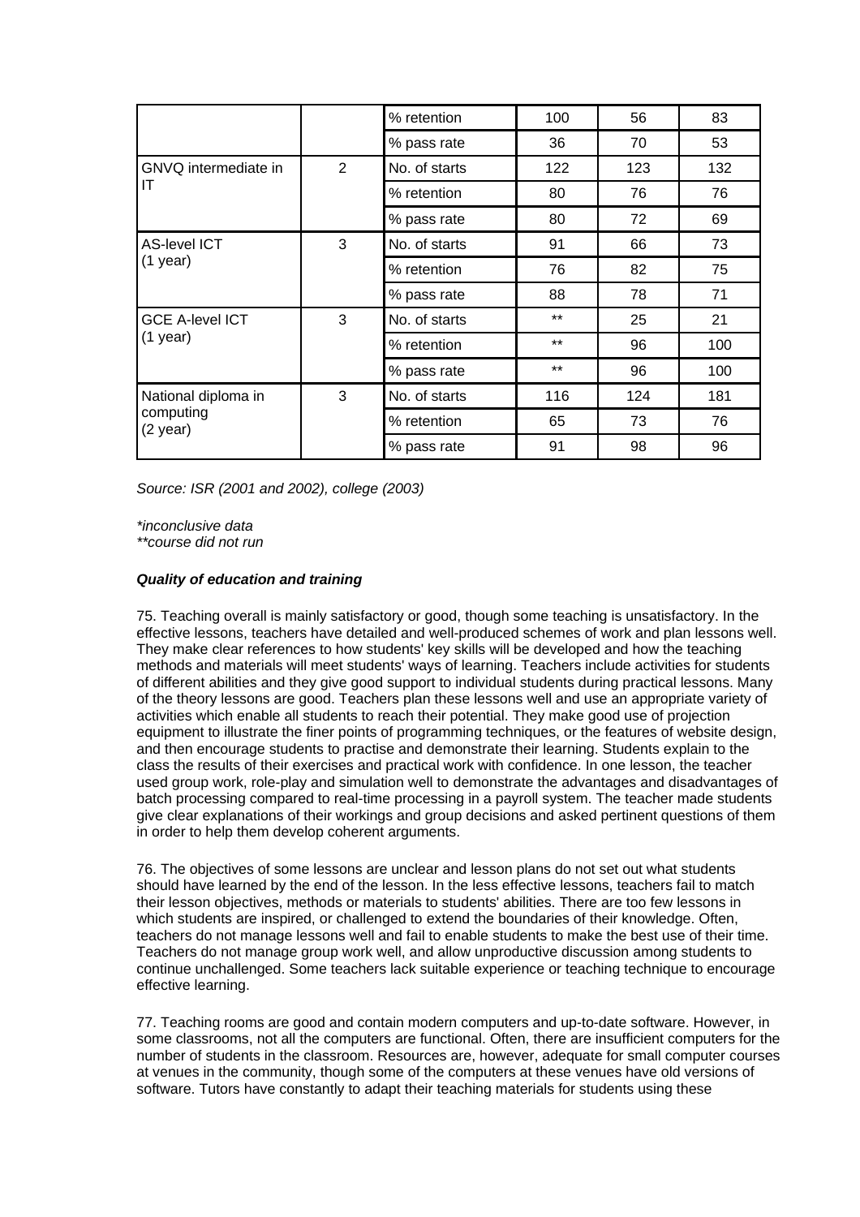| | | % retention | 100 | 56 | 83 |
|---|---|---|---|---|---|
| | | % pass rate | 36 | 70 | 53 |
| GNVQ intermediate in IT | 2 | No. of starts | 122 | 123 | 132 |
| | | % retention | 80 | 76 | 76 |
| | | % pass rate | 80 | 72 | 69 |
| AS-level ICT (1 year) | 3 | No. of starts | 91 | 66 | 73 |
| | | % retention | 76 | 82 | 75 |
| | | % pass rate | 88 | 78 | 71 |
| GCE A-level ICT (1 year) | 3 | No. of starts | ** | 25 | 21 |
| | | % retention | ** | 96 | 100 |
| | | % pass rate | ** | 96 | 100 |
| National diploma in computing (2 year) | 3 | No. of starts | 116 | 124 | 181 |
| | | % retention | 65 | 73 | 76 |
| | | % pass rate | 91 | 98 | 96 |

*Source: ISR (2001 and 2002), college (2003)*

*\*inconclusive data*
*\*\*course did not run*

***Quality of education and training***

75. Teaching overall is mainly satisfactory or good, though some teaching is unsatisfactory. In the effective lessons, teachers have detailed and well-produced schemes of work and plan lessons well. They make clear references to how students' key skills will be developed and how the teaching methods and materials will meet students' ways of learning. Teachers include activities for students of different abilities and they give good support to individual students during practical lessons. Many of the theory lessons are good. Teachers plan these lessons well and use an appropriate variety of activities which enable all students to reach their potential. They make good use of projection equipment to illustrate the finer points of programming techniques, or the features of website design, and then encourage students to practise and demonstrate their learning. Students explain to the class the results of their exercises and practical work with confidence. In one lesson, the teacher used group work, role-play and simulation well to demonstrate the advantages and disadvantages of batch processing compared to real-time processing in a payroll system. The teacher made students give clear explanations of their workings and group decisions and asked pertinent questions of them in order to help them develop coherent arguments.

76. The objectives of some lessons are unclear and lesson plans do not set out what students should have learned by the end of the lesson. In the less effective lessons, teachers fail to match their lesson objectives, methods or materials to students' abilities. There are too few lessons in which students are inspired, or challenged to extend the boundaries of their knowledge. Often, teachers do not manage lessons well and fail to enable students to make the best use of their time. Teachers do not manage group work well, and allow unproductive discussion among students to continue unchallenged. Some teachers lack suitable experience or teaching technique to encourage effective learning.

77. Teaching rooms are good and contain modern computers and up-to-date software. However, in some classrooms, not all the computers are functional. Often, there are insufficient computers for the number of students in the classroom. Resources are, however, adequate for small computer courses at venues in the community, though some of the computers at these venues have old versions of software. Tutors have constantly to adapt their teaching materials for students using these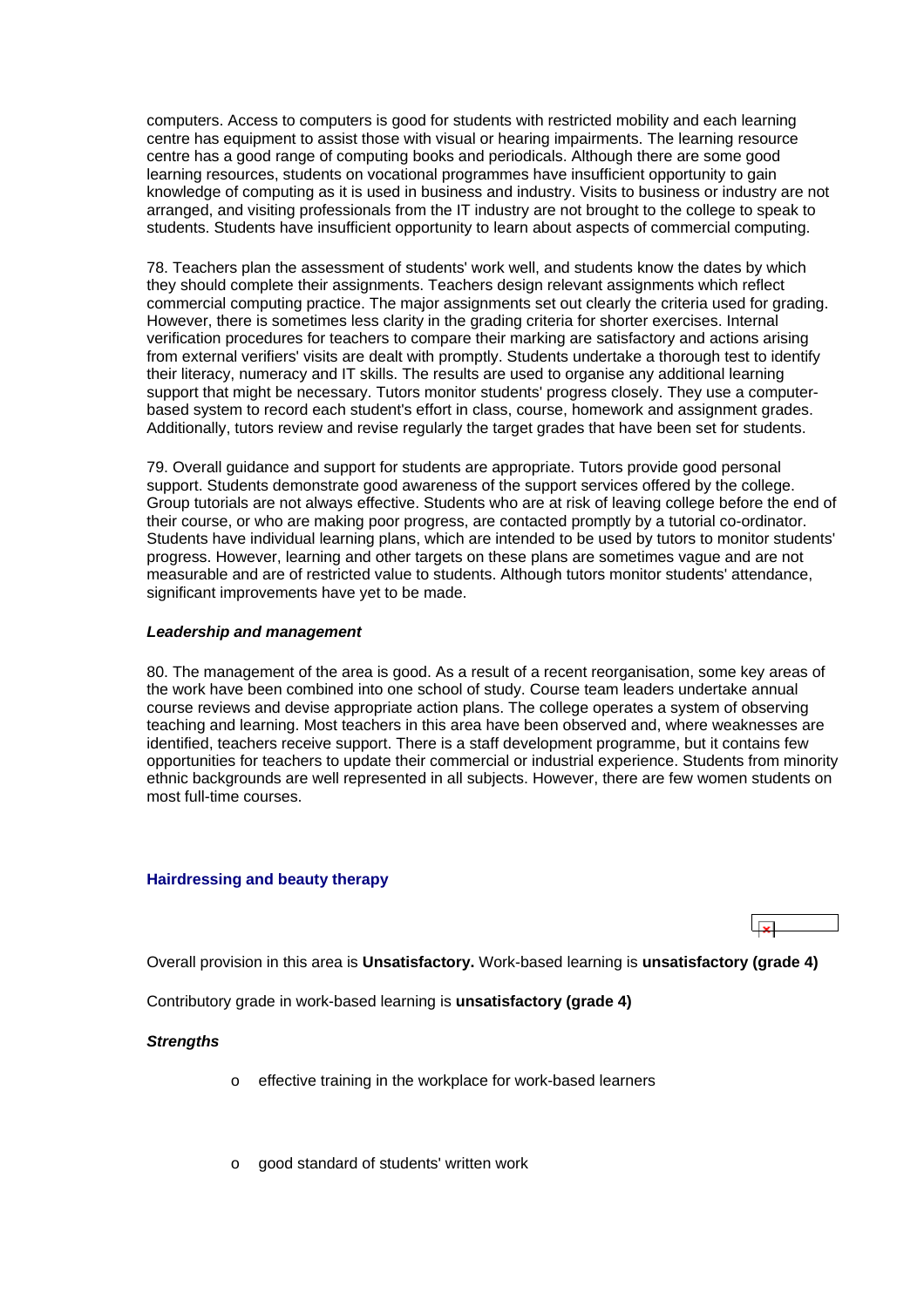computers. Access to computers is good for students with restricted mobility and each learning centre has equipment to assist those with visual or hearing impairments. The learning resource centre has a good range of computing books and periodicals. Although there are some good learning resources, students on vocational programmes have insufficient opportunity to gain knowledge of computing as it is used in business and industry. Visits to business or industry are not arranged, and visiting professionals from the IT industry are not brought to the college to speak to students. Students have insufficient opportunity to learn about aspects of commercial computing.

78. Teachers plan the assessment of students' work well, and students know the dates by which they should complete their assignments. Teachers design relevant assignments which reflect commercial computing practice. The major assignments set out clearly the criteria used for grading. However, there is sometimes less clarity in the grading criteria for shorter exercises. Internal verification procedures for teachers to compare their marking are satisfactory and actions arising from external verifiers' visits are dealt with promptly. Students undertake a thorough test to identify their literacy, numeracy and IT skills. The results are used to organise any additional learning support that might be necessary. Tutors monitor students' progress closely. They use a computer-based system to record each student's effort in class, course, homework and assignment grades. Additionally, tutors review and revise regularly the target grades that have been set for students.

79. Overall guidance and support for students are appropriate. Tutors provide good personal support. Students demonstrate good awareness of the support services offered by the college. Group tutorials are not always effective. Students who are at risk of leaving college before the end of their course, or who are making poor progress, are contacted promptly by a tutorial co-ordinator. Students have individual learning plans, which are intended to be used by tutors to monitor students' progress. However, learning and other targets on these plans are sometimes vague and are not measurable and are of restricted value to students. Although tutors monitor students' attendance, significant improvements have yet to be made.

***Leadership and management***

80. The management of the area is good. As a result of a recent reorganisation, some key areas of the work have been combined into one school of study. Course team leaders undertake annual course reviews and devise appropriate action plans. The college operates a system of observing teaching and learning. Most teachers in this area have been observed and, where weaknesses are identified, teachers receive support. There is a staff development programme, but it contains few opportunities for teachers to update their commercial or industrial experience. Students from minority ethnic backgrounds are well represented in all subjects. However, there are few women students on most full-time courses.

### Hairdressing and beauty therapy

Overall provision in this area is **Unsatisfactory.** Work-based learning is **unsatisfactory (grade 4)**

Contributory grade in work-based learning is **unsatisfactory (grade 4)**

***Strengths***

- effective training in the workplace for work-based learners
- good standard of students' written work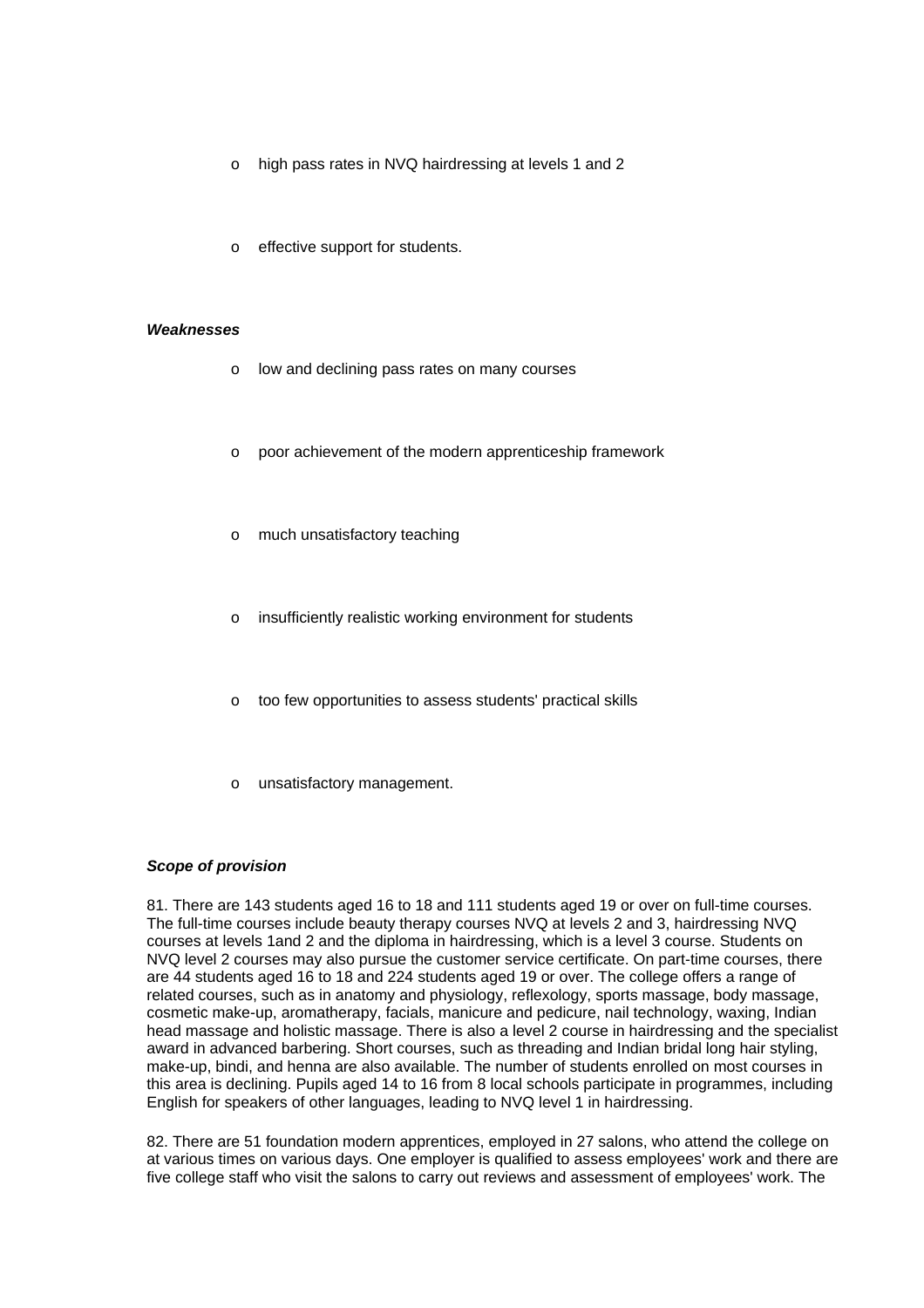- high pass rates in NVQ hairdressing at levels 1 and 2
- effective support for students.

***Weaknesses***

- low and declining pass rates on many courses
- poor achievement of the modern apprenticeship framework
- much unsatisfactory teaching
- insufficiently realistic working environment for students
- too few opportunities to assess students' practical skills
- unsatisfactory management.

***Scope of provision***

81. There are 143 students aged 16 to 18 and 111 students aged 19 or over on full-time courses. The full-time courses include beauty therapy courses NVQ at levels 2 and 3, hairdressing NVQ courses at levels 1and 2 and the diploma in hairdressing, which is a level 3 course. Students on NVQ level 2 courses may also pursue the customer service certificate. On part-time courses, there are 44 students aged 16 to 18 and 224 students aged 19 or over. The college offers a range of related courses, such as in anatomy and physiology, reflexology, sports massage, body massage, cosmetic make-up, aromatherapy, facials, manicure and pedicure, nail technology, waxing, Indian head massage and holistic massage. There is also a level 2 course in hairdressing and the specialist award in advanced barbering. Short courses, such as threading and Indian bridal long hair styling, make-up, bindi, and henna are also available. The number of students enrolled on most courses in this area is declining. Pupils aged 14 to 16 from 8 local schools participate in programmes, including English for speakers of other languages, leading to NVQ level 1 in hairdressing.

82. There are 51 foundation modern apprentices, employed in 27 salons, who attend the college on at various times on various days. One employer is qualified to assess employees' work and there are five college staff who visit the salons to carry out reviews and assessment of employees' work. The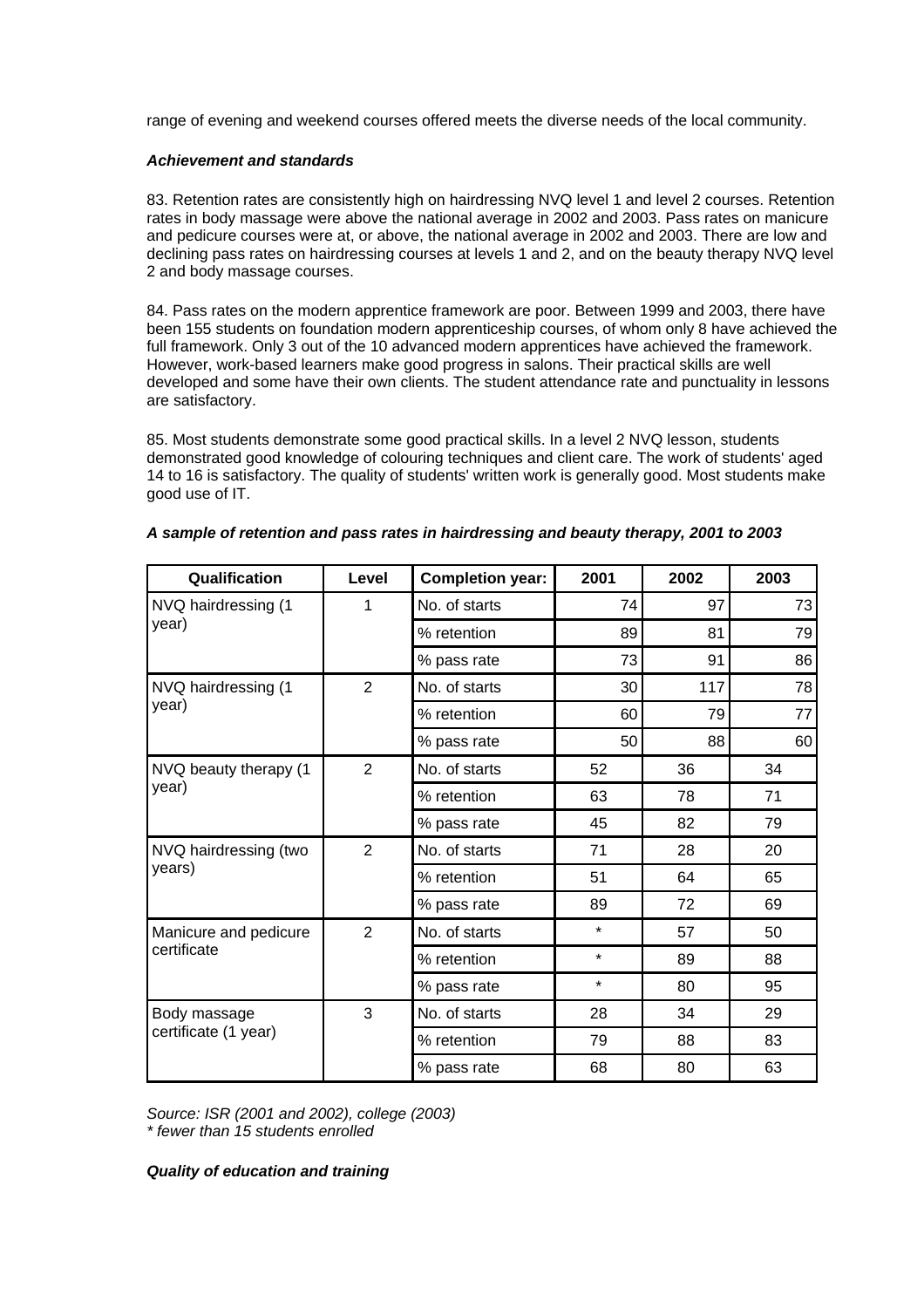range of evening and weekend courses offered meets the diverse needs of the local community.

***Achievement and standards***

83. Retention rates are consistently high on hairdressing NVQ level 1 and level 2 courses. Retention rates in body massage were above the national average in 2002 and 2003. Pass rates on manicure and pedicure courses were at, or above, the national average in 2002 and 2003. There are low and declining pass rates on hairdressing courses at levels 1 and 2, and on the beauty therapy NVQ level 2 and body massage courses.

84. Pass rates on the modern apprentice framework are poor. Between 1999 and 2003, there have been 155 students on foundation modern apprenticeship courses, of whom only 8 have achieved the full framework. Only 3 out of the 10 advanced modern apprentices have achieved the framework. However, work-based learners make good progress in salons. Their practical skills are well developed and some have their own clients. The student attendance rate and punctuality in lessons are satisfactory.

85. Most students demonstrate some good practical skills. In a level 2 NVQ lesson, students demonstrated good knowledge of colouring techniques and client care. The work of students' aged 14 to 16 is satisfactory. The quality of students' written work is generally good. Most students make good use of IT.

***A sample of retention and pass rates in hairdressing and beauty therapy, 2001 to 2003***

| Qualification | Level | Completion year: | 2001 | 2002 | 2003 |
|---|---|---|---|---|---|
| NVQ hairdressing (1 year) | 1 | No. of starts | 74 | 97 | 73 |
| | | % retention | 89 | 81 | 79 |
| | | % pass rate | 73 | 91 | 86 |
| NVQ hairdressing (1 year) | 2 | No. of starts | 30 | 117 | 78 |
| | | % retention | 60 | 79 | 77 |
| | | % pass rate | 50 | 88 | 60 |
| NVQ beauty therapy (1 year) | 2 | No. of starts | 52 | 36 | 34 |
| | | % retention | 63 | 78 | 71 |
| | | % pass rate | 45 | 82 | 79 |
| NVQ hairdressing (two years) | 2 | No. of starts | 71 | 28 | 20 |
| | | % retention | 51 | 64 | 65 |
| | | % pass rate | 89 | 72 | 69 |
| Manicure and pedicure certificate | 2 | No. of starts | * | 57 | 50 |
| | | % retention | * | 89 | 88 |
| | | % pass rate | * | 80 | 95 |
| Body massage certificate (1 year) | 3 | No. of starts | 28 | 34 | 29 |
| | | % retention | 79 | 88 | 83 |
| | | % pass rate | 68 | 80 | 63 |

*Source: ISR (2001 and 2002), college (2003)*
*\* fewer than 15 students enrolled*

***Quality of education and training***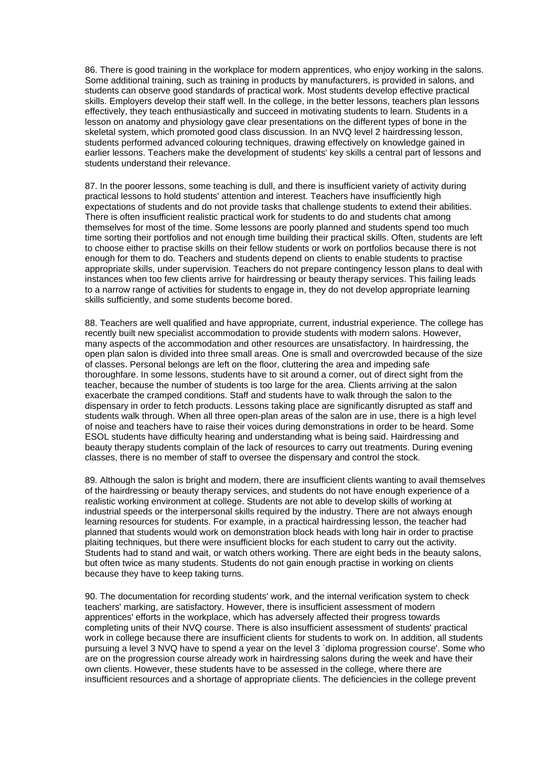86. There is good training in the workplace for modern apprentices, who enjoy working in the salons. Some additional training, such as training in products by manufacturers, is provided in salons, and students can observe good standards of practical work. Most students develop effective practical skills. Employers develop their staff well. In the college, in the better lessons, teachers plan lessons effectively, they teach enthusiastically and succeed in motivating students to learn. Students in a lesson on anatomy and physiology gave clear presentations on the different types of bone in the skeletal system, which promoted good class discussion. In an NVQ level 2 hairdressing lesson, students performed advanced colouring techniques, drawing effectively on knowledge gained in earlier lessons. Teachers make the development of students' key skills a central part of lessons and students understand their relevance.

87. In the poorer lessons, some teaching is dull, and there is insufficient variety of activity during practical lessons to hold students' attention and interest. Teachers have insufficiently high expectations of students and do not provide tasks that challenge students to extend their abilities. There is often insufficient realistic practical work for students to do and students chat among themselves for most of the time. Some lessons are poorly planned and students spend too much time sorting their portfolios and not enough time building their practical skills. Often, students are left to choose either to practise skills on their fellow students or work on portfolios because there is not enough for them to do. Teachers and students depend on clients to enable students to practise appropriate skills, under supervision. Teachers do not prepare contingency lesson plans to deal with instances when too few clients arrive for hairdressing or beauty therapy services. This failing leads to a narrow range of activities for students to engage in, they do not develop appropriate learning skills sufficiently, and some students become bored.

88. Teachers are well qualified and have appropriate, current, industrial experience. The college has recently built new specialist accommodation to provide students with modern salons. However, many aspects of the accommodation and other resources are unsatisfactory. In hairdressing, the open plan salon is divided into three small areas. One is small and overcrowded because of the size of classes. Personal belongs are left on the floor, cluttering the area and impeding safe thoroughfare. In some lessons, students have to sit around a corner, out of direct sight from the teacher, because the number of students is too large for the area. Clients arriving at the salon exacerbate the cramped conditions. Staff and students have to walk through the salon to the dispensary in order to fetch products. Lessons taking place are significantly disrupted as staff and students walk through. When all three open-plan areas of the salon are in use, there is a high level of noise and teachers have to raise their voices during demonstrations in order to be heard. Some ESOL students have difficulty hearing and understanding what is being said. Hairdressing and beauty therapy students complain of the lack of resources to carry out treatments. During evening classes, there is no member of staff to oversee the dispensary and control the stock.

89. Although the salon is bright and modern, there are insufficient clients wanting to avail themselves of the hairdressing or beauty therapy services, and students do not have enough experience of a realistic working environment at college. Students are not able to develop skills of working at industrial speeds or the interpersonal skills required by the industry. There are not always enough learning resources for students. For example, in a practical hairdressing lesson, the teacher had planned that students would work on demonstration block heads with long hair in order to practise plaiting techniques, but there were insufficient blocks for each student to carry out the activity. Students had to stand and wait, or watch others working. There are eight beds in the beauty salons, but often twice as many students. Students do not gain enough practise in working on clients because they have to keep taking turns.

90. The documentation for recording students' work, and the internal verification system to check teachers' marking, are satisfactory. However, there is insufficient assessment of modern apprentices' efforts in the workplace, which has adversely affected their progress towards completing units of their NVQ course. There is also insufficient assessment of students' practical work in college because there are insufficient clients for students to work on. In addition, all students pursuing a level 3 NVQ have to spend a year on the level 3 `diploma progression course'. Some who are on the progression course already work in hairdressing salons during the week and have their own clients. However, these students have to be assessed in the college, where there are insufficient resources and a shortage of appropriate clients. The deficiencies in the college prevent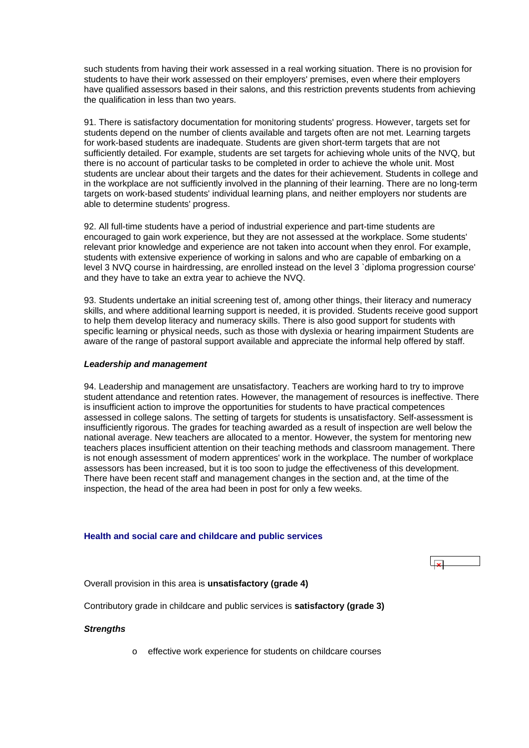such students from having their work assessed in a real working situation. There is no provision for students to have their work assessed on their employers' premises, even where their employers have qualified assessors based in their salons, and this restriction prevents students from achieving the qualification in less than two years.

91. There is satisfactory documentation for monitoring students' progress. However, targets set for students depend on the number of clients available and targets often are not met. Learning targets for work-based students are inadequate. Students are given short-term targets that are not sufficiently detailed. For example, students are set targets for achieving whole units of the NVQ, but there is no account of particular tasks to be completed in order to achieve the whole unit. Most students are unclear about their targets and the dates for their achievement. Students in college and in the workplace are not sufficiently involved in the planning of their learning. There are no long-term targets on work-based students' individual learning plans, and neither employers nor students are able to determine students' progress.

92. All full-time students have a period of industrial experience and part-time students are encouraged to gain work experience, but they are not assessed at the workplace. Some students' relevant prior knowledge and experience are not taken into account when they enrol. For example, students with extensive experience of working in salons and who are capable of embarking on a level 3 NVQ course in hairdressing, are enrolled instead on the level 3 `diploma progression course' and they have to take an extra year to achieve the NVQ.

93. Students undertake an initial screening test of, among other things, their literacy and numeracy skills, and where additional learning support is needed, it is provided. Students receive good support to help them develop literacy and numeracy skills. There is also good support for students with specific learning or physical needs, such as those with dyslexia or hearing impairment Students are aware of the range of pastoral support available and appreciate the informal help offered by staff.

***Leadership and management***

94. Leadership and management are unsatisfactory. Teachers are working hard to try to improve student attendance and retention rates. However, the management of resources is ineffective. There is insufficient action to improve the opportunities for students to have practical competences assessed in college salons. The setting of targets for students is unsatisfactory. Self-assessment is insufficiently rigorous. The grades for teaching awarded as a result of inspection are well below the national average. New teachers are allocated to a mentor. However, the system for mentoring new teachers places insufficient attention on their teaching methods and classroom management. There is not enough assessment of modern apprentices' work in the workplace. The number of workplace assessors has been increased, but it is too soon to judge the effectiveness of this development. There have been recent staff and management changes in the section and, at the time of the inspection, the head of the area had been in post for only a few weeks.

### Health and social care and childcare and public services

Overall provision in this area is **unsatisfactory (grade 4)**

Contributory grade in childcare and public services is **satisfactory (grade 3)**

***Strengths***

- effective work experience for students on childcare courses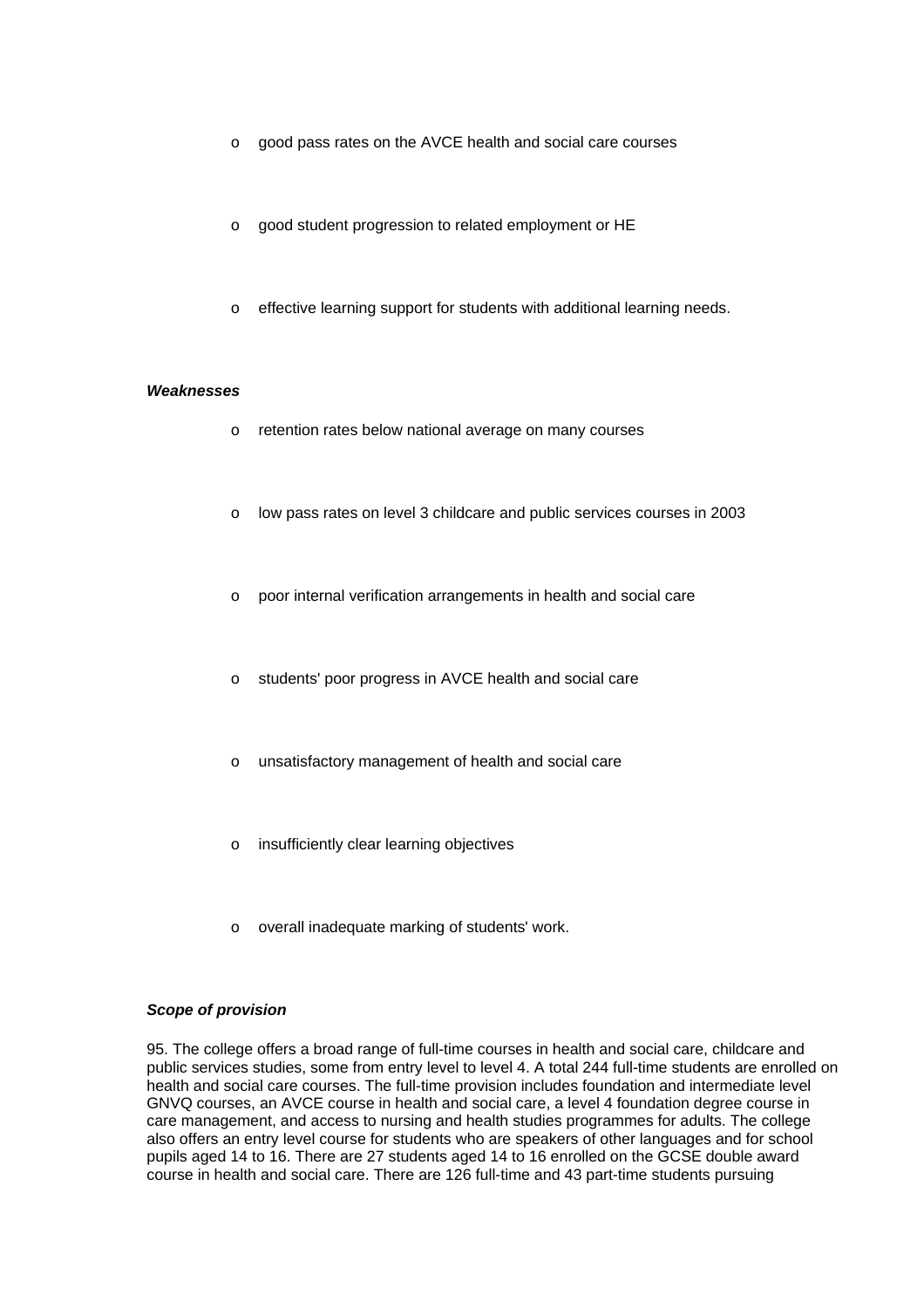- good pass rates on the AVCE health and social care courses
- good student progression to related employment or HE
- effective learning support for students with additional learning needs.

***Weaknesses***

- retention rates below national average on many courses
- low pass rates on level 3 childcare and public services courses in 2003
- poor internal verification arrangements in health and social care
- students' poor progress in AVCE health and social care
- unsatisfactory management of health and social care
- insufficiently clear learning objectives
- overall inadequate marking of students' work.

***Scope of provision***

95. The college offers a broad range of full-time courses in health and social care, childcare and public services studies, some from entry level to level 4. A total 244 full-time students are enrolled on health and social care courses. The full-time provision includes foundation and intermediate level GNVQ courses, an AVCE course in health and social care, a level 4 foundation degree course in care management, and access to nursing and health studies programmes for adults. The college also offers an entry level course for students who are speakers of other languages and for school pupils aged 14 to 16. There are 27 students aged 14 to 16 enrolled on the GCSE double award course in health and social care. There are 126 full-time and 43 part-time students pursuing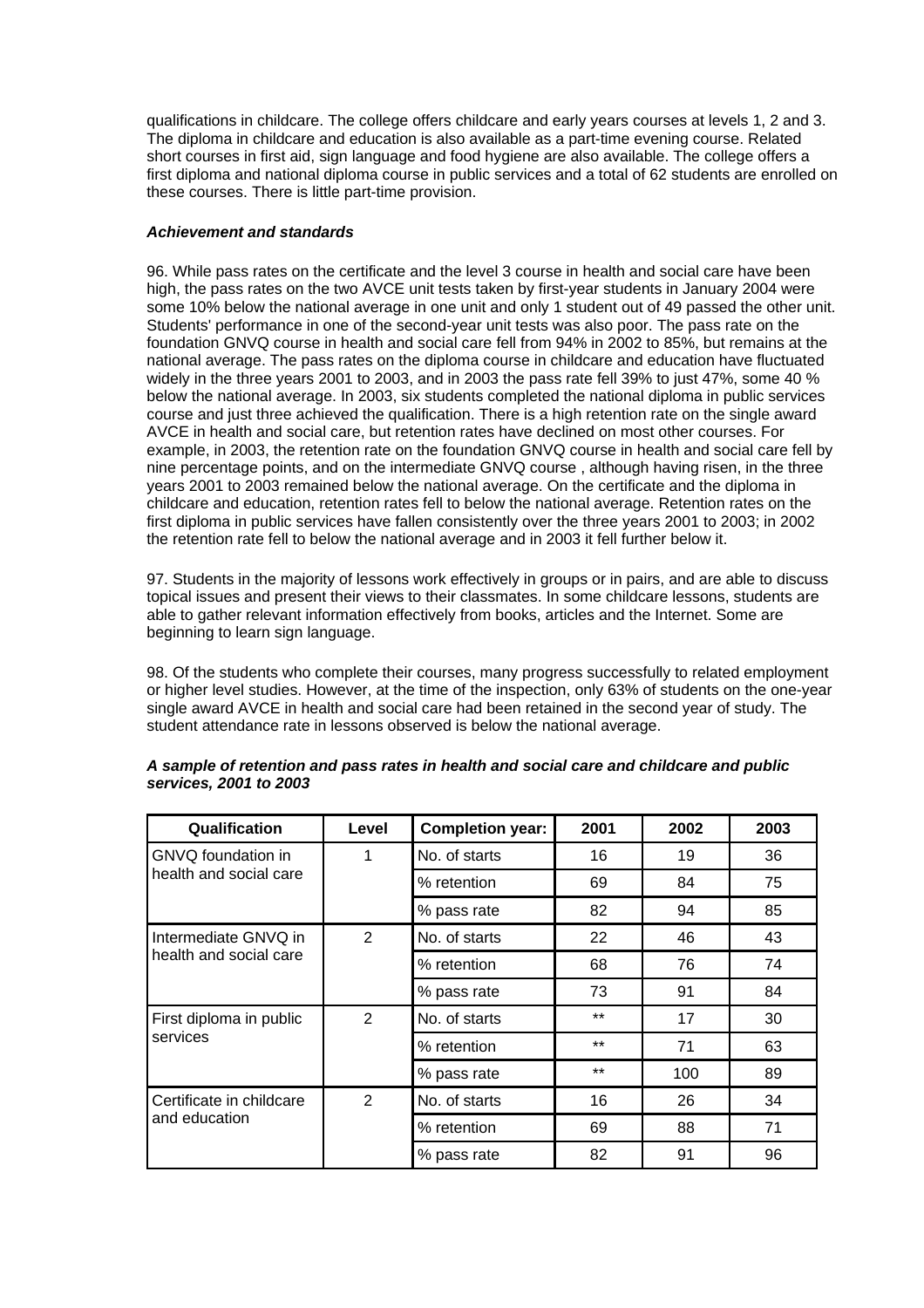qualifications in childcare. The college offers childcare and early years courses at levels 1, 2 and 3. The diploma in childcare and education is also available as a part-time evening course. Related short courses in first aid, sign language and food hygiene are also available. The college offers a first diploma and national diploma course in public services and a total of 62 students are enrolled on these courses. There is little part-time provision.

### *Achievement and standards*

96. While pass rates on the certificate and the level 3 course in health and social care have been high, the pass rates on the two AVCE unit tests taken by first-year students in January 2004 were some 10% below the national average in one unit and only 1 student out of 49 passed the other unit. Students' performance in one of the second-year unit tests was also poor. The pass rate on the foundation GNVQ course in health and social care fell from 94% in 2002 to 85%, but remains at the national average. The pass rates on the diploma course in childcare and education have fluctuated widely in the three years 2001 to 2003, and in 2003 the pass rate fell 39% to just 47%, some 40 % below the national average. In 2003, six students completed the national diploma in public services course and just three achieved the qualification. There is a high retention rate on the single award AVCE in health and social care, but retention rates have declined on most other courses. For example, in 2003, the retention rate on the foundation GNVQ course in health and social care fell by nine percentage points, and on the intermediate GNVQ course , although having risen, in the three years 2001 to 2003 remained below the national average. On the certificate and the diploma in childcare and education, retention rates fell to below the national average. Retention rates on the first diploma in public services have fallen consistently over the three years 2001 to 2003; in 2002 the retention rate fell to below the national average and in 2003 it fell further below it.

97. Students in the majority of lessons work effectively in groups or in pairs, and are able to discuss topical issues and present their views to their classmates. In some childcare lessons, students are able to gather relevant information effectively from books, articles and the Internet. Some are beginning to learn sign language.

98. Of the students who complete their courses, many progress successfully to related employment or higher level studies. However, at the time of the inspection, only 63% of students on the one-year single award AVCE in health and social care had been retained in the second year of study. The student attendance rate in lessons observed is below the national average.

***A sample of retention and pass rates in health and social care and childcare and public services, 2001 to 2003***

| Qualification | Level | Completion year: | 2001 | 2002 | 2003 |
|---|---|---|---|---|---|
| GNVQ foundation in health and social care | 1 | No. of starts | 16 | 19 | 36 |
| | | % retention | 69 | 84 | 75 |
| | | % pass rate | 82 | 94 | 85 |
| Intermediate GNVQ in health and social care | 2 | No. of starts | 22 | 46 | 43 |
| | | % retention | 68 | 76 | 74 |
| | | % pass rate | 73 | 91 | 84 |
| First diploma in public services | 2 | No. of starts | ** | 17 | 30 |
| | | % retention | ** | 71 | 63 |
| | | % pass rate | ** | 100 | 89 |
| Certificate in childcare and education | 2 | No. of starts | 16 | 26 | 34 |
| | | % retention | 69 | 88 | 71 |
| | | % pass rate | 82 | 91 | 96 |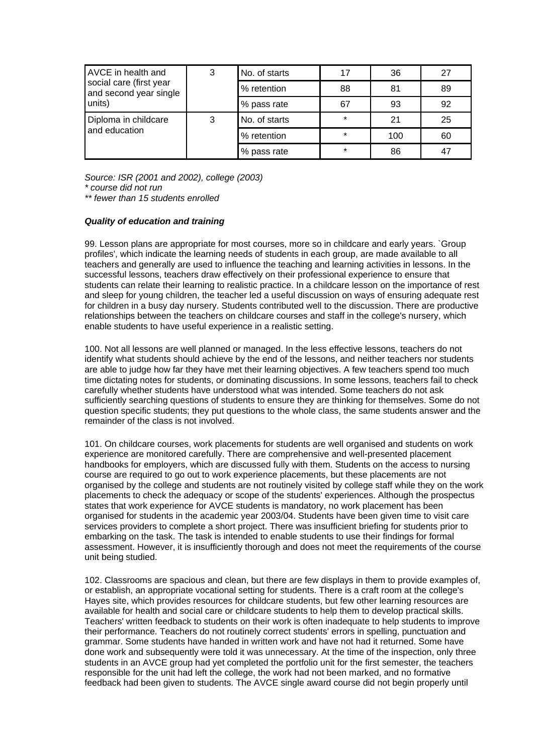| | | | | | |
|---|---|---|---|---|---|
| AVCE in health and social care (first year and second year single units) | 3 | No. of starts | 17 | 36 | 27 |
| | | % retention | 88 | 81 | 89 |
| | | % pass rate | 67 | 93 | 92 |
| Diploma in childcare and education | 3 | No. of starts | * | 21 | 25 |
| | | % retention | * | 100 | 60 |
| | | % pass rate | * | 86 | 47 |

*Source: ISR (2001 and 2002), college (2003)*
*\* course did not run*
*\*\* fewer than 15 students enrolled*

***Quality of education and training***

99. Lesson plans are appropriate for most courses, more so in childcare and early years. `Group profiles', which indicate the learning needs of students in each group, are made available to all teachers and generally are used to influence the teaching and learning activities in lessons. In the successful lessons, teachers draw effectively on their professional experience to ensure that students can relate their learning to realistic practice. In a childcare lesson on the importance of rest and sleep for young children, the teacher led a useful discussion on ways of ensuring adequate rest for children in a busy day nursery. Students contributed well to the discussion. There are productive relationships between the teachers on childcare courses and staff in the college's nursery, which enable students to have useful experience in a realistic setting.

100. Not all lessons are well planned or managed. In the less effective lessons, teachers do not identify what students should achieve by the end of the lessons, and neither teachers nor students are able to judge how far they have met their learning objectives. A few teachers spend too much time dictating notes for students, or dominating discussions. In some lessons, teachers fail to check carefully whether students have understood what was intended. Some teachers do not ask sufficiently searching questions of students to ensure they are thinking for themselves. Some do not question specific students; they put questions to the whole class, the same students answer and the remainder of the class is not involved.

101. On childcare courses, work placements for students are well organised and students on work experience are monitored carefully. There are comprehensive and well-presented placement handbooks for employers, which are discussed fully with them. Students on the access to nursing course are required to go out to work experience placements, but these placements are not organised by the college and students are not routinely visited by college staff while they on the work placements to check the adequacy or scope of the students' experiences. Although the prospectus states that work experience for AVCE students is mandatory, no work placement has been organised for students in the academic year 2003/04. Students have been given time to visit care services providers to complete a short project. There was insufficient briefing for students prior to embarking on the task. The task is intended to enable students to use their findings for formal assessment. However, it is insufficiently thorough and does not meet the requirements of the course unit being studied.

102. Classrooms are spacious and clean, but there are few displays in them to provide examples of, or establish, an appropriate vocational setting for students. There is a craft room at the college's Hayes site, which provides resources for childcare students, but few other learning resources are available for health and social care or childcare students to help them to develop practical skills. Teachers' written feedback to students on their work is often inadequate to help students to improve their performance. Teachers do not routinely correct students' errors in spelling, punctuation and grammar. Some students have handed in written work and have not had it returned. Some have done work and subsequently were told it was unnecessary. At the time of the inspection, only three students in an AVCE group had yet completed the portfolio unit for the first semester, the teachers responsible for the unit had left the college, the work had not been marked, and no formative feedback had been given to students. The AVCE single award course did not begin properly until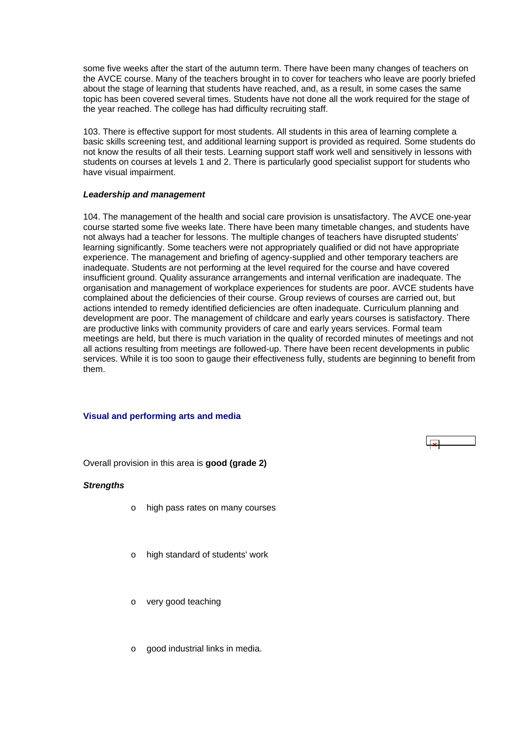some five weeks after the start of the autumn term. There have been many changes of teachers on the AVCE course. Many of the teachers brought in to cover for teachers who leave are poorly briefed about the stage of learning that students have reached, and, as a result, in some cases the same topic has been covered several times. Students have not done all the work required for the stage of the year reached. The college has had difficulty recruiting staff.

103. There is effective support for most students. All students in this area of learning complete a basic skills screening test, and additional learning support is provided as required. Some students do not know the results of all their tests. Learning support staff work well and sensitively in lessons with students on courses at levels 1 and 2. There is particularly good specialist support for students who have visual impairment.

***Leadership and management***

104. The management of the health and social care provision is unsatisfactory. The AVCE one-year course started some five weeks late. There have been many timetable changes, and students have not always had a teacher for lessons. The multiple changes of teachers have disrupted students' learning significantly. Some teachers were not appropriately qualified or did not have appropriate experience. The management and briefing of agency-supplied and other temporary teachers are inadequate. Students are not performing at the level required for the course and have covered insufficient ground. Quality assurance arrangements and internal verification are inadequate. The organisation and management of workplace experiences for students are poor. AVCE students have complained about the deficiencies of their course. Group reviews of courses are carried out, but actions intended to remedy identified deficiencies are often inadequate. Curriculum planning and development are poor. The management of childcare and early years courses is satisfactory. There are productive links with community providers of care and early years services. Formal team meetings are held, but there is much variation in the quality of recorded minutes of meetings and not all actions resulting from meetings are followed-up. There have been recent developments in public services. While it is too soon to gauge their effectiveness fully, students are beginning to benefit from them.

### Visual and performing arts and media

Overall provision in this area is **good (grade 2)**

***Strengths***

- high pass rates on many courses
- high standard of students' work
- very good teaching
- good industrial links in media.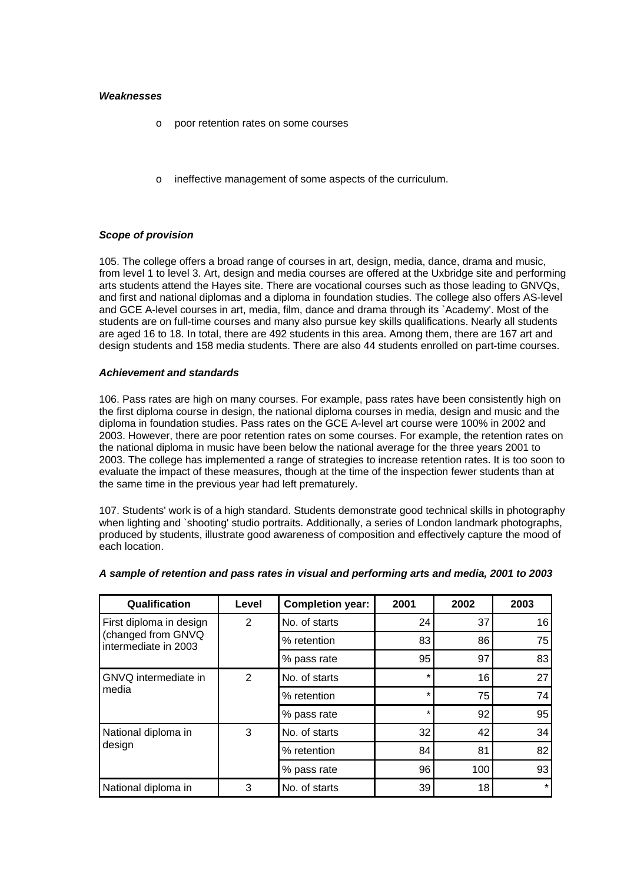***Weaknesses***

- poor retention rates on some courses
- ineffective management of some aspects of the curriculum.

***Scope of provision***

105. The college offers a broad range of courses in art, design, media, dance, drama and music, from level 1 to level 3. Art, design and media courses are offered at the Uxbridge site and performing arts students attend the Hayes site. There are vocational courses such as those leading to GNVQs, and first and national diplomas and a diploma in foundation studies. The college also offers AS-level and GCE A-level courses in art, media, film, dance and drama through its `Academy'. Most of the students are on full-time courses and many also pursue key skills qualifications. Nearly all students are aged 16 to 18. In total, there are 492 students in this area. Among them, there are 167 art and design students and 158 media students. There are also 44 students enrolled on part-time courses.

***Achievement and standards***

106. Pass rates are high on many courses. For example, pass rates have been consistently high on the first diploma course in design, the national diploma courses in media, design and music and the diploma in foundation studies. Pass rates on the GCE A-level art course were 100% in 2002 and 2003. However, there are poor retention rates on some courses. For example, the retention rates on the national diploma in music have been below the national average for the three years 2001 to 2003. The college has implemented a range of strategies to increase retention rates. It is too soon to evaluate the impact of these measures, though at the time of the inspection fewer students than at the same time in the previous year had left prematurely.

107. Students' work is of a high standard. Students demonstrate good technical skills in photography when lighting and `shooting' studio portraits. Additionally, a series of London landmark photographs, produced by students, illustrate good awareness of composition and effectively capture the mood of each location.

***A sample of retention and pass rates in visual and performing arts and media, 2001 to 2003***

| Qualification | Level | Completion year: | 2001 | 2002 | 2003 |
|---|---|---|---|---|---|
| First diploma in design (changed from GNVQ intermediate in 2003 | 2 | No. of starts | 24 | 37 | 16 |
| | | % retention | 83 | 86 | 75 |
| | | % pass rate | 95 | 97 | 83 |
| GNVQ intermediate in media | 2 | No. of starts | * | 16 | 27 |
| | | % retention | * | 75 | 74 |
| | | % pass rate | * | 92 | 95 |
| National diploma in design | 3 | No. of starts | 32 | 42 | 34 |
| | | % retention | 84 | 81 | 82 |
| | | % pass rate | 96 | 100 | 93 |
| National diploma in | 3 | No. of starts | 39 | 18 | * |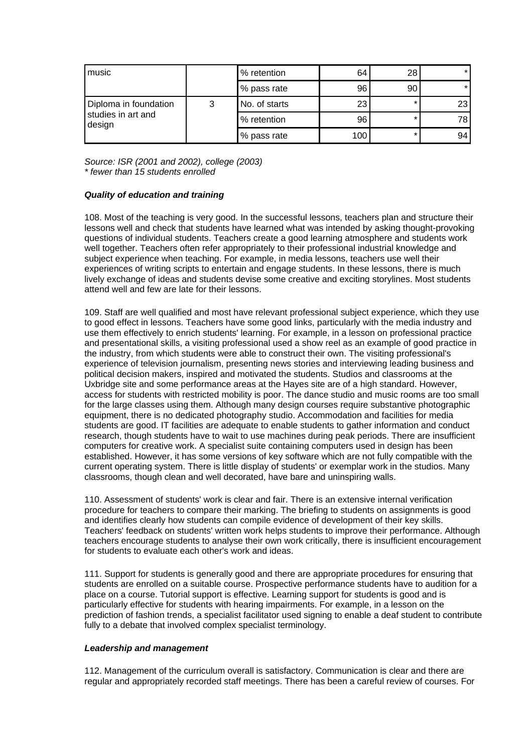| | | | | | |
|---|---|---|---|---|---|
| music | | % retention | 64 | 28 | * |
| | | % pass rate | 96 | 90 | * |
| Diploma in foundation studies in art and design | 3 | No. of starts | 23 | * | 23 |
| | | % retention | 96 | * | 78 |
| | | % pass rate | 100 | * | 94 |

*Source: ISR (2001 and 2002), college (2003)*
*\* fewer than 15 students enrolled*

***Quality of education and training***

108. Most of the teaching is very good. In the successful lessons, teachers plan and structure their lessons well and check that students have learned what was intended by asking thought-provoking questions of individual students. Teachers create a good learning atmosphere and students work well together. Teachers often refer appropriately to their professional industrial knowledge and subject experience when teaching. For example, in media lessons, teachers use well their experiences of writing scripts to entertain and engage students. In these lessons, there is much lively exchange of ideas and students devise some creative and exciting storylines. Most students attend well and few are late for their lessons.

109. Staff are well qualified and most have relevant professional subject experience, which they use to good effect in lessons. Teachers have some good links, particularly with the media industry and use them effectively to enrich students' learning. For example, in a lesson on professional practice and presentational skills, a visiting professional used a show reel as an example of good practice in the industry, from which students were able to construct their own. The visiting professional's experience of television journalism, presenting news stories and interviewing leading business and political decision makers, inspired and motivated the students. Studios and classrooms at the Uxbridge site and some performance areas at the Hayes site are of a high standard. However, access for students with restricted mobility is poor. The dance studio and music rooms are too small for the large classes using them. Although many design courses require substantive photographic equipment, there is no dedicated photography studio. Accommodation and facilities for media students are good. IT facilities are adequate to enable students to gather information and conduct research, though students have to wait to use machines during peak periods. There are insufficient computers for creative work. A specialist suite containing computers used in design has been established. However, it has some versions of key software which are not fully compatible with the current operating system. There is little display of students' or exemplar work in the studios. Many classrooms, though clean and well decorated, have bare and uninspiring walls.

110. Assessment of students' work is clear and fair. There is an extensive internal verification procedure for teachers to compare their marking. The briefing to students on assignments is good and identifies clearly how students can compile evidence of development of their key skills. Teachers' feedback on students' written work helps students to improve their performance. Although teachers encourage students to analyse their own work critically, there is insufficient encouragement for students to evaluate each other's work and ideas.

111. Support for students is generally good and there are appropriate procedures for ensuring that students are enrolled on a suitable course. Prospective performance students have to audition for a place on a course. Tutorial support is effective. Learning support for students is good and is particularly effective for students with hearing impairments. For example, in a lesson on the prediction of fashion trends, a specialist facilitator used signing to enable a deaf student to contribute fully to a debate that involved complex specialist terminology.

***Leadership and management***

112. Management of the curriculum overall is satisfactory. Communication is clear and there are regular and appropriately recorded staff meetings. There has been a careful review of courses. For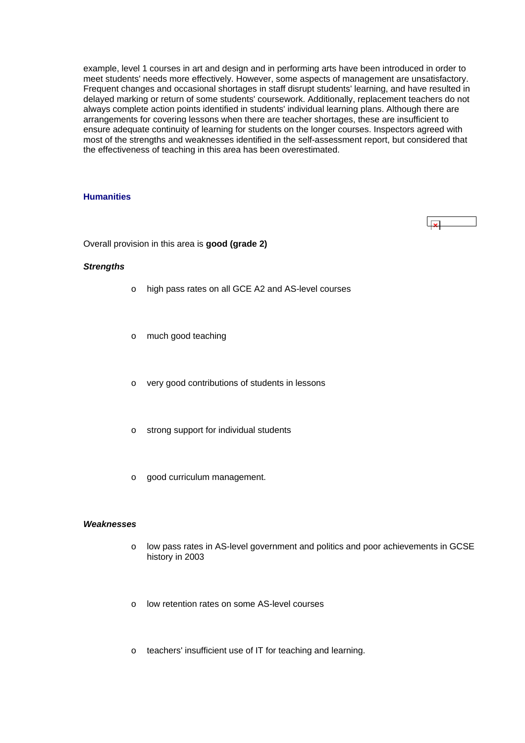example, level 1 courses in art and design and in performing arts have been introduced in order to meet students' needs more effectively. However, some aspects of management are unsatisfactory. Frequent changes and occasional shortages in staff disrupt students' learning, and have resulted in delayed marking or return of some students' coursework. Additionally, replacement teachers do not always complete action points identified in students' individual learning plans. Although there are arrangements for covering lessons when there are teacher shortages, these are insufficient to ensure adequate continuity of learning for students on the longer courses. Inspectors agreed with most of the strengths and weaknesses identified in the self-assessment report, but considered that the effectiveness of teaching in this area has been overestimated.

### Humanities

Overall provision in this area is **good (grade 2)**

***Strengths***

- high pass rates on all GCE A2 and AS-level courses
- much good teaching
- very good contributions of students in lessons
- strong support for individual students
- good curriculum management.

***Weaknesses***

- low pass rates in AS-level government and politics and poor achievements in GCSE history in 2003
- low retention rates on some AS-level courses
- teachers' insufficient use of IT for teaching and learning.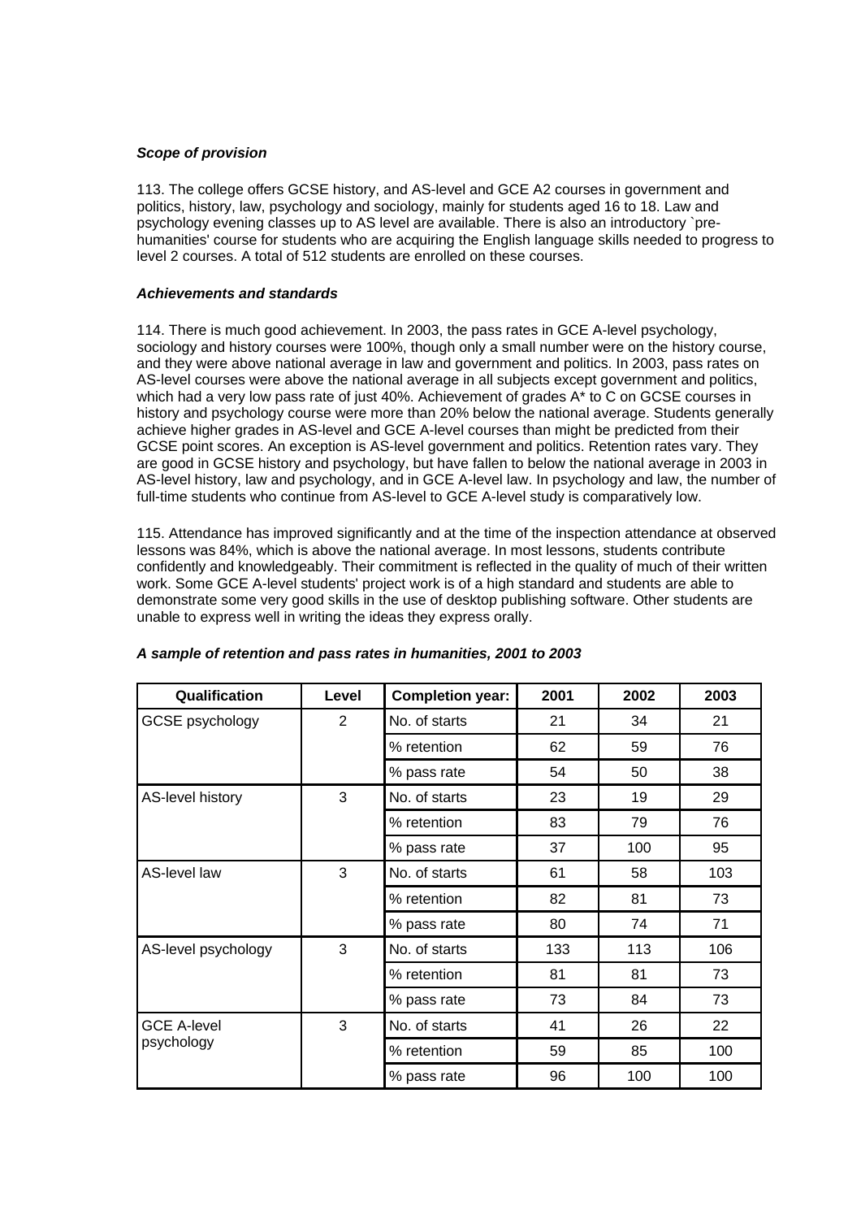***Scope of provision***

113. The college offers GCSE history, and AS-level and GCE A2 courses in government and politics, history, law, psychology and sociology, mainly for students aged 16 to 18. Law and psychology evening classes up to AS level are available. There is also an introductory `pre-humanities' course for students who are acquiring the English language skills needed to progress to level 2 courses. A total of 512 students are enrolled on these courses.

***Achievements and standards***

114. There is much good achievement. In 2003, the pass rates in GCE A-level psychology, sociology and history courses were 100%, though only a small number were on the history course, and they were above national average in law and government and politics. In 2003, pass rates on AS-level courses were above the national average in all subjects except government and politics, which had a very low pass rate of just 40%. Achievement of grades A* to C on GCSE courses in history and psychology course were more than 20% below the national average. Students generally achieve higher grades in AS-level and GCE A-level courses than might be predicted from their GCSE point scores. An exception is AS-level government and politics. Retention rates vary. They are good in GCSE history and psychology, but have fallen to below the national average in 2003 in AS-level history, law and psychology, and in GCE A-level law. In psychology and law, the number of full-time students who continue from AS-level to GCE A-level study is comparatively low.

115. Attendance has improved significantly and at the time of the inspection attendance at observed lessons was 84%, which is above the national average. In most lessons, students contribute confidently and knowledgeably. Their commitment is reflected in the quality of much of their written work. Some GCE A-level students' project work is of a high standard and students are able to demonstrate some very good skills in the use of desktop publishing software. Other students are unable to express well in writing the ideas they express orally.

***A sample of retention and pass rates in humanities, 2001 to 2003***

| Qualification | Level | Completion year: | 2001 | 2002 | 2003 |
|---|---|---|---|---|---|
| GCSE psychology | 2 | No. of starts | 21 | 34 | 21 |
| | | % retention | 62 | 59 | 76 |
| | | % pass rate | 54 | 50 | 38 |
| AS-level history | 3 | No. of starts | 23 | 19 | 29 |
| | | % retention | 83 | 79 | 76 |
| | | % pass rate | 37 | 100 | 95 |
| AS-level law | 3 | No. of starts | 61 | 58 | 103 |
| | | % retention | 82 | 81 | 73 |
| | | % pass rate | 80 | 74 | 71 |
| AS-level psychology | 3 | No. of starts | 133 | 113 | 106 |
| | | % retention | 81 | 81 | 73 |
| | | % pass rate | 73 | 84 | 73 |
| GCE A-level psychology | 3 | No. of starts | 41 | 26 | 22 |
| | | % retention | 59 | 85 | 100 |
| | | % pass rate | 96 | 100 | 100 |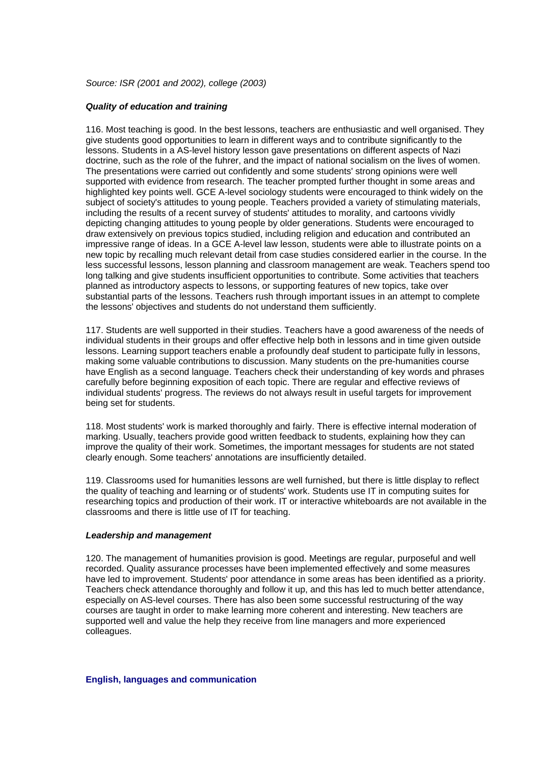*Source: ISR (2001 and 2002), college (2003)*

### *Quality of education and training*

116. Most teaching is good. In the best lessons, teachers are enthusiastic and well organised. They give students good opportunities to learn in different ways and to contribute significantly to the lessons. Students in a AS-level history lesson gave presentations on different aspects of Nazi doctrine, such as the role of the fuhrer, and the impact of national socialism on the lives of women. The presentations were carried out confidently and some students' strong opinions were well supported with evidence from research. The teacher prompted further thought in some areas and highlighted key points well. GCE A-level sociology students were encouraged to think widely on the subject of society's attitudes to young people. Teachers provided a variety of stimulating materials, including the results of a recent survey of students' attitudes to morality, and cartoons vividly depicting changing attitudes to young people by older generations. Students were encouraged to draw extensively on previous topics studied, including religion and education and contributed an impressive range of ideas. In a GCE A-level law lesson, students were able to illustrate points on a new topic by recalling much relevant detail from case studies considered earlier in the course. In the less successful lessons, lesson planning and classroom management are weak. Teachers spend too long talking and give students insufficient opportunities to contribute. Some activities that teachers planned as introductory aspects to lessons, or supporting features of new topics, take over substantial parts of the lessons. Teachers rush through important issues in an attempt to complete the lessons' objectives and students do not understand them sufficiently.

117. Students are well supported in their studies. Teachers have a good awareness of the needs of individual students in their groups and offer effective help both in lessons and in time given outside lessons. Learning support teachers enable a profoundly deaf student to participate fully in lessons, making some valuable contributions to discussion. Many students on the pre-humanities course have English as a second language. Teachers check their understanding of key words and phrases carefully before beginning exposition of each topic. There are regular and effective reviews of individual students' progress. The reviews do not always result in useful targets for improvement being set for students.

118. Most students' work is marked thoroughly and fairly. There is effective internal moderation of marking. Usually, teachers provide good written feedback to students, explaining how they can improve the quality of their work. Sometimes, the important messages for students are not stated clearly enough. Some teachers' annotations are insufficiently detailed.

119. Classrooms used for humanities lessons are well furnished, but there is little display to reflect the quality of teaching and learning or of students' work. Students use IT in computing suites for researching topics and production of their work. IT or interactive whiteboards are not available in the classrooms and there is little use of IT for teaching.

### *Leadership and management*

120. The management of humanities provision is good. Meetings are regular, purposeful and well recorded. Quality assurance processes have been implemented effectively and some measures have led to improvement. Students' poor attendance in some areas has been identified as a priority. Teachers check attendance thoroughly and follow it up, and this has led to much better attendance, especially on AS-level courses. There has also been some successful restructuring of the way courses are taught in order to make learning more coherent and interesting. New teachers are supported well and value the help they receive from line managers and more experienced colleagues.

## **English, languages and communication**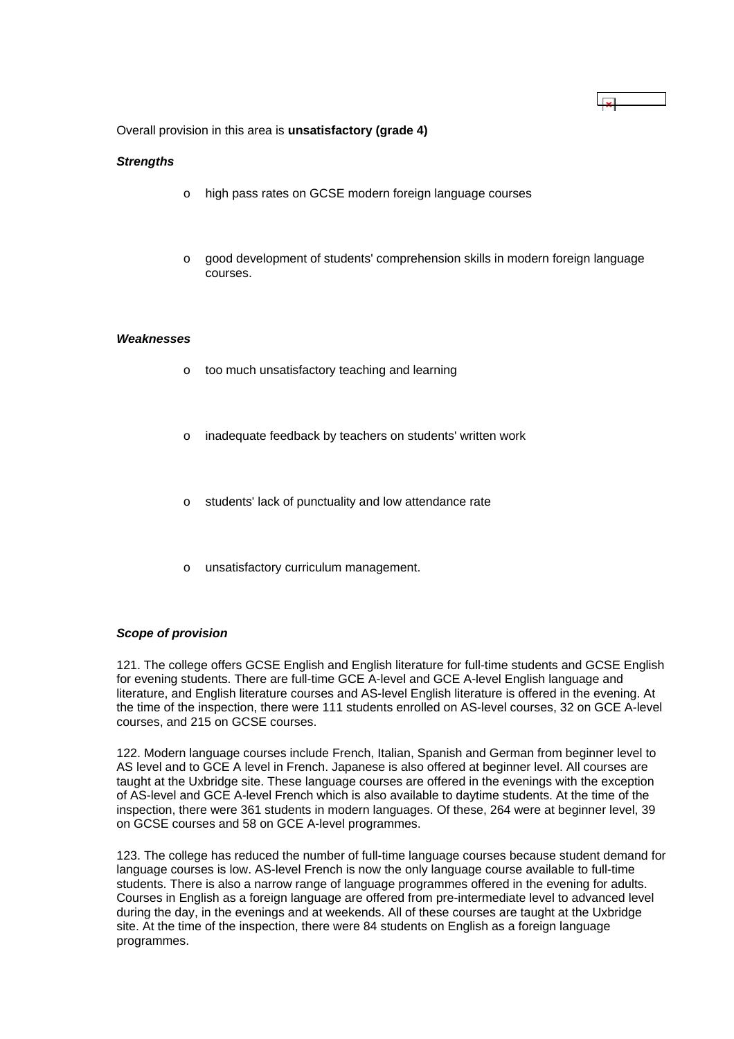Overall provision in this area is **unsatisfactory (grade 4)**

***Strengths***

- high pass rates on GCSE modern foreign language courses
- good development of students' comprehension skills in modern foreign language courses.

***Weaknesses***

- too much unsatisfactory teaching and learning
- inadequate feedback by teachers on students' written work
- students' lack of punctuality and low attendance rate
- unsatisfactory curriculum management.

***Scope of provision***

121. The college offers GCSE English and English literature for full-time students and GCSE English for evening students. There are full-time GCE A-level and GCE A-level English language and literature, and English literature courses and AS-level English literature is offered in the evening. At the time of the inspection, there were 111 students enrolled on AS-level courses, 32 on GCE A-level courses, and 215 on GCSE courses.

122. Modern language courses include French, Italian, Spanish and German from beginner level to AS level and to GCE A level in French. Japanese is also offered at beginner level. All courses are taught at the Uxbridge site. These language courses are offered in the evenings with the exception of AS-level and GCE A-level French which is also available to daytime students. At the time of the inspection, there were 361 students in modern languages. Of these, 264 were at beginner level, 39 on GCSE courses and 58 on GCE A-level programmes.

123. The college has reduced the number of full-time language courses because student demand for language courses is low. AS-level French is now the only language course available to full-time students. There is also a narrow range of language programmes offered in the evening for adults. Courses in English as a foreign language are offered from pre-intermediate level to advanced level during the day, in the evenings and at weekends. All of these courses are taught at the Uxbridge site. At the time of the inspection, there were 84 students on English as a foreign language programmes.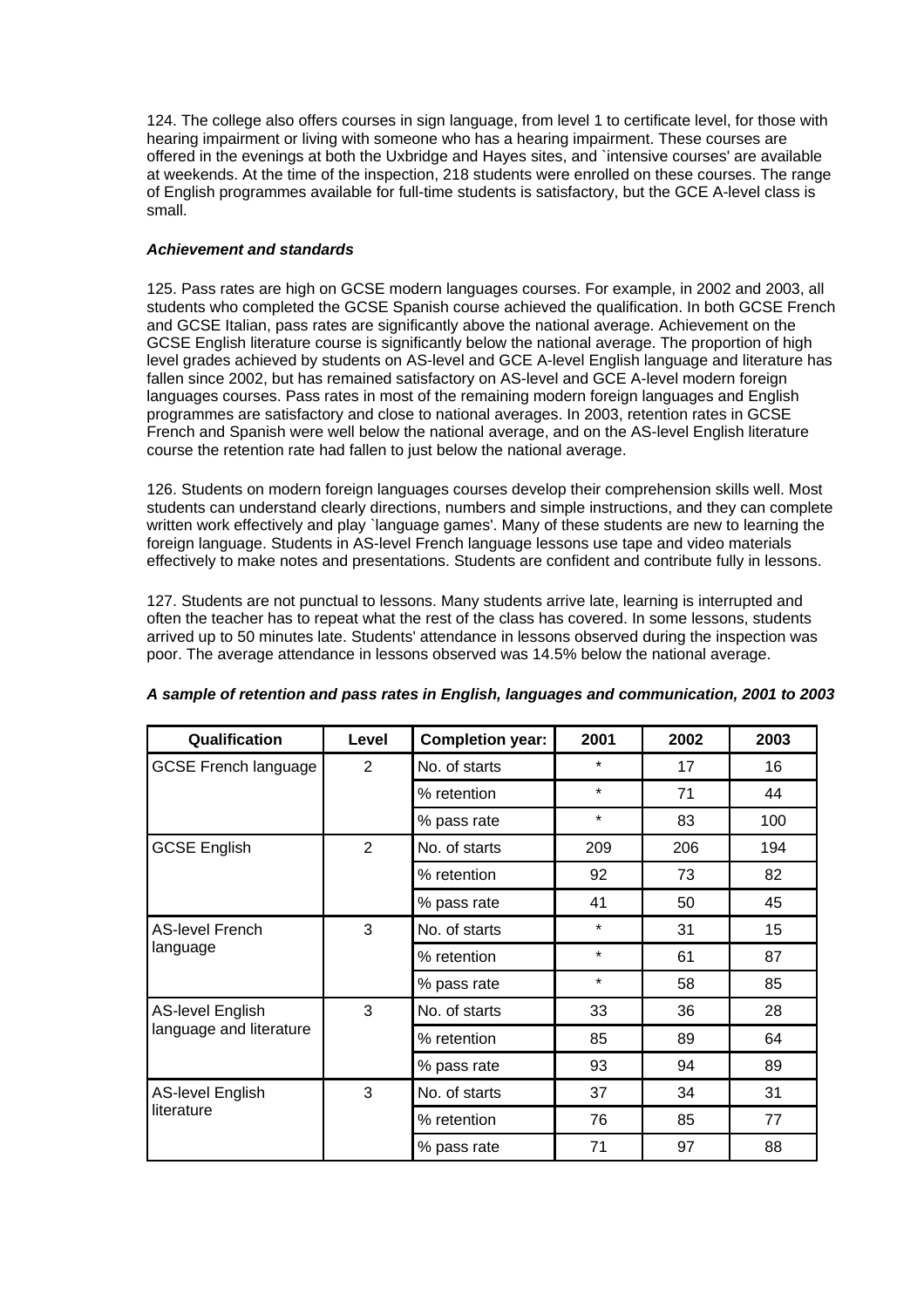124. The college also offers courses in sign language, from level 1 to certificate level, for those with hearing impairment or living with someone who has a hearing impairment. These courses are offered in the evenings at both the Uxbridge and Hayes sites, and `intensive courses' are available at weekends. At the time of the inspection, 218 students were enrolled on these courses. The range of English programmes available for full-time students is satisfactory, but the GCE A-level class is small.

***Achievement and standards***

125. Pass rates are high on GCSE modern languages courses. For example, in 2002 and 2003, all students who completed the GCSE Spanish course achieved the qualification. In both GCSE French and GCSE Italian, pass rates are significantly above the national average. Achievement on the GCSE English literature course is significantly below the national average. The proportion of high level grades achieved by students on AS-level and GCE A-level English language and literature has fallen since 2002, but has remained satisfactory on AS-level and GCE A-level modern foreign languages courses. Pass rates in most of the remaining modern foreign languages and English programmes are satisfactory and close to national averages. In 2003, retention rates in GCSE French and Spanish were well below the national average, and on the AS-level English literature course the retention rate had fallen to just below the national average.

126. Students on modern foreign languages courses develop their comprehension skills well. Most students can understand clearly directions, numbers and simple instructions, and they can complete written work effectively and play `language games'. Many of these students are new to learning the foreign language. Students in AS-level French language lessons use tape and video materials effectively to make notes and presentations. Students are confident and contribute fully in lessons.

127. Students are not punctual to lessons. Many students arrive late, learning is interrupted and often the teacher has to repeat what the rest of the class has covered. In some lessons, students arrived up to 50 minutes late. Students' attendance in lessons observed during the inspection was poor. The average attendance in lessons observed was 14.5% below the national average.

***A sample of retention and pass rates in English, languages and communication, 2001 to 2003***

| Qualification | Level | Completion year: | 2001 | 2002 | 2003 |
|---|---|---|---|---|---|
| GCSE French language | 2 | No. of starts | * | 17 | 16 |
| | | % retention | * | 71 | 44 |
| | | % pass rate | * | 83 | 100 |
| GCSE English | 2 | No. of starts | 209 | 206 | 194 |
| | | % retention | 92 | 73 | 82 |
| | | % pass rate | 41 | 50 | 45 |
| AS-level French language | 3 | No. of starts | * | 31 | 15 |
| | | % retention | * | 61 | 87 |
| | | % pass rate | * | 58 | 85 |
| AS-level English language and literature | 3 | No. of starts | 33 | 36 | 28 |
| | | % retention | 85 | 89 | 64 |
| | | % pass rate | 93 | 94 | 89 |
| AS-level English literature | 3 | No. of starts | 37 | 34 | 31 |
| | | % retention | 76 | 85 | 77 |
| | | % pass rate | 71 | 97 | 88 |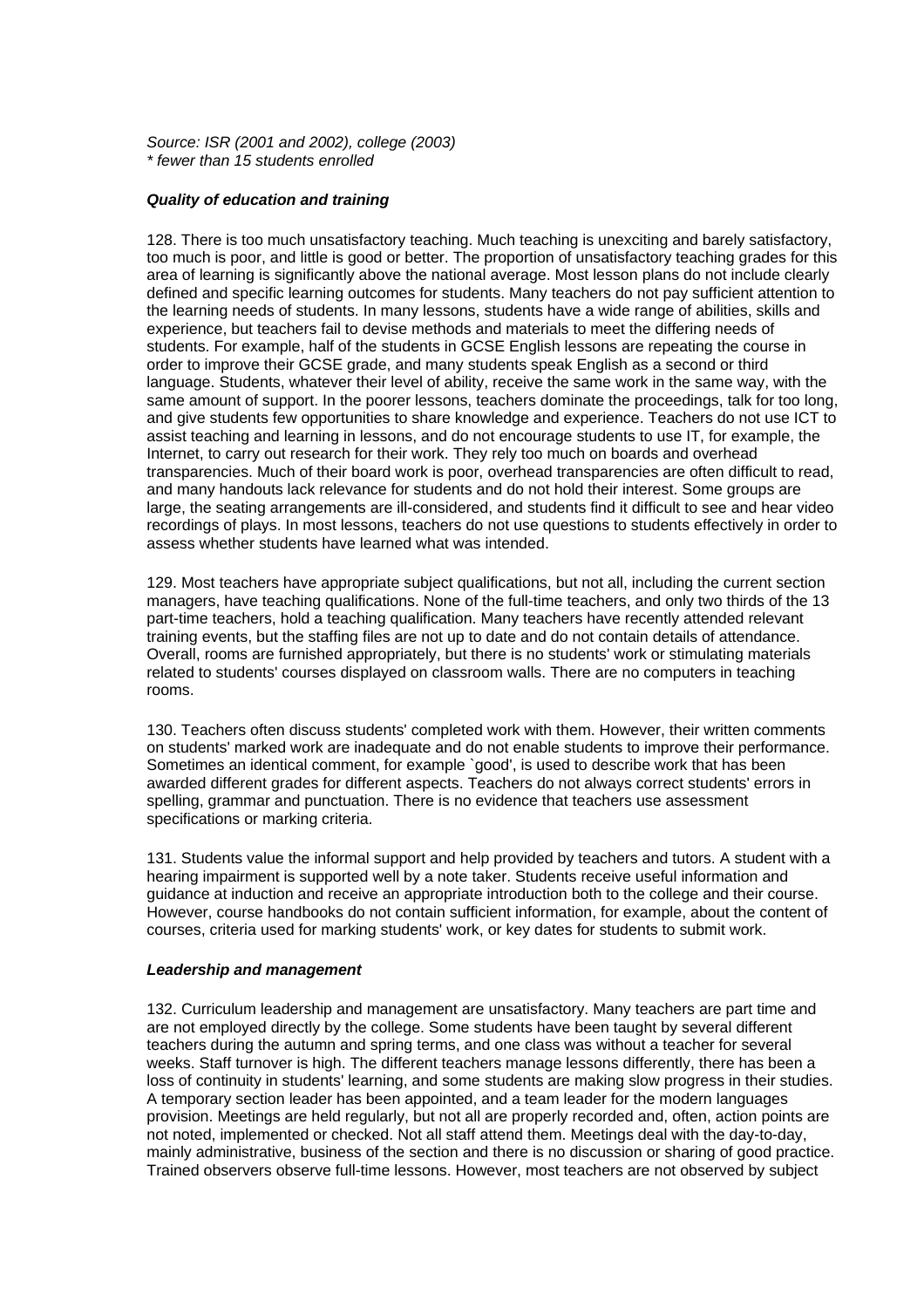*Source: ISR (2001 and 2002), college (2003)*
*\* fewer than 15 students enrolled*

***Quality of education and training***

128. There is too much unsatisfactory teaching. Much teaching is unexciting and barely satisfactory, too much is poor, and little is good or better. The proportion of unsatisfactory teaching grades for this area of learning is significantly above the national average. Most lesson plans do not include clearly defined and specific learning outcomes for students. Many teachers do not pay sufficient attention to the learning needs of students. In many lessons, students have a wide range of abilities, skills and experience, but teachers fail to devise methods and materials to meet the differing needs of students. For example, half of the students in GCSE English lessons are repeating the course in order to improve their GCSE grade, and many students speak English as a second or third language. Students, whatever their level of ability, receive the same work in the same way, with the same amount of support. In the poorer lessons, teachers dominate the proceedings, talk for too long, and give students few opportunities to share knowledge and experience. Teachers do not use ICT to assist teaching and learning in lessons, and do not encourage students to use IT, for example, the Internet, to carry out research for their work. They rely too much on boards and overhead transparencies. Much of their board work is poor, overhead transparencies are often difficult to read, and many handouts lack relevance for students and do not hold their interest. Some groups are large, the seating arrangements are ill-considered, and students find it difficult to see and hear video recordings of plays. In most lessons, teachers do not use questions to students effectively in order to assess whether students have learned what was intended.

129. Most teachers have appropriate subject qualifications, but not all, including the current section managers, have teaching qualifications. None of the full-time teachers, and only two thirds of the 13 part-time teachers, hold a teaching qualification. Many teachers have recently attended relevant training events, but the staffing files are not up to date and do not contain details of attendance. Overall, rooms are furnished appropriately, but there is no students' work or stimulating materials related to students' courses displayed on classroom walls. There are no computers in teaching rooms.

130. Teachers often discuss students' completed work with them. However, their written comments on students' marked work are inadequate and do not enable students to improve their performance. Sometimes an identical comment, for example `good', is used to describe work that has been awarded different grades for different aspects. Teachers do not always correct students' errors in spelling, grammar and punctuation. There is no evidence that teachers use assessment specifications or marking criteria.

131. Students value the informal support and help provided by teachers and tutors. A student with a hearing impairment is supported well by a note taker. Students receive useful information and guidance at induction and receive an appropriate introduction both to the college and their course. However, course handbooks do not contain sufficient information, for example, about the content of courses, criteria used for marking students' work, or key dates for students to submit work.

***Leadership and management***

132. Curriculum leadership and management are unsatisfactory. Many teachers are part time and are not employed directly by the college. Some students have been taught by several different teachers during the autumn and spring terms, and one class was without a teacher for several weeks. Staff turnover is high. The different teachers manage lessons differently, there has been a loss of continuity in students' learning, and some students are making slow progress in their studies. A temporary section leader has been appointed, and a team leader for the modern languages provision. Meetings are held regularly, but not all are properly recorded and, often, action points are not noted, implemented or checked. Not all staff attend them. Meetings deal with the day-to-day, mainly administrative, business of the section and there is no discussion or sharing of good practice. Trained observers observe full-time lessons. However, most teachers are not observed by subject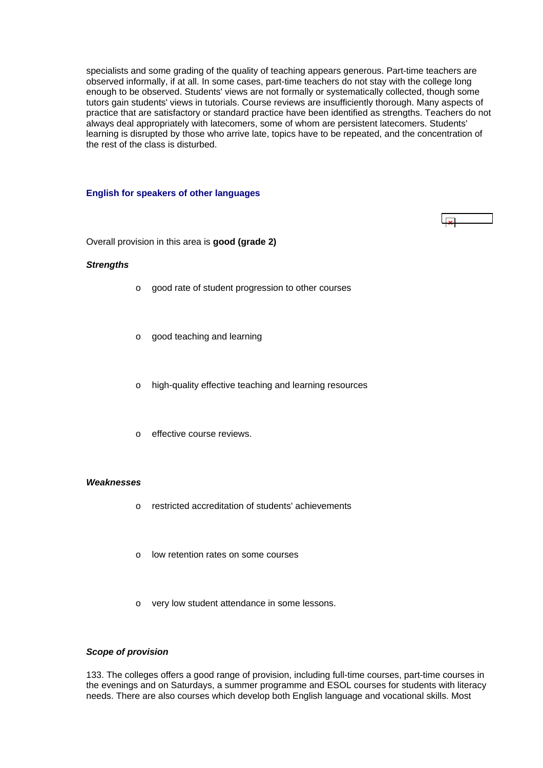specialists and some grading of the quality of teaching appears generous. Part-time teachers are observed informally, if at all. In some cases, part-time teachers do not stay with the college long enough to be observed. Students' views are not formally or systematically collected, though some tutors gain students' views in tutorials. Course reviews are insufficiently thorough. Many aspects of practice that are satisfactory or standard practice have been identified as strengths. Teachers do not always deal appropriately with latecomers, some of whom are persistent latecomers. Students' learning is disrupted by those who arrive late, topics have to be repeated, and the concentration of the rest of the class is disturbed.

### English for speakers of other languages

Overall provision in this area is **good (grade 2)**

***Strengths***

- good rate of student progression to other courses
- good teaching and learning
- high-quality effective teaching and learning resources
- effective course reviews.

***Weaknesses***

- restricted accreditation of students' achievements
- low retention rates on some courses
- very low student attendance in some lessons.

***Scope of provision***

133. The colleges offers a good range of provision, including full-time courses, part-time courses in the evenings and on Saturdays, a summer programme and ESOL courses for students with literacy needs. There are also courses which develop both English language and vocational skills. Most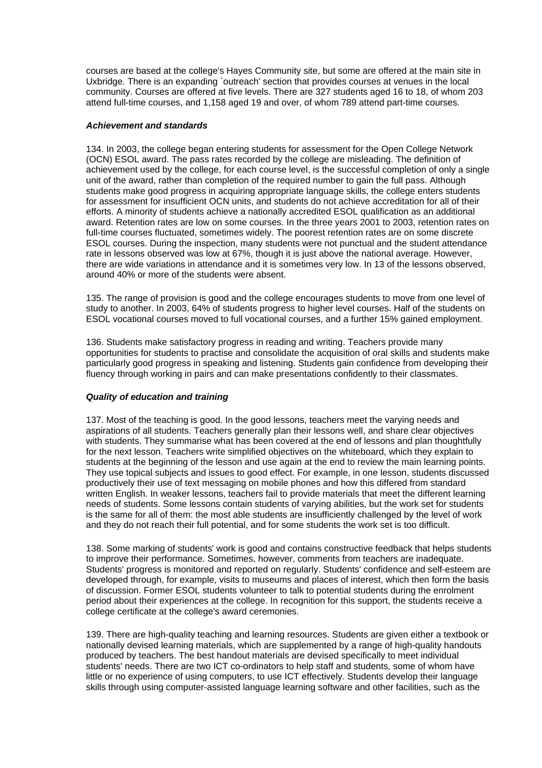courses are based at the college's Hayes Community site, but some are offered at the main site in Uxbridge. There is an expanding `outreach' section that provides courses at venues in the local community. Courses are offered at five levels. There are 327 students aged 16 to 18, of whom 203 attend full-time courses, and 1,158 aged 19 and over, of whom 789 attend part-time courses.

### *Achievement and standards*

134. In 2003, the college began entering students for assessment for the Open College Network (OCN) ESOL award. The pass rates recorded by the college are misleading. The definition of achievement used by the college, for each course level, is the successful completion of only a single unit of the award, rather than completion of the required number to gain the full pass. Although students make good progress in acquiring appropriate language skills, the college enters students for assessment for insufficient OCN units, and students do not achieve accreditation for all of their efforts. A minority of students achieve a nationally accredited ESOL qualification as an additional award. Retention rates are low on some courses. In the three years 2001 to 2003, retention rates on full-time courses fluctuated, sometimes widely. The poorest retention rates are on some discrete ESOL courses. During the inspection, many students were not punctual and the student attendance rate in lessons observed was low at 67%, though it is just above the national average. However, there are wide variations in attendance and it is sometimes very low. In 13 of the lessons observed, around 40% or more of the students were absent.

135. The range of provision is good and the college encourages students to move from one level of study to another. In 2003, 64% of students progress to higher level courses. Half of the students on ESOL vocational courses moved to full vocational courses, and a further 15% gained employment.

136. Students make satisfactory progress in reading and writing. Teachers provide many opportunities for students to practise and consolidate the acquisition of oral skills and students make particularly good progress in speaking and listening. Students gain confidence from developing their fluency through working in pairs and can make presentations confidently to their classmates.

### *Quality of education and training*

137. Most of the teaching is good. In the good lessons, teachers meet the varying needs and aspirations of all students. Teachers generally plan their lessons well, and share clear objectives with students. They summarise what has been covered at the end of lessons and plan thoughtfully for the next lesson. Teachers write simplified objectives on the whiteboard, which they explain to students at the beginning of the lesson and use again at the end to review the main learning points. They use topical subjects and issues to good effect. For example, in one lesson, students discussed productively their use of text messaging on mobile phones and how this differed from standard written English. In weaker lessons, teachers fail to provide materials that meet the different learning needs of students. Some lessons contain students of varying abilities, but the work set for students is the same for all of them: the most able students are insufficiently challenged by the level of work and they do not reach their full potential, and for some students the work set is too difficult.

138. Some marking of students' work is good and contains constructive feedback that helps students to improve their performance. Sometimes, however, comments from teachers are inadequate. Students' progress is monitored and reported on regularly. Students' confidence and self-esteem are developed through, for example, visits to museums and places of interest, which then form the basis of discussion. Former ESOL students volunteer to talk to potential students during the enrolment period about their experiences at the college. In recognition for this support, the students receive a college certificate at the college's award ceremonies.

139. There are high-quality teaching and learning resources. Students are given either a textbook or nationally devised learning materials, which are supplemented by a range of high-quality handouts produced by teachers. The best handout materials are devised specifically to meet individual students' needs. There are two ICT co-ordinators to help staff and students, some of whom have little or no experience of using computers, to use ICT effectively. Students develop their language skills through using computer-assisted language learning software and other facilities, such as the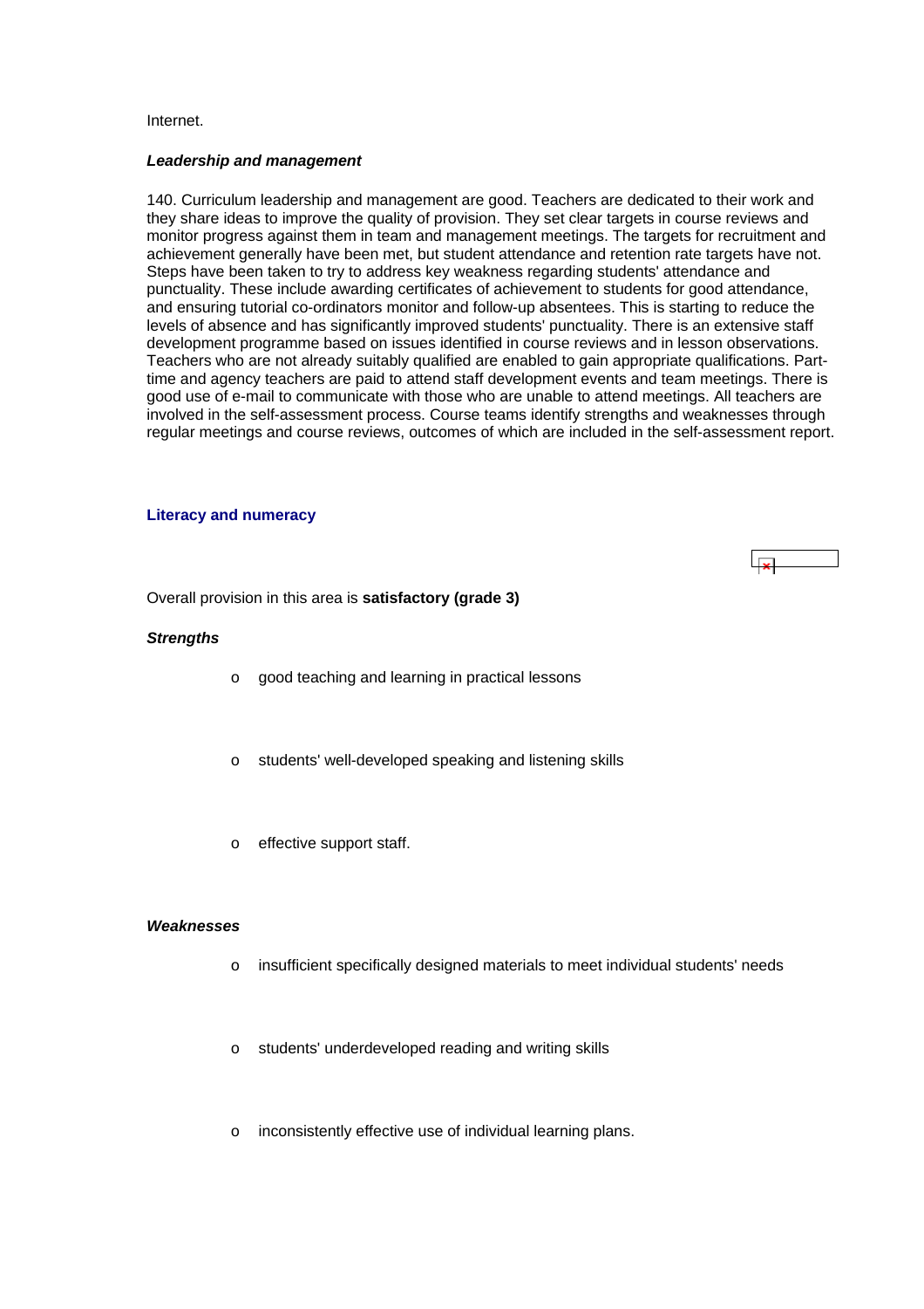Internet.

***Leadership and management***

140. Curriculum leadership and management are good. Teachers are dedicated to their work and they share ideas to improve the quality of provision. They set clear targets in course reviews and monitor progress against them in team and management meetings. The targets for recruitment and achievement generally have been met, but student attendance and retention rate targets have not. Steps have been taken to try to address key weakness regarding students' attendance and punctuality. These include awarding certificates of achievement to students for good attendance, and ensuring tutorial co-ordinators monitor and follow-up absentees. This is starting to reduce the levels of absence and has significantly improved students' punctuality. There is an extensive staff development programme based on issues identified in course reviews and in lesson observations. Teachers who are not already suitably qualified are enabled to gain appropriate qualifications. Part-time and agency teachers are paid to attend staff development events and team meetings. There is good use of e-mail to communicate with those who are unable to attend meetings. All teachers are involved in the self-assessment process. Course teams identify strengths and weaknesses through regular meetings and course reviews, outcomes of which are included in the self-assessment report.

### Literacy and numeracy

Overall provision in this area is **satisfactory (grade 3)**

***Strengths***

- good teaching and learning in practical lessons
- students' well-developed speaking and listening skills
- effective support staff.

***Weaknesses***

- insufficient specifically designed materials to meet individual students' needs
- students' underdeveloped reading and writing skills
- inconsistently effective use of individual learning plans.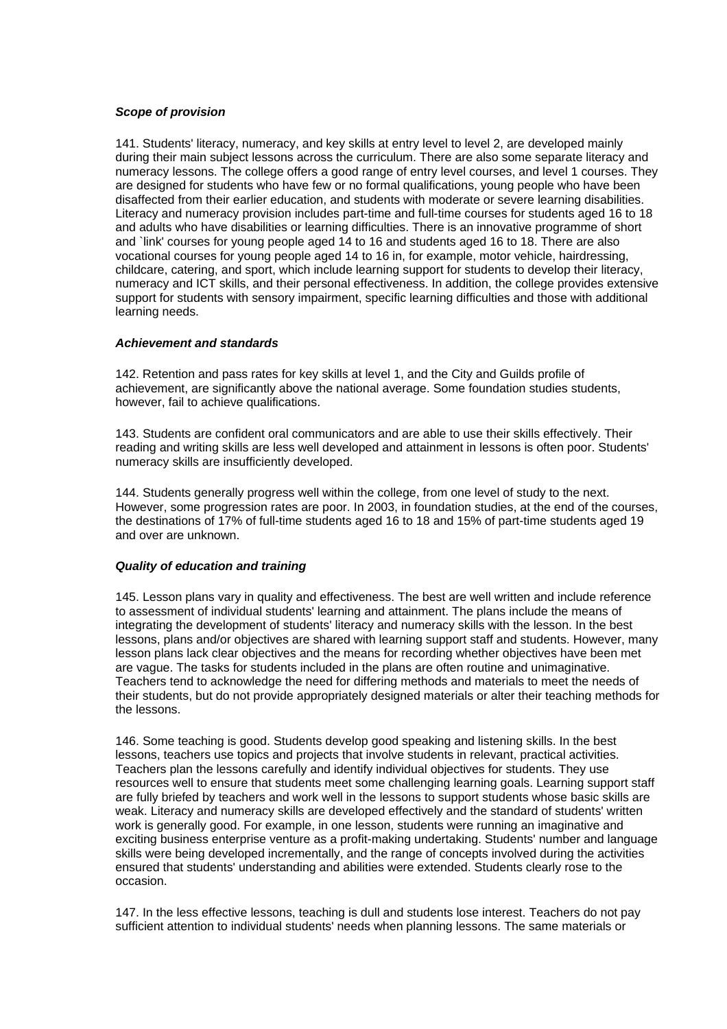***Scope of provision***

141. Students' literacy, numeracy, and key skills at entry level to level 2, are developed mainly during their main subject lessons across the curriculum. There are also some separate literacy and numeracy lessons. The college offers a good range of entry level courses, and level 1 courses. They are designed for students who have few or no formal qualifications, young people who have been disaffected from their earlier education, and students with moderate or severe learning disabilities. Literacy and numeracy provision includes part-time and full-time courses for students aged 16 to 18 and adults who have disabilities or learning difficulties. There is an innovative programme of short and `link' courses for young people aged 14 to 16 and students aged 16 to 18. There are also vocational courses for young people aged 14 to 16 in, for example, motor vehicle, hairdressing, childcare, catering, and sport, which include learning support for students to develop their literacy, numeracy and ICT skills, and their personal effectiveness. In addition, the college provides extensive support for students with sensory impairment, specific learning difficulties and those with additional learning needs.

***Achievement and standards***

142. Retention and pass rates for key skills at level 1, and the City and Guilds profile of achievement, are significantly above the national average. Some foundation studies students, however, fail to achieve qualifications.

143. Students are confident oral communicators and are able to use their skills effectively. Their reading and writing skills are less well developed and attainment in lessons is often poor. Students' numeracy skills are insufficiently developed.

144. Students generally progress well within the college, from one level of study to the next. However, some progression rates are poor. In 2003, in foundation studies, at the end of the courses, the destinations of 17% of full-time students aged 16 to 18 and 15% of part-time students aged 19 and over are unknown.

***Quality of education and training***

145. Lesson plans vary in quality and effectiveness. The best are well written and include reference to assessment of individual students' learning and attainment. The plans include the means of integrating the development of students' literacy and numeracy skills with the lesson. In the best lessons, plans and/or objectives are shared with learning support staff and students. However, many lesson plans lack clear objectives and the means for recording whether objectives have been met are vague. The tasks for students included in the plans are often routine and unimaginative. Teachers tend to acknowledge the need for differing methods and materials to meet the needs of their students, but do not provide appropriately designed materials or alter their teaching methods for the lessons.

146. Some teaching is good. Students develop good speaking and listening skills. In the best lessons, teachers use topics and projects that involve students in relevant, practical activities. Teachers plan the lessons carefully and identify individual objectives for students. They use resources well to ensure that students meet some challenging learning goals. Learning support staff are fully briefed by teachers and work well in the lessons to support students whose basic skills are weak. Literacy and numeracy skills are developed effectively and the standard of students' written work is generally good. For example, in one lesson, students were running an imaginative and exciting business enterprise venture as a profit-making undertaking. Students' number and language skills were being developed incrementally, and the range of concepts involved during the activities ensured that students' understanding and abilities were extended. Students clearly rose to the occasion.

147. In the less effective lessons, teaching is dull and students lose interest. Teachers do not pay sufficient attention to individual students' needs when planning lessons. The same materials or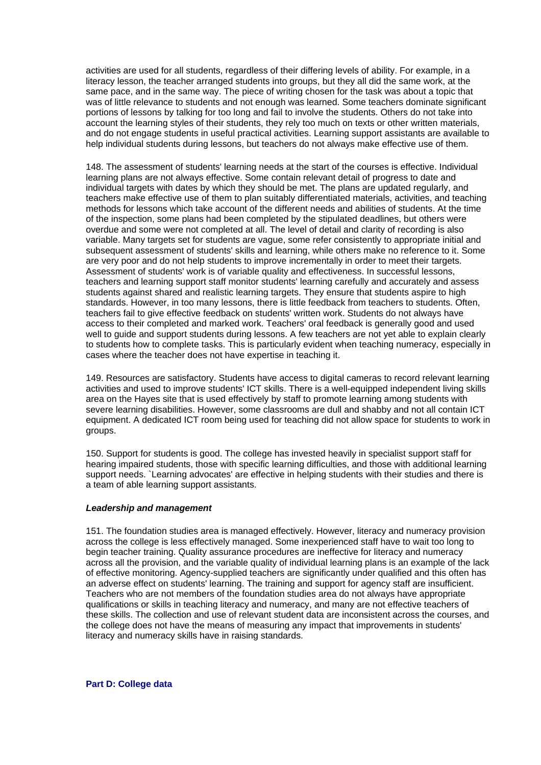activities are used for all students, regardless of their differing levels of ability. For example, in a literacy lesson, the teacher arranged students into groups, but they all did the same work, at the same pace, and in the same way. The piece of writing chosen for the task was about a topic that was of little relevance to students and not enough was learned. Some teachers dominate significant portions of lessons by talking for too long and fail to involve the students. Others do not take into account the learning styles of their students, they rely too much on texts or other written materials, and do not engage students in useful practical activities. Learning support assistants are available to help individual students during lessons, but teachers do not always make effective use of them.

148. The assessment of students' learning needs at the start of the courses is effective. Individual learning plans are not always effective. Some contain relevant detail of progress to date and individual targets with dates by which they should be met. The plans are updated regularly, and teachers make effective use of them to plan suitably differentiated materials, activities, and teaching methods for lessons which take account of the different needs and abilities of students. At the time of the inspection, some plans had been completed by the stipulated deadlines, but others were overdue and some were not completed at all. The level of detail and clarity of recording is also variable. Many targets set for students are vague, some refer consistently to appropriate initial and subsequent assessment of students' skills and learning, while others make no reference to it. Some are very poor and do not help students to improve incrementally in order to meet their targets. Assessment of students' work is of variable quality and effectiveness. In successful lessons, teachers and learning support staff monitor students' learning carefully and accurately and assess students against shared and realistic learning targets. They ensure that students aspire to high standards. However, in too many lessons, there is little feedback from teachers to students. Often, teachers fail to give effective feedback on students' written work. Students do not always have access to their completed and marked work. Teachers' oral feedback is generally good and used well to guide and support students during lessons. A few teachers are not yet able to explain clearly to students how to complete tasks. This is particularly evident when teaching numeracy, especially in cases where the teacher does not have expertise in teaching it.

149. Resources are satisfactory. Students have access to digital cameras to record relevant learning activities and used to improve students' ICT skills. There is a well-equipped independent living skills area on the Hayes site that is used effectively by staff to promote learning among students with severe learning disabilities. However, some classrooms are dull and shabby and not all contain ICT equipment. A dedicated ICT room being used for teaching did not allow space for students to work in groups.

150. Support for students is good. The college has invested heavily in specialist support staff for hearing impaired students, those with specific learning difficulties, and those with additional learning support needs. `Learning advocates' are effective in helping students with their studies and there is a team of able learning support assistants.

***Leadership and management***

151. The foundation studies area is managed effectively. However, literacy and numeracy provision across the college is less effectively managed. Some inexperienced staff have to wait too long to begin teacher training. Quality assurance procedures are ineffective for literacy and numeracy across all the provision, and the variable quality of individual learning plans is an example of the lack of effective monitoring. Agency-supplied teachers are significantly under qualified and this often has an adverse effect on students' learning. The training and support for agency staff are insufficient. Teachers who are not members of the foundation studies area do not always have appropriate qualifications or skills in teaching literacy and numeracy, and many are not effective teachers of these skills. The collection and use of relevant student data are inconsistent across the courses, and the college does not have the means of measuring any impact that improvements in students' literacy and numeracy skills have in raising standards.

## Part D: College data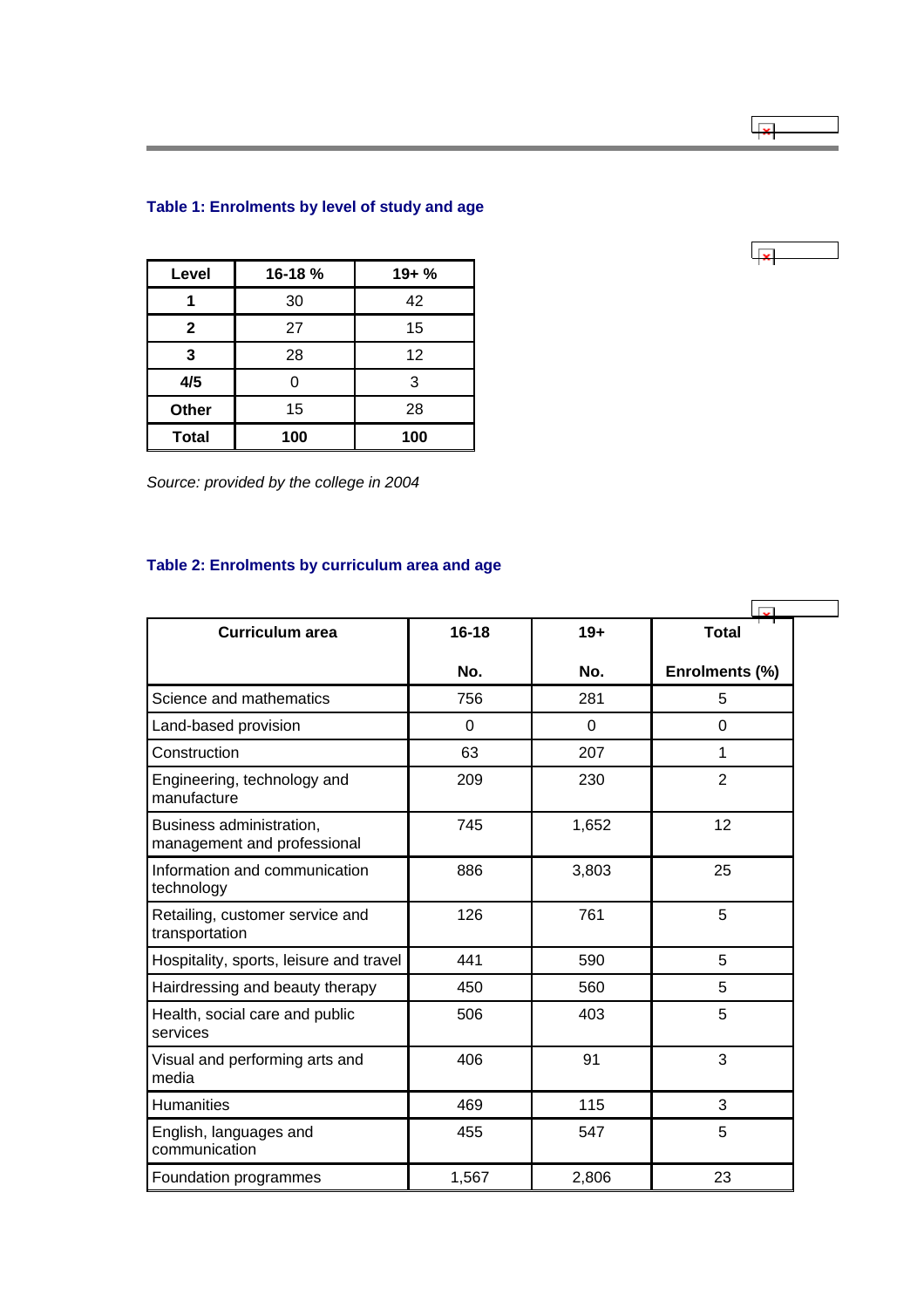### Table 1: Enrolments by level of study and age

| Level | 16-18 % | 19+ % |
|---|---|---|
| **1** | 30 | 42 |
| **2** | 27 | 15 |
| **3** | 28 | 12 |
| **4/5** | 0 | 3 |
| **Other** | 15 | 28 |
| **Total** | **100** | **100** |

*Source: provided by the college in 2004*

### Table 2: Enrolments by curriculum area and age

| Curriculum area | 16-18 No. | 19+ No. | Total Enrolments (%) |
|---|---|---|---|
| Science and mathematics | 756 | 281 | 5 |
| Land-based provision | 0 | 0 | 0 |
| Construction | 63 | 207 | 1 |
| Engineering, technology and manufacture | 209 | 230 | 2 |
| Business administration, management and professional | 745 | 1,652 | 12 |
| Information and communication technology | 886 | 3,803 | 25 |
| Retailing, customer service and transportation | 126 | 761 | 5 |
| Hospitality, sports, leisure and travel | 441 | 590 | 5 |
| Hairdressing and beauty therapy | 450 | 560 | 5 |
| Health, social care and public services | 506 | 403 | 5 |
| Visual and performing arts and media | 406 | 91 | 3 |
| Humanities | 469 | 115 | 3 |
| English, languages and communication | 455 | 547 | 5 |
| Foundation programmes | 1,567 | 2,806 | 23 |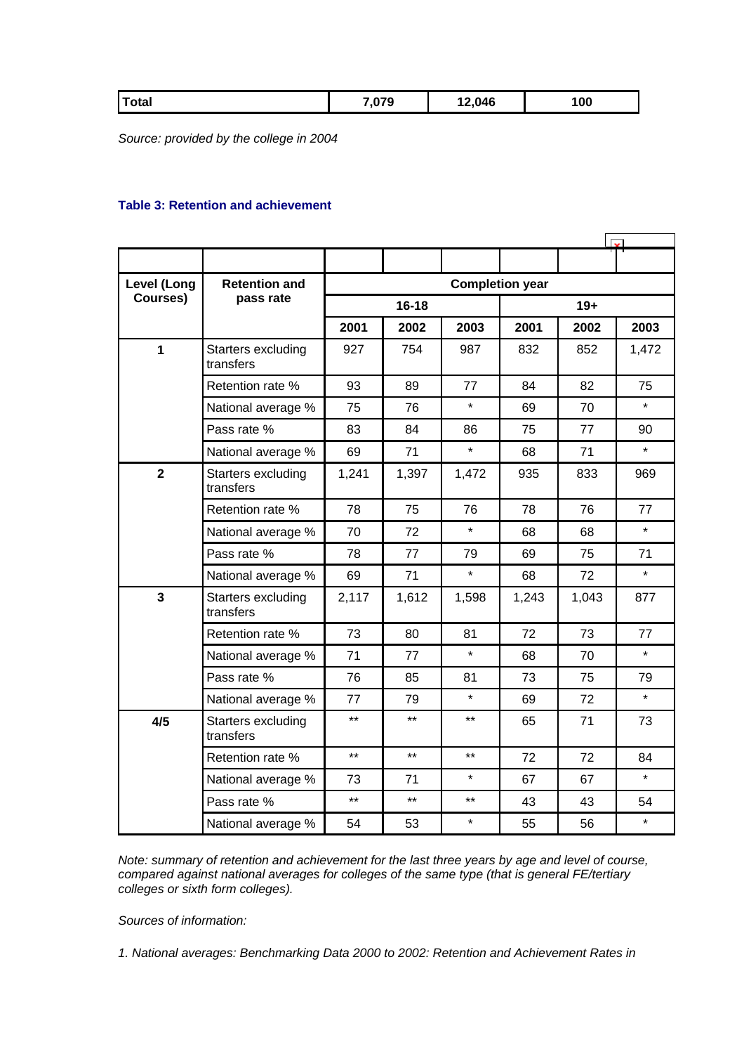| Total | 7,079 | 12,046 | 100 |
|---|---|---|---|

*Source: provided by the college in 2004*

**Table 3: Retention and achievement**

| Level (Long Courses) | Retention and pass rate | Completion year | | | | | |
|---|---|---|---|---|---|---|---|
| | | 16-18 | | | 19+ | | |
| | | 2001 | 2002 | 2003 | 2001 | 2002 | 2003 |
| 1 | Starters excluding transfers | 927 | 754 | 987 | 832 | 852 | 1,472 |
| | Retention rate % | 93 | 89 | 77 | 84 | 82 | 75 |
| | National average % | 75 | 76 | * | 69 | 70 | * |
| | Pass rate % | 83 | 84 | 86 | 75 | 77 | 90 |
| | National average % | 69 | 71 | * | 68 | 71 | * |
| 2 | Starters excluding transfers | 1,241 | 1,397 | 1,472 | 935 | 833 | 969 |
| | Retention rate % | 78 | 75 | 76 | 78 | 76 | 77 |
| | National average % | 70 | 72 | * | 68 | 68 | * |
| | Pass rate % | 78 | 77 | 79 | 69 | 75 | 71 |
| | National average % | 69 | 71 | * | 68 | 72 | * |
| 3 | Starters excluding transfers | 2,117 | 1,612 | 1,598 | 1,243 | 1,043 | 877 |
| | Retention rate % | 73 | 80 | 81 | 72 | 73 | 77 |
| | National average % | 71 | 77 | * | 68 | 70 | * |
| | Pass rate % | 76 | 85 | 81 | 73 | 75 | 79 |
| | National average % | 77 | 79 | * | 69 | 72 | * |
| 4/5 | Starters excluding transfers | ** | ** | ** | 65 | 71 | 73 |
| | Retention rate % | ** | ** | ** | 72 | 72 | 84 |
| | National average % | 73 | 71 | * | 67 | 67 | * |
| | Pass rate % | ** | ** | ** | 43 | 43 | 54 |
| | National average % | 54 | 53 | * | 55 | 56 | * |

*Note: summary of retention and achievement for the last three years by age and level of course, compared against national averages for colleges of the same type (that is general FE/tertiary colleges or sixth form colleges).*

*Sources of information:*

*1. National averages: Benchmarking Data 2000 to 2002: Retention and Achievement Rates in*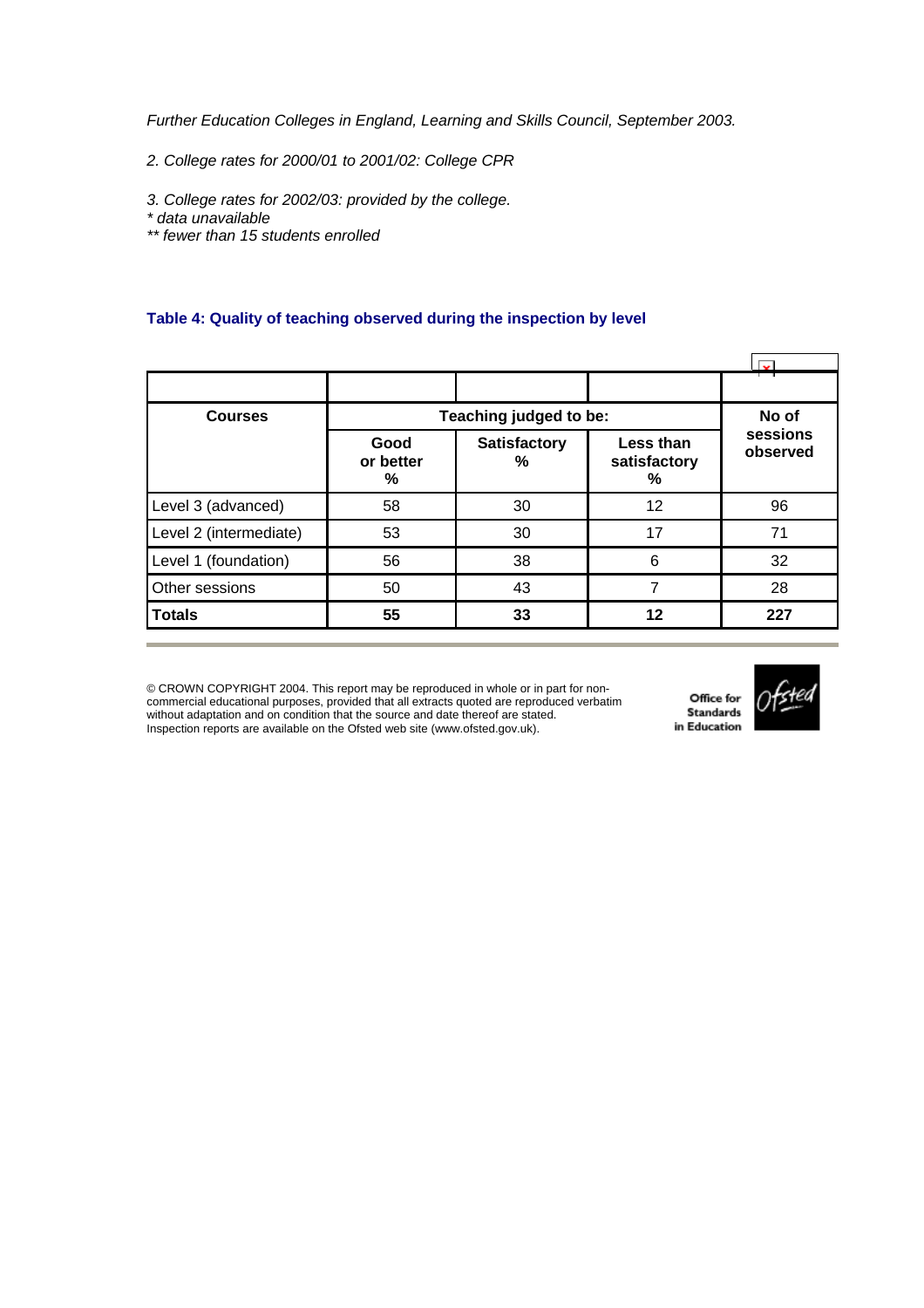*Further Education Colleges in England, Learning and Skills Council, September 2003.*

*2. College rates for 2000/01 to 2001/02: College CPR*

*3. College rates for 2002/03: provided by the college.*
*\* data unavailable*
*\*\* fewer than 15 students enrolled*

### Table 4: Quality of teaching observed during the inspection by level

| Courses | Teaching judged to be: | | | No of sessions observed |
|---|---|---|---|---|
| | Good or better % | Satisfactory % | Less than satisfactory % | |
| Level 3 (advanced) | 58 | 30 | 12 | 96 |
| Level 2 (intermediate) | 53 | 30 | 17 | 71 |
| Level 1 (foundation) | 56 | 38 | 6 | 32 |
| Other sessions | 50 | 43 | 7 | 28 |
| **Totals** | **55** | **33** | **12** | **227** |

© CROWN COPYRIGHT 2004. This report may be reproduced in whole or in part for non-commercial educational purposes, provided that all extracts quoted are reproduced verbatim without adaptation and on condition that the source and date thereof are stated.
Inspection reports are available on the Ofsted web site (www.ofsted.gov.uk).

Office for Standards in Education

Ofsted